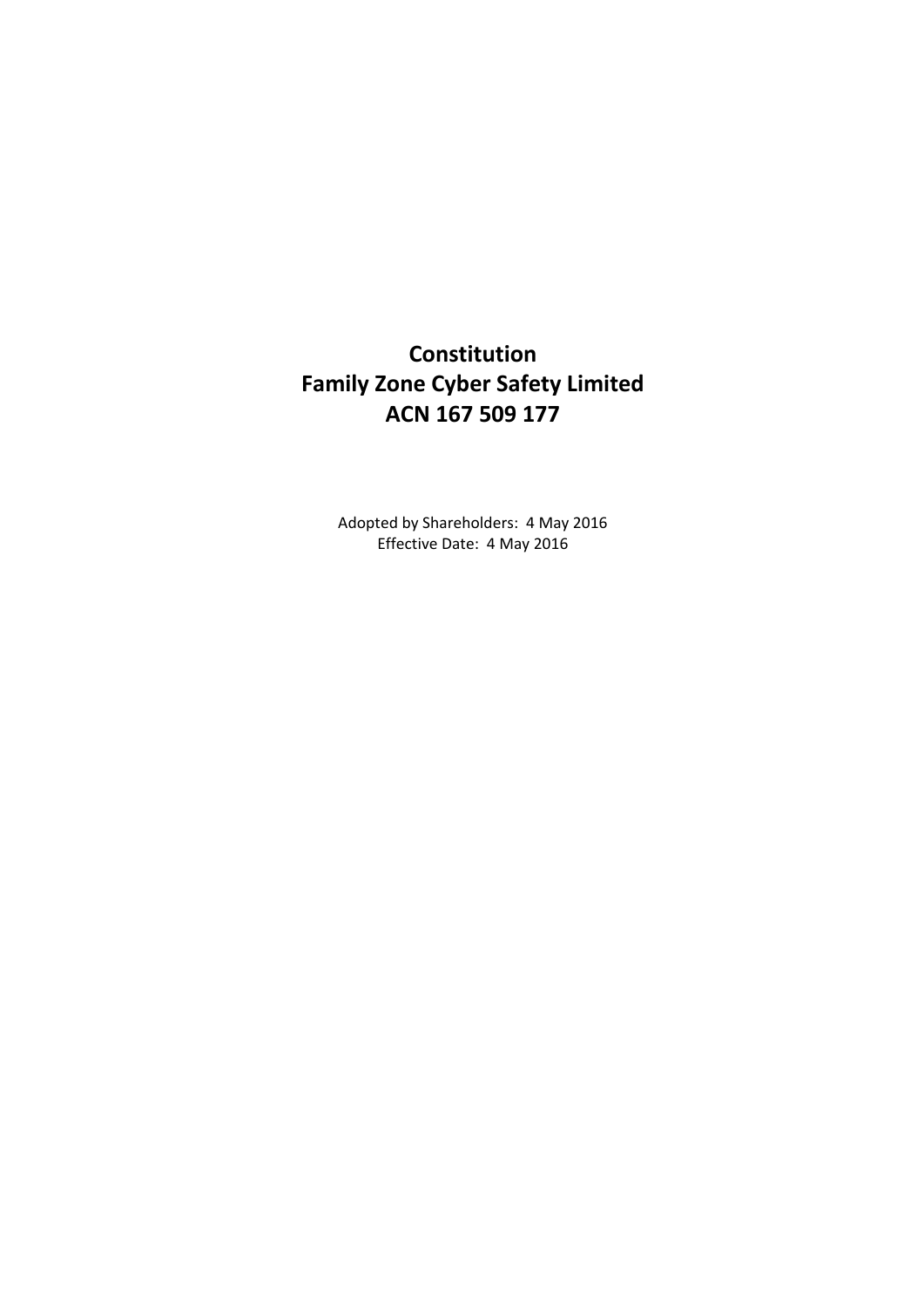# Constitution
# Family Zone Cyber Safety Limited
# ACN 167 509 177

Adopted by Shareholders: 4 May 2016

Effective Date: 4 May 2016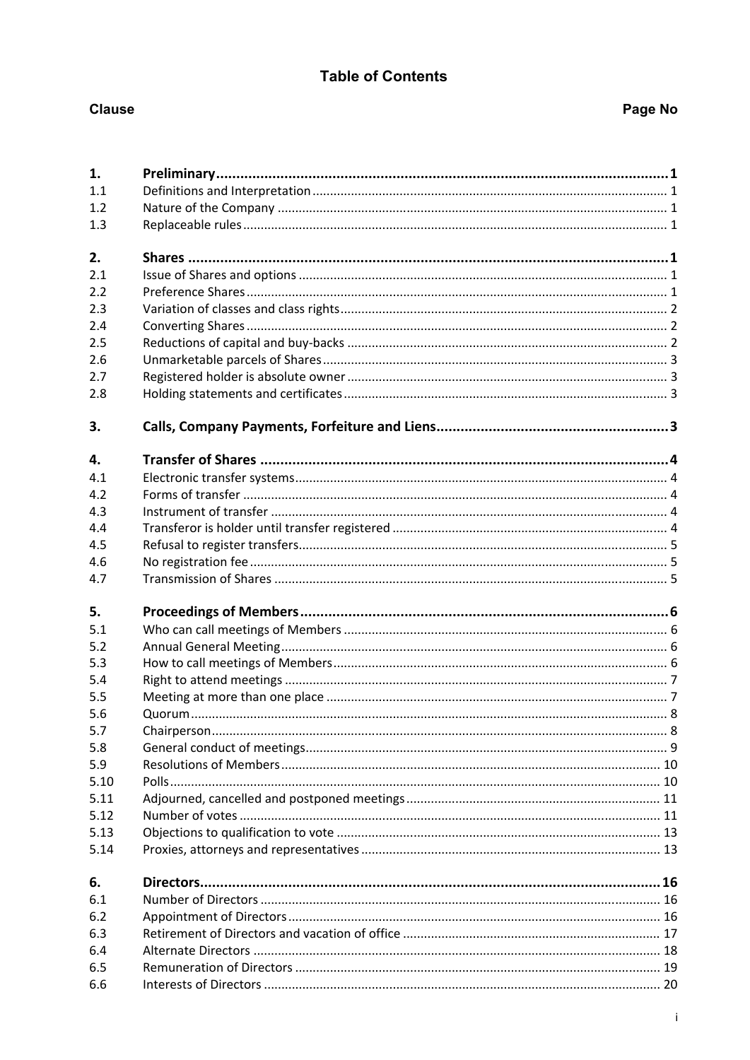# Table of Contents

| Clause | | Page No |
|---|---|---|
| **1.** | **Preliminary** | **1** |
| 1.1 | Definitions and Interpretation | 1 |
| 1.2 | Nature of the Company | 1 |
| 1.3 | Replaceable rules | 1 |
| **2.** | **Shares** | **1** |
| 2.1 | Issue of Shares and options | 1 |
| 2.2 | Preference Shares | 1 |
| 2.3 | Variation of classes and class rights | 2 |
| 2.4 | Converting Shares | 2 |
| 2.5 | Reductions of capital and buy-backs | 2 |
| 2.6 | Unmarketable parcels of Shares | 3 |
| 2.7 | Registered holder is absolute owner | 3 |
| 2.8 | Holding statements and certificates | 3 |
| **3.** | **Calls, Company Payments, Forfeiture and Liens** | **3** |
| **4.** | **Transfer of Shares** | **4** |
| 4.1 | Electronic transfer systems | 4 |
| 4.2 | Forms of transfer | 4 |
| 4.3 | Instrument of transfer | 4 |
| 4.4 | Transferor is holder until transfer registered | 4 |
| 4.5 | Refusal to register transfers | 5 |
| 4.6 | No registration fee | 5 |
| 4.7 | Transmission of Shares | 5 |
| **5.** | **Proceedings of Members** | **6** |
| 5.1 | Who can call meetings of Members | 6 |
| 5.2 | Annual General Meeting | 6 |
| 5.3 | How to call meetings of Members | 6 |
| 5.4 | Right to attend meetings | 7 |
| 5.5 | Meeting at more than one place | 7 |
| 5.6 | Quorum | 8 |
| 5.7 | Chairperson | 8 |
| 5.8 | General conduct of meetings | 9 |
| 5.9 | Resolutions of Members | 10 |
| 5.10 | Polls | 10 |
| 5.11 | Adjourned, cancelled and postponed meetings | 11 |
| 5.12 | Number of votes | 11 |
| 5.13 | Objections to qualification to vote | 13 |
| 5.14 | Proxies, attorneys and representatives | 13 |
| **6.** | **Directors** | **16** |
| 6.1 | Number of Directors | 16 |
| 6.2 | Appointment of Directors | 16 |
| 6.3 | Retirement of Directors and vacation of office | 17 |
| 6.4 | Alternate Directors | 18 |
| 6.5 | Remuneration of Directors | 19 |
| 6.6 | Interests of Directors | 20 |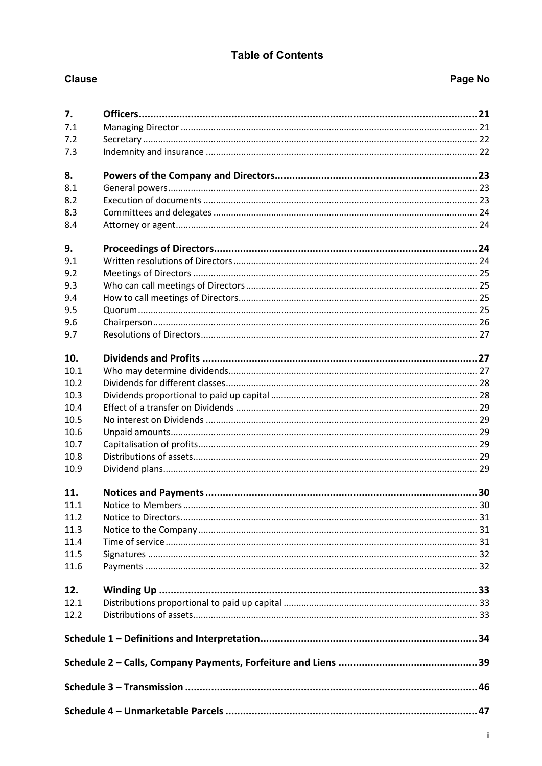## Table of Contents

| Clause | | Page No |
|---|---|---|
| **7.** | **Officers** | **21** |
| 7.1 | Managing Director | 21 |
| 7.2 | Secretary | 22 |
| 7.3 | Indemnity and insurance | 22 |
| **8.** | **Powers of the Company and Directors** | **23** |
| 8.1 | General powers | 23 |
| 8.2 | Execution of documents | 23 |
| 8.3 | Committees and delegates | 24 |
| 8.4 | Attorney or agent | 24 |
| **9.** | **Proceedings of Directors** | **24** |
| 9.1 | Written resolutions of Directors | 24 |
| 9.2 | Meetings of Directors | 25 |
| 9.3 | Who can call meetings of Directors | 25 |
| 9.4 | How to call meetings of Directors | 25 |
| 9.5 | Quorum | 25 |
| 9.6 | Chairperson | 26 |
| 9.7 | Resolutions of Directors | 27 |
| **10.** | **Dividends and Profits** | **27** |
| 10.1 | Who may determine dividends | 27 |
| 10.2 | Dividends for different classes | 28 |
| 10.3 | Dividends proportional to paid up capital | 28 |
| 10.4 | Effect of a transfer on Dividends | 29 |
| 10.5 | No interest on Dividends | 29 |
| 10.6 | Unpaid amounts | 29 |
| 10.7 | Capitalisation of profits | 29 |
| 10.8 | Distributions of assets | 29 |
| 10.9 | Dividend plans | 29 |
| **11.** | **Notices and Payments** | **30** |
| 11.1 | Notice to Members | 30 |
| 11.2 | Notice to Directors | 31 |
| 11.3 | Notice to the Company | 31 |
| 11.4 | Time of service | 31 |
| 11.5 | Signatures | 32 |
| 11.6 | Payments | 32 |
| **12.** | **Winding Up** | **33** |
| 12.1 | Distributions proportional to paid up capital | 33 |
| 12.2 | Distributions of assets | 33 |
| **Schedule 1 – Definitions and Interpretation** | | **34** |
| **Schedule 2 – Calls, Company Payments, Forfeiture and Liens** | | **39** |
| **Schedule 3 – Transmission** | | **46** |
| **Schedule 4 – Unmarketable Parcels** | | **47** |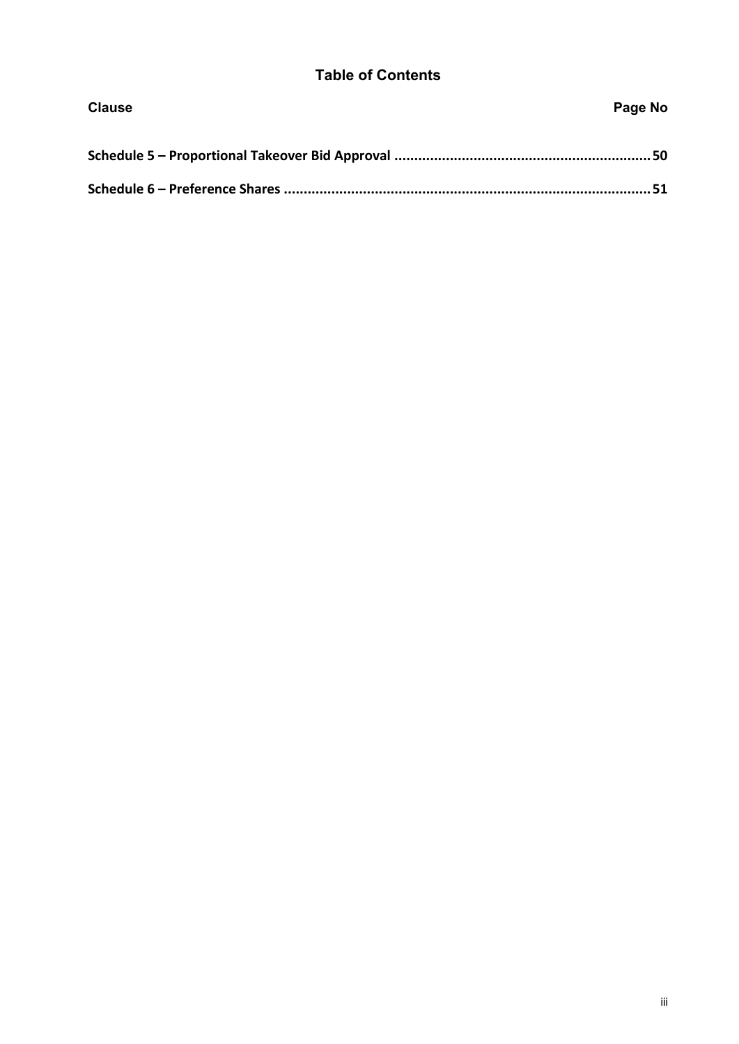## Table of Contents

| Clause | Page No |
| --- | --- |
| **Schedule 5 – Proportional Takeover Bid Approval** | **50** |
| **Schedule 6 – Preference Shares** | **51** |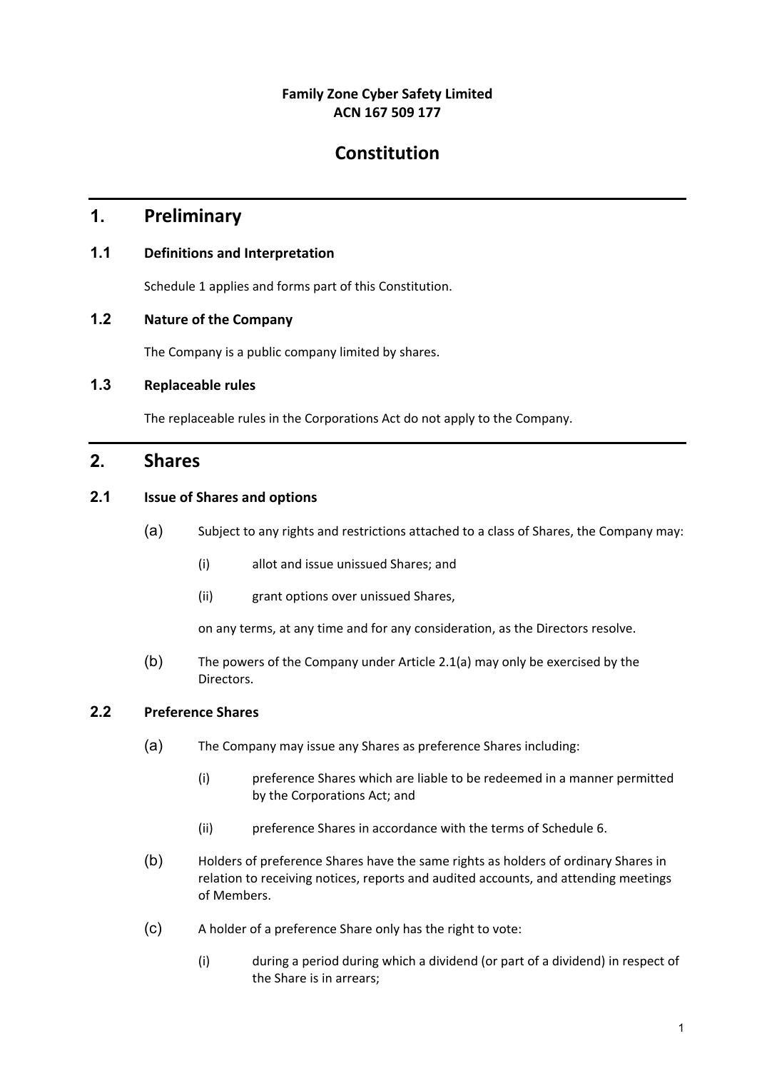**Family Zone Cyber Safety Limited**
**ACN 167 509 177**

# Constitution

## 1. Preliminary

### 1.1 Definitions and Interpretation

Schedule 1 applies and forms part of this Constitution.

### 1.2 Nature of the Company

The Company is a public company limited by shares.

### 1.3 Replaceable rules

The replaceable rules in the Corporations Act do not apply to the Company.

## 2. Shares

### 2.1 Issue of Shares and options

(a) Subject to any rights and restrictions attached to a class of Shares, the Company may:

(i) allot and issue unissued Shares; and

(ii) grant options over unissued Shares,

on any terms, at any time and for any consideration, as the Directors resolve.

(b) The powers of the Company under Article 2.1(a) may only be exercised by the Directors.

### 2.2 Preference Shares

(a) The Company may issue any Shares as preference Shares including:

(i) preference Shares which are liable to be redeemed in a manner permitted by the Corporations Act; and

(ii) preference Shares in accordance with the terms of Schedule 6.

(b) Holders of preference Shares have the same rights as holders of ordinary Shares in relation to receiving notices, reports and audited accounts, and attending meetings of Members.

(c) A holder of a preference Share only has the right to vote:

(i) during a period during which a dividend (or part of a dividend) in respect of the Share is in arrears;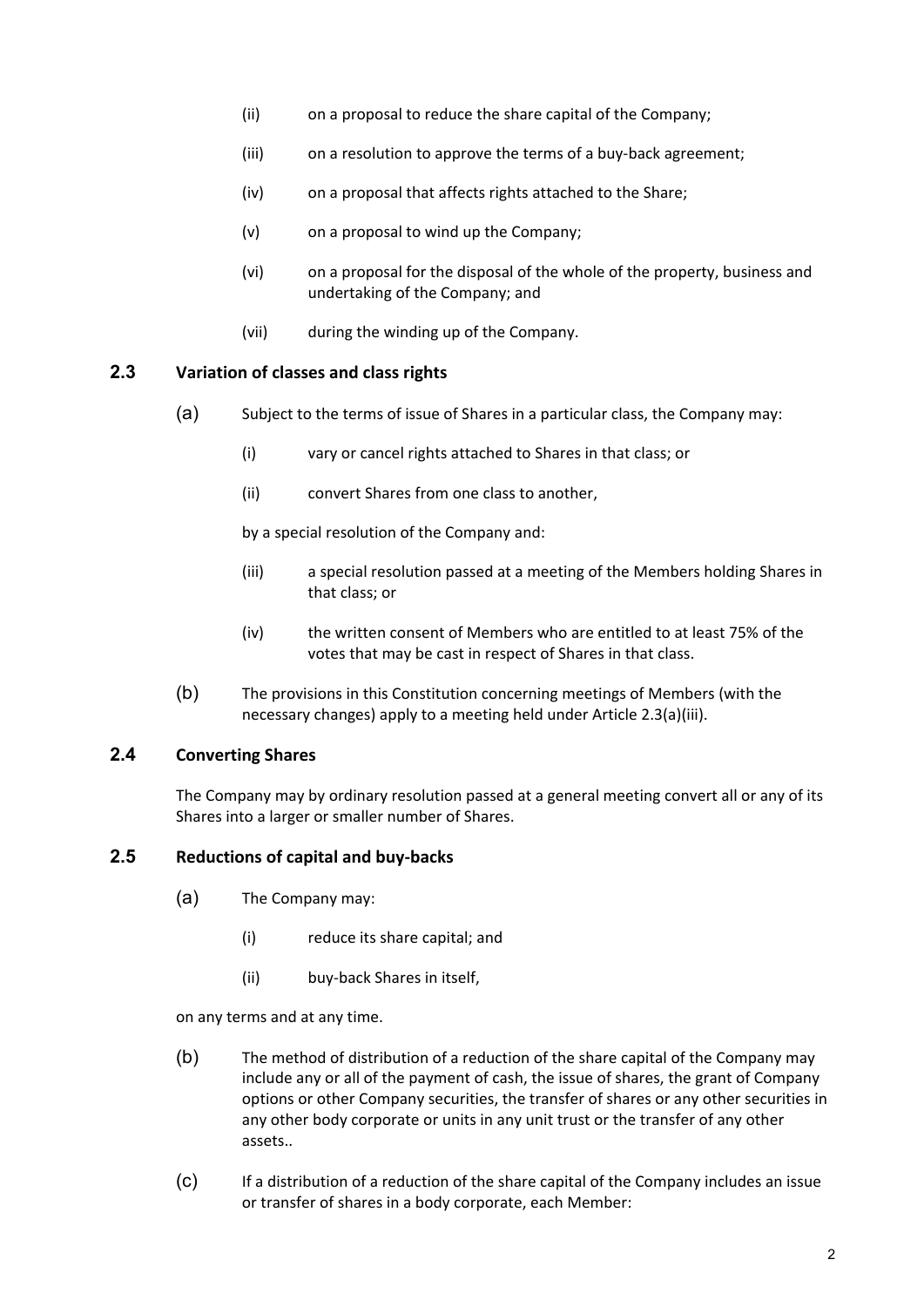(ii) on a proposal to reduce the share capital of the Company;

(iii) on a resolution to approve the terms of a buy-back agreement;

(iv) on a proposal that affects rights attached to the Share;

(v) on a proposal to wind up the Company;

(vi) on a proposal for the disposal of the whole of the property, business and undertaking of the Company; and

(vii) during the winding up of the Company.

### 2.3 Variation of classes and class rights

(a) Subject to the terms of issue of Shares in a particular class, the Company may:

(i) vary or cancel rights attached to Shares in that class; or

(ii) convert Shares from one class to another,

by a special resolution of the Company and:

(iii) a special resolution passed at a meeting of the Members holding Shares in that class; or

(iv) the written consent of Members who are entitled to at least 75% of the votes that may be cast in respect of Shares in that class.

(b) The provisions in this Constitution concerning meetings of Members (with the necessary changes) apply to a meeting held under Article 2.3(a)(iii).

### 2.4 Converting Shares

The Company may by ordinary resolution passed at a general meeting convert all or any of its Shares into a larger or smaller number of Shares.

### 2.5 Reductions of capital and buy-backs

(a) The Company may:

(i) reduce its share capital; and

(ii) buy-back Shares in itself,

on any terms and at any time.

(b) The method of distribution of a reduction of the share capital of the Company may include any or all of the payment of cash, the issue of shares, the grant of Company options or other Company securities, the transfer of shares or any other securities in any other body corporate or units in any unit trust or the transfer of any other assets..

(c) If a distribution of a reduction of the share capital of the Company includes an issue or transfer of shares in a body corporate, each Member: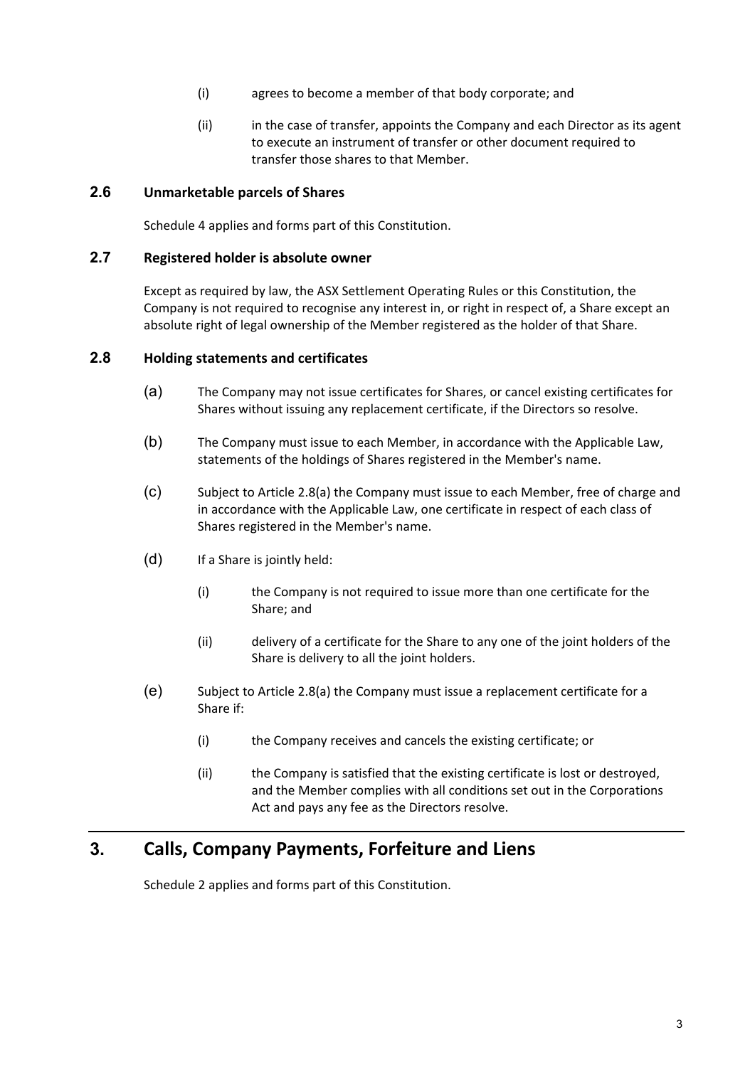(i) agrees to become a member of that body corporate; and

(ii) in the case of transfer, appoints the Company and each Director as its agent to execute an instrument of transfer or other document required to transfer those shares to that Member.

### 2.6 Unmarketable parcels of Shares

Schedule 4 applies and forms part of this Constitution.

### 2.7 Registered holder is absolute owner

Except as required by law, the ASX Settlement Operating Rules or this Constitution, the Company is not required to recognise any interest in, or right in respect of, a Share except an absolute right of legal ownership of the Member registered as the holder of that Share.

### 2.8 Holding statements and certificates

(a) The Company may not issue certificates for Shares, or cancel existing certificates for Shares without issuing any replacement certificate, if the Directors so resolve.

(b) The Company must issue to each Member, in accordance with the Applicable Law, statements of the holdings of Shares registered in the Member's name.

(c) Subject to Article 2.8(a) the Company must issue to each Member, free of charge and in accordance with the Applicable Law, one certificate in respect of each class of Shares registered in the Member's name.

(d) If a Share is jointly held:

   (i) the Company is not required to issue more than one certificate for the Share; and

   (ii) delivery of a certificate for the Share to any one of the joint holders of the Share is delivery to all the joint holders.

(e) Subject to Article 2.8(a) the Company must issue a replacement certificate for a Share if:

   (i) the Company receives and cancels the existing certificate; or

   (ii) the Company is satisfied that the existing certificate is lost or destroyed, and the Member complies with all conditions set out in the Corporations Act and pays any fee as the Directors resolve.

## 3. Calls, Company Payments, Forfeiture and Liens

Schedule 2 applies and forms part of this Constitution.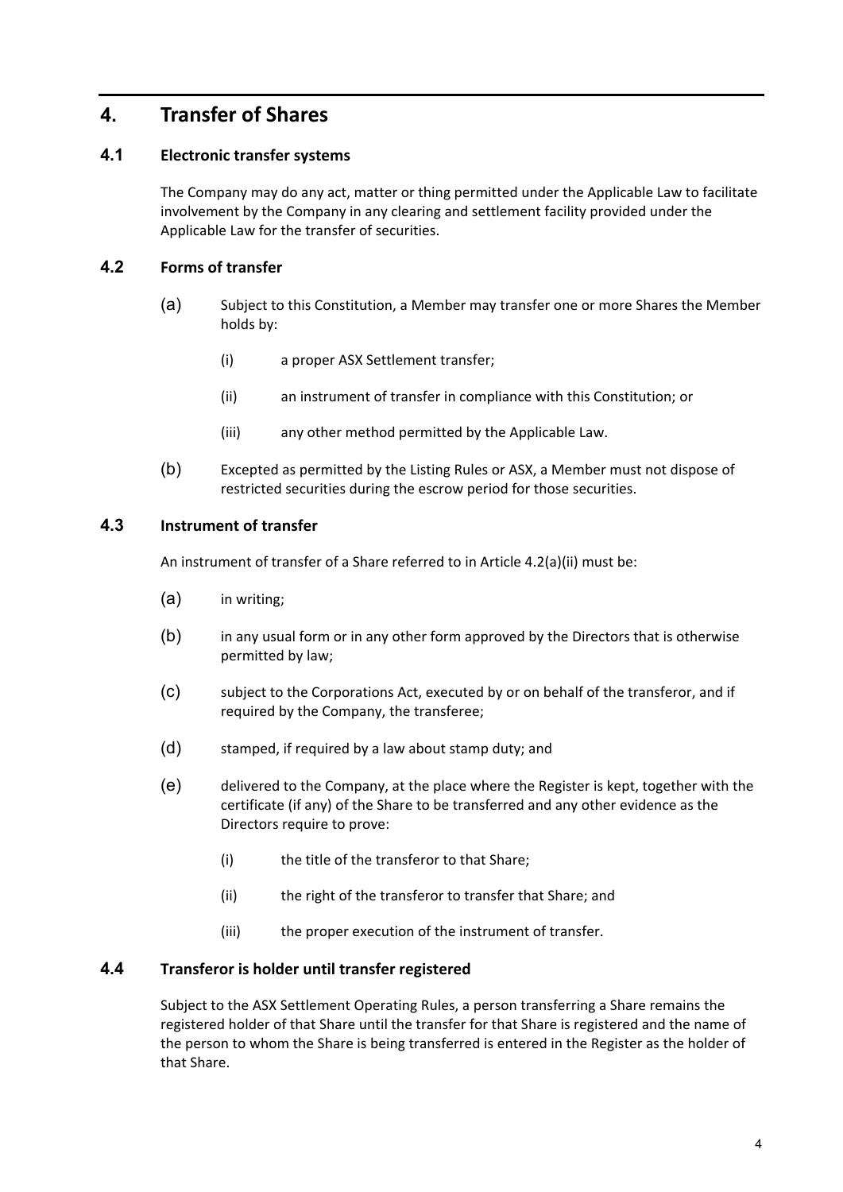# 4. Transfer of Shares

## 4.1 Electronic transfer systems

The Company may do any act, matter or thing permitted under the Applicable Law to facilitate involvement by the Company in any clearing and settlement facility provided under the Applicable Law for the transfer of securities.

## 4.2 Forms of transfer

(a) Subject to this Constitution, a Member may transfer one or more Shares the Member holds by:

(i) a proper ASX Settlement transfer;

(ii) an instrument of transfer in compliance with this Constitution; or

(iii) any other method permitted by the Applicable Law.

(b) Excepted as permitted by the Listing Rules or ASX, a Member must not dispose of restricted securities during the escrow period for those securities.

## 4.3 Instrument of transfer

An instrument of transfer of a Share referred to in Article 4.2(a)(ii) must be:

(a) in writing;

(b) in any usual form or in any other form approved by the Directors that is otherwise permitted by law;

(c) subject to the Corporations Act, executed by or on behalf of the transferor, and if required by the Company, the transferee;

(d) stamped, if required by a law about stamp duty; and

(e) delivered to the Company, at the place where the Register is kept, together with the certificate (if any) of the Share to be transferred and any other evidence as the Directors require to prove:

(i) the title of the transferor to that Share;

(ii) the right of the transferor to transfer that Share; and

(iii) the proper execution of the instrument of transfer.

## 4.4 Transferor is holder until transfer registered

Subject to the ASX Settlement Operating Rules, a person transferring a Share remains the registered holder of that Share until the transfer for that Share is registered and the name of the person to whom the Share is being transferred is entered in the Register as the holder of that Share.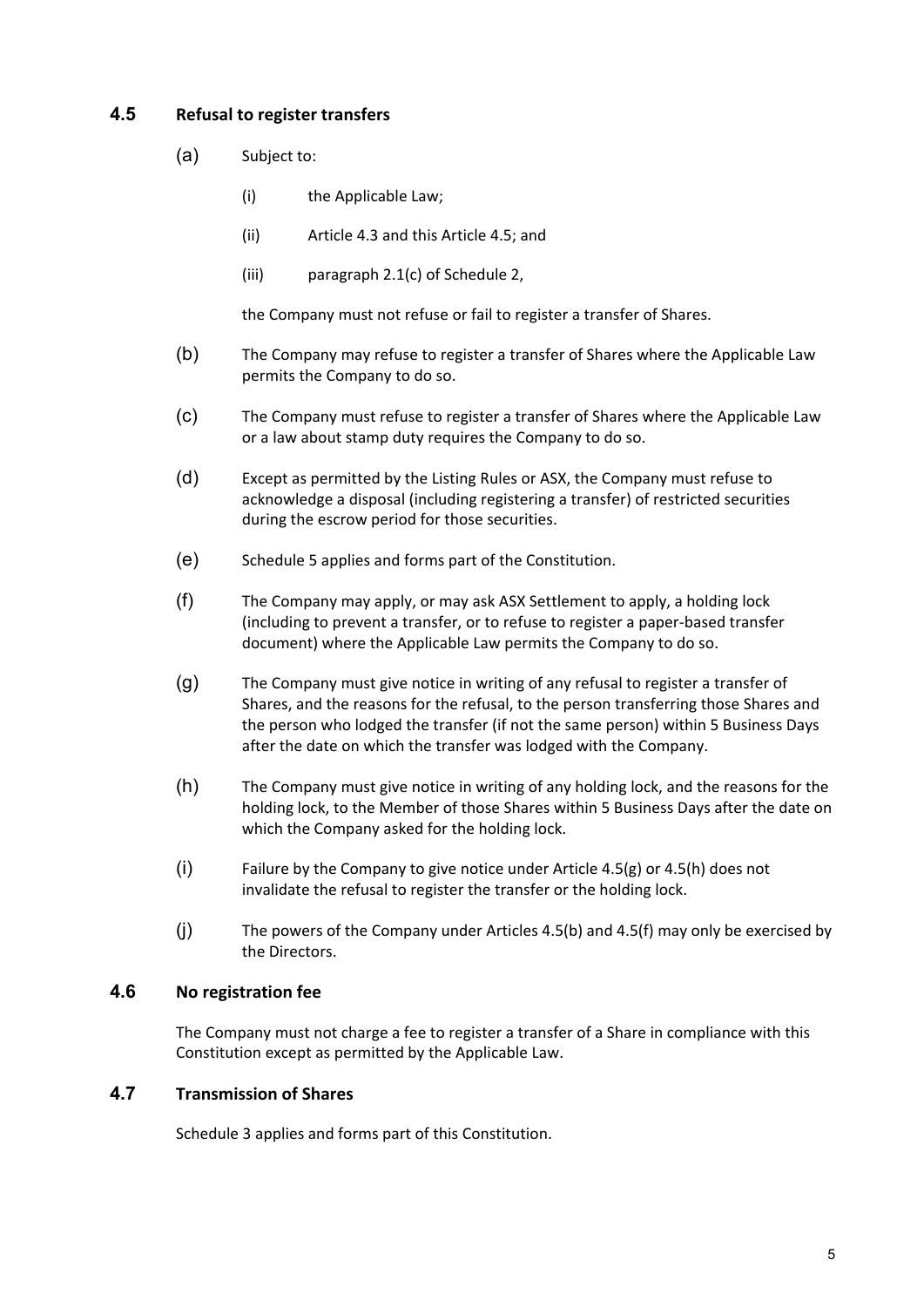### 4.5 Refusal to register transfers

(a) Subject to:

   (i) the Applicable Law;

   (ii) Article 4.3 and this Article 4.5; and

   (iii) paragraph 2.1(c) of Schedule 2,

   the Company must not refuse or fail to register a transfer of Shares.

(b) The Company may refuse to register a transfer of Shares where the Applicable Law permits the Company to do so.

(c) The Company must refuse to register a transfer of Shares where the Applicable Law or a law about stamp duty requires the Company to do so.

(d) Except as permitted by the Listing Rules or ASX, the Company must refuse to acknowledge a disposal (including registering a transfer) of restricted securities during the escrow period for those securities.

(e) Schedule 5 applies and forms part of the Constitution.

(f) The Company may apply, or may ask ASX Settlement to apply, a holding lock (including to prevent a transfer, or to refuse to register a paper-based transfer document) where the Applicable Law permits the Company to do so.

(g) The Company must give notice in writing of any refusal to register a transfer of Shares, and the reasons for the refusal, to the person transferring those Shares and the person who lodged the transfer (if not the same person) within 5 Business Days after the date on which the transfer was lodged with the Company.

(h) The Company must give notice in writing of any holding lock, and the reasons for the holding lock, to the Member of those Shares within 5 Business Days after the date on which the Company asked for the holding lock.

(i) Failure by the Company to give notice under Article 4.5(g) or 4.5(h) does not invalidate the refusal to register the transfer or the holding lock.

(j) The powers of the Company under Articles 4.5(b) and 4.5(f) may only be exercised by the Directors.

### 4.6 No registration fee

The Company must not charge a fee to register a transfer of a Share in compliance with this Constitution except as permitted by the Applicable Law.

### 4.7 Transmission of Shares

Schedule 3 applies and forms part of this Constitution.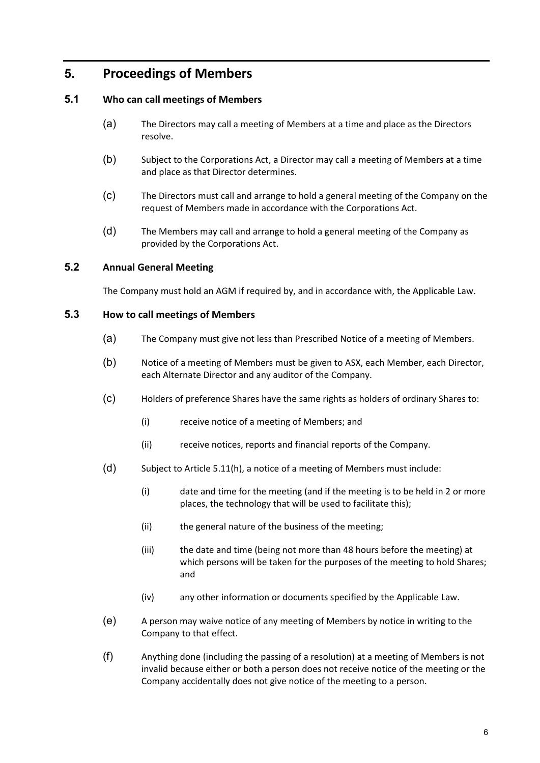## 5. Proceedings of Members

### 5.1 Who can call meetings of Members

(a) The Directors may call a meeting of Members at a time and place as the Directors resolve.

(b) Subject to the Corporations Act, a Director may call a meeting of Members at a time and place as that Director determines.

(c) The Directors must call and arrange to hold a general meeting of the Company on the request of Members made in accordance with the Corporations Act.

(d) The Members may call and arrange to hold a general meeting of the Company as provided by the Corporations Act.

### 5.2 Annual General Meeting

The Company must hold an AGM if required by, and in accordance with, the Applicable Law.

### 5.3 How to call meetings of Members

(a) The Company must give not less than Prescribed Notice of a meeting of Members.

(b) Notice of a meeting of Members must be given to ASX, each Member, each Director, each Alternate Director and any auditor of the Company.

(c) Holders of preference Shares have the same rights as holders of ordinary Shares to:

   (i) receive notice of a meeting of Members; and

   (ii) receive notices, reports and financial reports of the Company.

(d) Subject to Article 5.11(h), a notice of a meeting of Members must include:

   (i) date and time for the meeting (and if the meeting is to be held in 2 or more places, the technology that will be used to facilitate this);

   (ii) the general nature of the business of the meeting;

   (iii) the date and time (being not more than 48 hours before the meeting) at which persons will be taken for the purposes of the meeting to hold Shares; and

   (iv) any other information or documents specified by the Applicable Law.

(e) A person may waive notice of any meeting of Members by notice in writing to the Company to that effect.

(f) Anything done (including the passing of a resolution) at a meeting of Members is not invalid because either or both a person does not receive notice of the meeting or the Company accidentally does not give notice of the meeting to a person.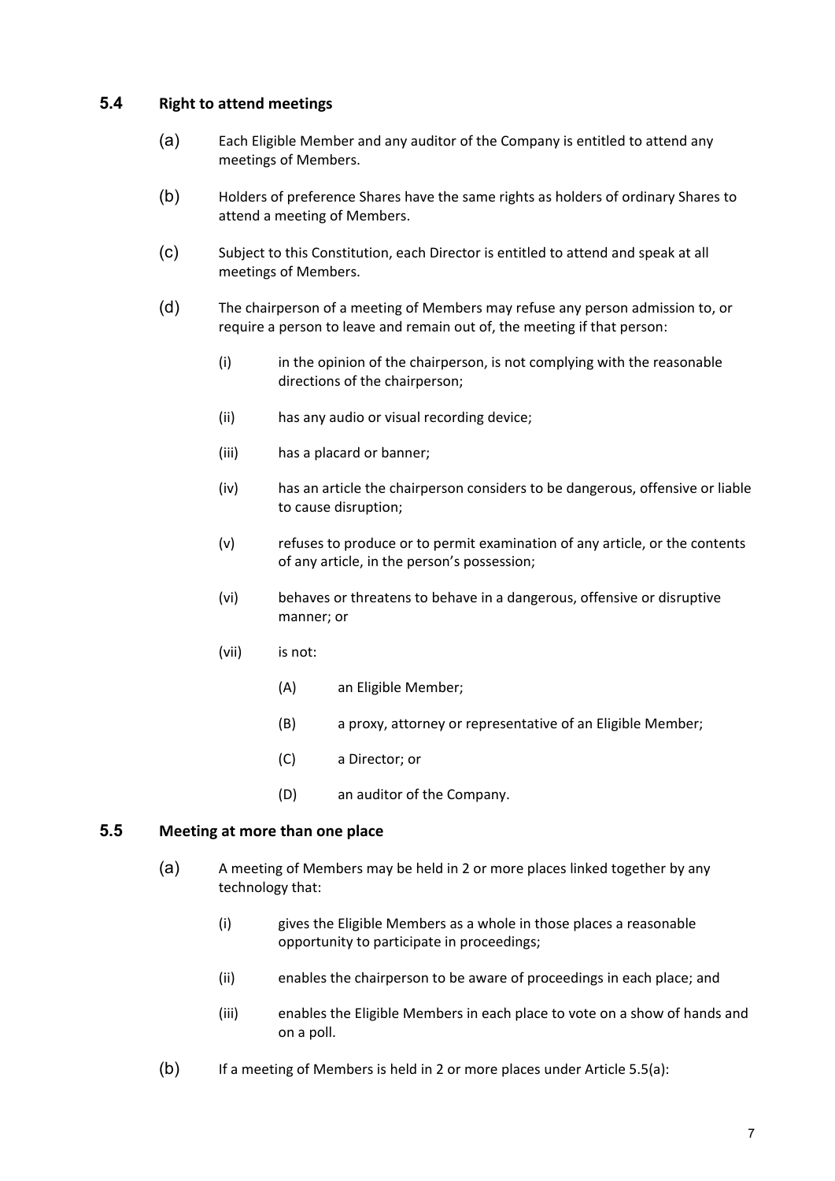### 5.4 Right to attend meetings

(a) Each Eligible Member and any auditor of the Company is entitled to attend any meetings of Members.

(b) Holders of preference Shares have the same rights as holders of ordinary Shares to attend a meeting of Members.

(c) Subject to this Constitution, each Director is entitled to attend and speak at all meetings of Members.

(d) The chairperson of a meeting of Members may refuse any person admission to, or require a person to leave and remain out of, the meeting if that person:

   (i) in the opinion of the chairperson, is not complying with the reasonable directions of the chairperson;

   (ii) has any audio or visual recording device;

   (iii) has a placard or banner;

   (iv) has an article the chairperson considers to be dangerous, offensive or liable to cause disruption;

   (v) refuses to produce or to permit examination of any article, or the contents of any article, in the person's possession;

   (vi) behaves or threatens to behave in a dangerous, offensive or disruptive manner; or

   (vii) is not:

      (A) an Eligible Member;

      (B) a proxy, attorney or representative of an Eligible Member;

      (C) a Director; or

      (D) an auditor of the Company.

### 5.5 Meeting at more than one place

(a) A meeting of Members may be held in 2 or more places linked together by any technology that:

   (i) gives the Eligible Members as a whole in those places a reasonable opportunity to participate in proceedings;

   (ii) enables the chairperson to be aware of proceedings in each place; and

   (iii) enables the Eligible Members in each place to vote on a show of hands and on a poll.

(b) If a meeting of Members is held in 2 or more places under Article 5.5(a):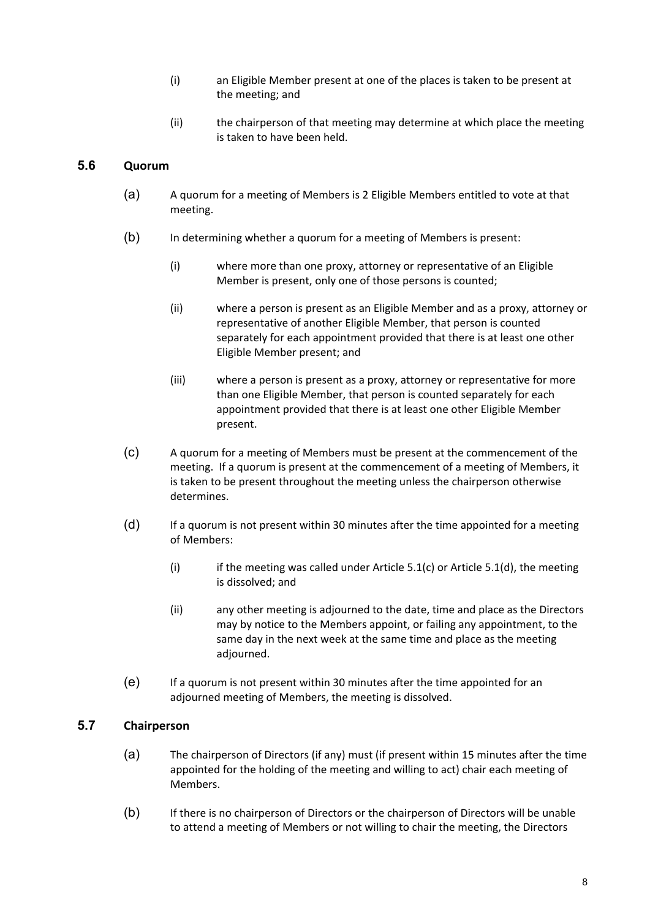(i) an Eligible Member present at one of the places is taken to be present at the meeting; and

(ii) the chairperson of that meeting may determine at which place the meeting is taken to have been held.

### 5.6 Quorum

(a) A quorum for a meeting of Members is 2 Eligible Members entitled to vote at that meeting.

(b) In determining whether a quorum for a meeting of Members is present:

(i) where more than one proxy, attorney or representative of an Eligible Member is present, only one of those persons is counted;

(ii) where a person is present as an Eligible Member and as a proxy, attorney or representative of another Eligible Member, that person is counted separately for each appointment provided that there is at least one other Eligible Member present; and

(iii) where a person is present as a proxy, attorney or representative for more than one Eligible Member, that person is counted separately for each appointment provided that there is at least one other Eligible Member present.

(c) A quorum for a meeting of Members must be present at the commencement of the meeting. If a quorum is present at the commencement of a meeting of Members, it is taken to be present throughout the meeting unless the chairperson otherwise determines.

(d) If a quorum is not present within 30 minutes after the time appointed for a meeting of Members:

(i) if the meeting was called under Article 5.1(c) or Article 5.1(d), the meeting is dissolved; and

(ii) any other meeting is adjourned to the date, time and place as the Directors may by notice to the Members appoint, or failing any appointment, to the same day in the next week at the same time and place as the meeting adjourned.

(e) If a quorum is not present within 30 minutes after the time appointed for an adjourned meeting of Members, the meeting is dissolved.

### 5.7 Chairperson

(a) The chairperson of Directors (if any) must (if present within 15 minutes after the time appointed for the holding of the meeting and willing to act) chair each meeting of Members.

(b) If there is no chairperson of Directors or the chairperson of Directors will be unable to attend a meeting of Members or not willing to chair the meeting, the Directors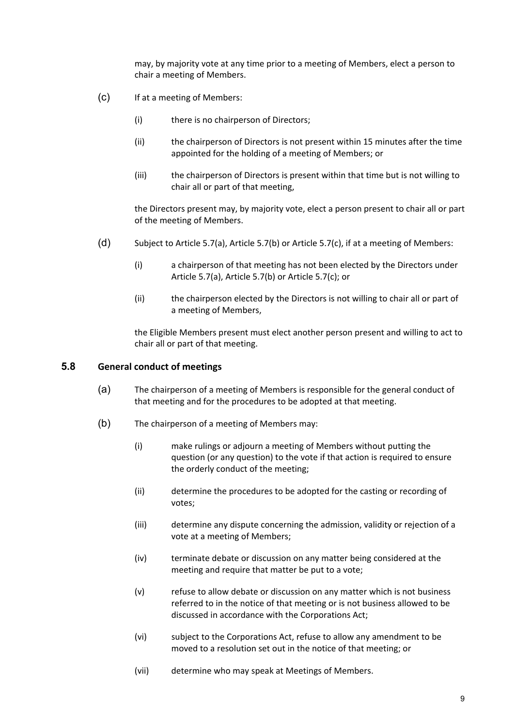may, by majority vote at any time prior to a meeting of Members, elect a person to chair a meeting of Members.

(c) If at a meeting of Members:

(i) there is no chairperson of Directors;

(ii) the chairperson of Directors is not present within 15 minutes after the time appointed for the holding of a meeting of Members; or

(iii) the chairperson of Directors is present within that time but is not willing to chair all or part of that meeting,

the Directors present may, by majority vote, elect a person present to chair all or part of the meeting of Members.

(d) Subject to Article 5.7(a), Article 5.7(b) or Article 5.7(c), if at a meeting of Members:

(i) a chairperson of that meeting has not been elected by the Directors under Article 5.7(a), Article 5.7(b) or Article 5.7(c); or

(ii) the chairperson elected by the Directors is not willing to chair all or part of a meeting of Members,

the Eligible Members present must elect another person present and willing to act to chair all or part of that meeting.

### 5.8 General conduct of meetings

(a) The chairperson of a meeting of Members is responsible for the general conduct of that meeting and for the procedures to be adopted at that meeting.

(b) The chairperson of a meeting of Members may:

(i) make rulings or adjourn a meeting of Members without putting the question (or any question) to the vote if that action is required to ensure the orderly conduct of the meeting;

(ii) determine the procedures to be adopted for the casting or recording of votes;

(iii) determine any dispute concerning the admission, validity or rejection of a vote at a meeting of Members;

(iv) terminate debate or discussion on any matter being considered at the meeting and require that matter be put to a vote;

(v) refuse to allow debate or discussion on any matter which is not business referred to in the notice of that meeting or is not business allowed to be discussed in accordance with the Corporations Act;

(vi) subject to the Corporations Act, refuse to allow any amendment to be moved to a resolution set out in the notice of that meeting; or

(vii) determine who may speak at Meetings of Members.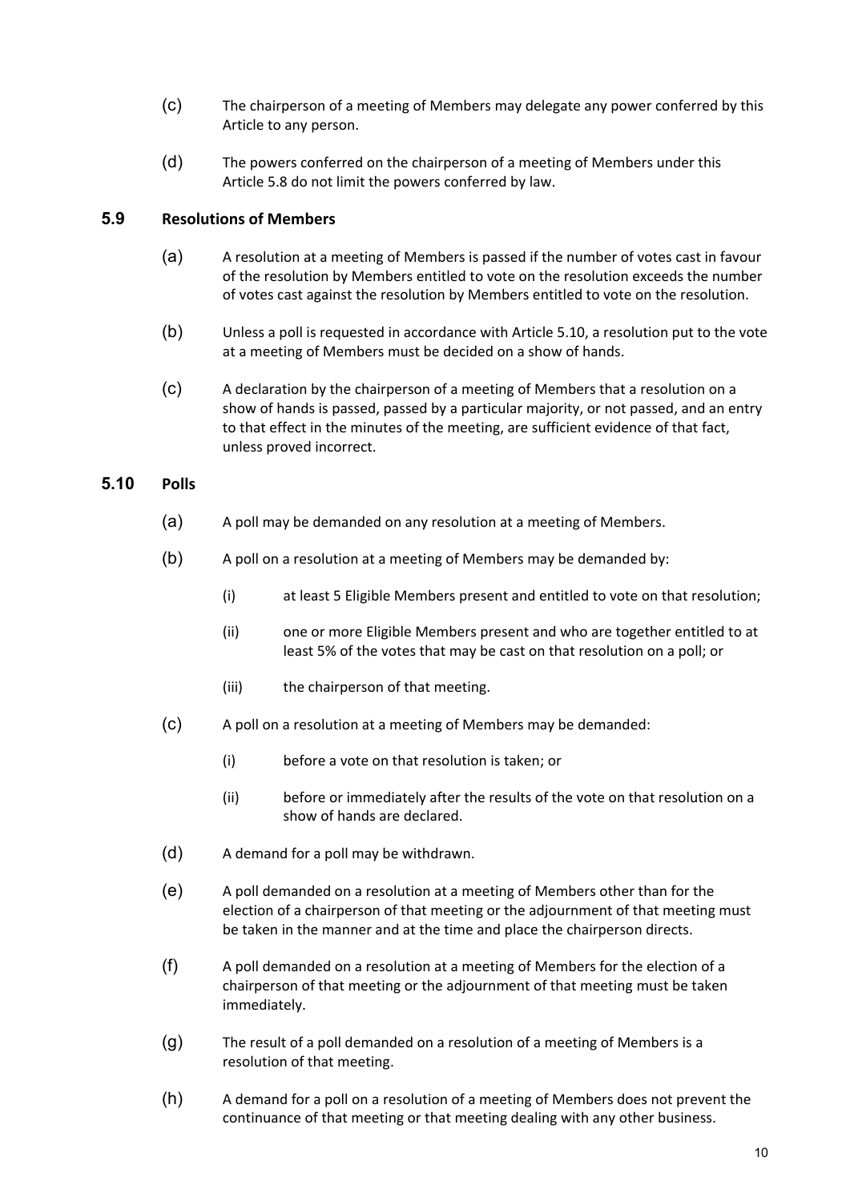(c) The chairperson of a meeting of Members may delegate any power conferred by this Article to any person.

(d) The powers conferred on the chairperson of a meeting of Members under this Article 5.8 do not limit the powers conferred by law.

### 5.9 Resolutions of Members

(a) A resolution at a meeting of Members is passed if the number of votes cast in favour of the resolution by Members entitled to vote on the resolution exceeds the number of votes cast against the resolution by Members entitled to vote on the resolution.

(b) Unless a poll is requested in accordance with Article 5.10, a resolution put to the vote at a meeting of Members must be decided on a show of hands.

(c) A declaration by the chairperson of a meeting of Members that a resolution on a show of hands is passed, passed by a particular majority, or not passed, and an entry to that effect in the minutes of the meeting, are sufficient evidence of that fact, unless proved incorrect.

### 5.10 Polls

(a) A poll may be demanded on any resolution at a meeting of Members.

(b) A poll on a resolution at a meeting of Members may be demanded by:

   (i) at least 5 Eligible Members present and entitled to vote on that resolution;

   (ii) one or more Eligible Members present and who are together entitled to at least 5% of the votes that may be cast on that resolution on a poll; or

   (iii) the chairperson of that meeting.

(c) A poll on a resolution at a meeting of Members may be demanded:

   (i) before a vote on that resolution is taken; or

   (ii) before or immediately after the results of the vote on that resolution on a show of hands are declared.

(d) A demand for a poll may be withdrawn.

(e) A poll demanded on a resolution at a meeting of Members other than for the election of a chairperson of that meeting or the adjournment of that meeting must be taken in the manner and at the time and place the chairperson directs.

(f) A poll demanded on a resolution at a meeting of Members for the election of a chairperson of that meeting or the adjournment of that meeting must be taken immediately.

(g) The result of a poll demanded on a resolution of a meeting of Members is a resolution of that meeting.

(h) A demand for a poll on a resolution of a meeting of Members does not prevent the continuance of that meeting or that meeting dealing with any other business.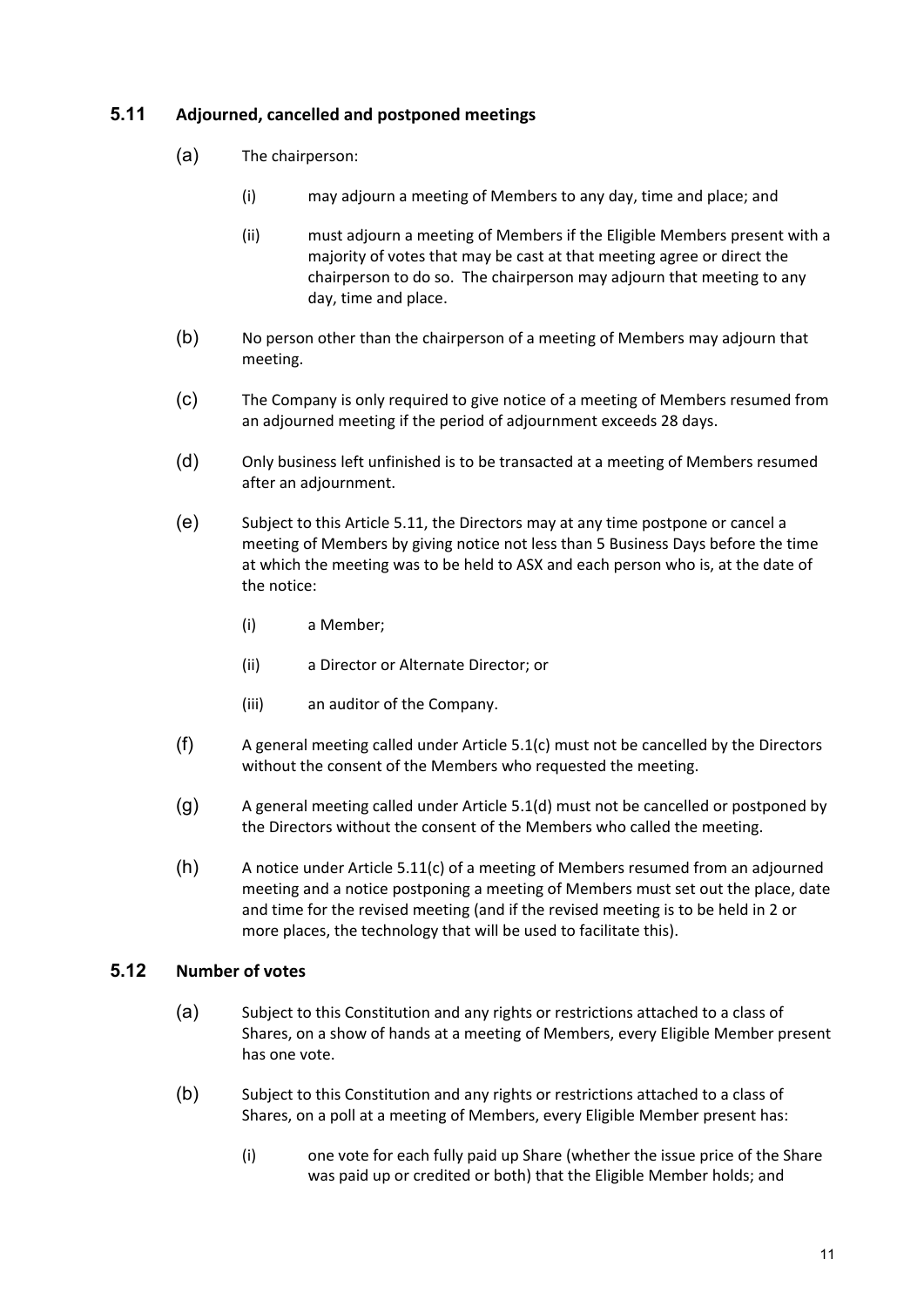### 5.11 Adjourned, cancelled and postponed meetings

(a) The chairperson:

(i) may adjourn a meeting of Members to any day, time and place; and

(ii) must adjourn a meeting of Members if the Eligible Members present with a majority of votes that may be cast at that meeting agree or direct the chairperson to do so. The chairperson may adjourn that meeting to any day, time and place.

(b) No person other than the chairperson of a meeting of Members may adjourn that meeting.

(c) The Company is only required to give notice of a meeting of Members resumed from an adjourned meeting if the period of adjournment exceeds 28 days.

(d) Only business left unfinished is to be transacted at a meeting of Members resumed after an adjournment.

(e) Subject to this Article 5.11, the Directors may at any time postpone or cancel a meeting of Members by giving notice not less than 5 Business Days before the time at which the meeting was to be held to ASX and each person who is, at the date of the notice:

(i) a Member;

(ii) a Director or Alternate Director; or

(iii) an auditor of the Company.

(f) A general meeting called under Article 5.1(c) must not be cancelled by the Directors without the consent of the Members who requested the meeting.

(g) A general meeting called under Article 5.1(d) must not be cancelled or postponed by the Directors without the consent of the Members who called the meeting.

(h) A notice under Article 5.11(c) of a meeting of Members resumed from an adjourned meeting and a notice postponing a meeting of Members must set out the place, date and time for the revised meeting (and if the revised meeting is to be held in 2 or more places, the technology that will be used to facilitate this).

### 5.12 Number of votes

(a) Subject to this Constitution and any rights or restrictions attached to a class of Shares, on a show of hands at a meeting of Members, every Eligible Member present has one vote.

(b) Subject to this Constitution and any rights or restrictions attached to a class of Shares, on a poll at a meeting of Members, every Eligible Member present has:

(i) one vote for each fully paid up Share (whether the issue price of the Share was paid up or credited or both) that the Eligible Member holds; and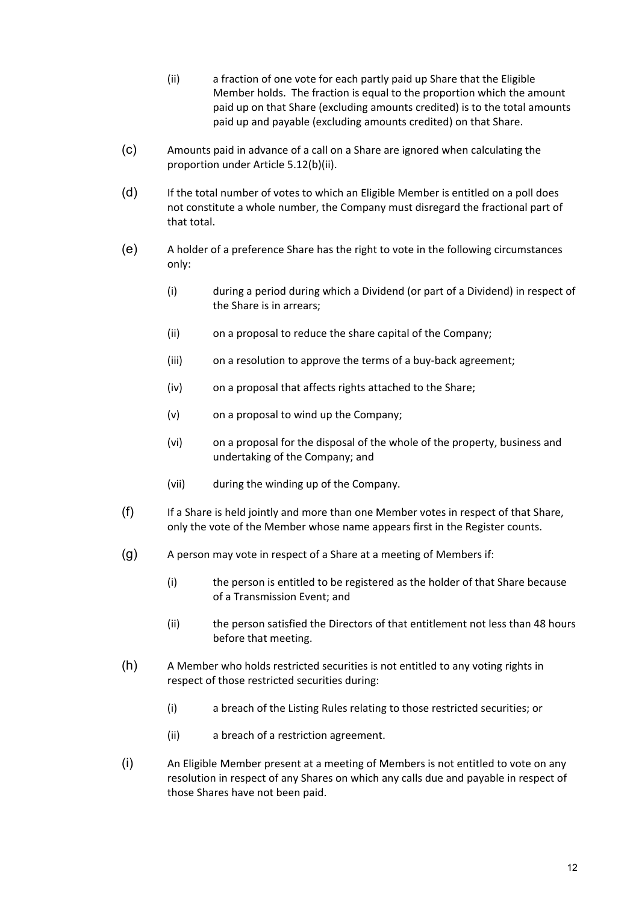(ii) a fraction of one vote for each partly paid up Share that the Eligible Member holds. The fraction is equal to the proportion which the amount paid up on that Share (excluding amounts credited) is to the total amounts paid up and payable (excluding amounts credited) on that Share.

(c) Amounts paid in advance of a call on a Share are ignored when calculating the proportion under Article 5.12(b)(ii).

(d) If the total number of votes to which an Eligible Member is entitled on a poll does not constitute a whole number, the Company must disregard the fractional part of that total.

(e) A holder of a preference Share has the right to vote in the following circumstances only:

    (i) during a period during which a Dividend (or part of a Dividend) in respect of the Share is in arrears;

    (ii) on a proposal to reduce the share capital of the Company;

    (iii) on a resolution to approve the terms of a buy-back agreement;

    (iv) on a proposal that affects rights attached to the Share;

    (v) on a proposal to wind up the Company;

    (vi) on a proposal for the disposal of the whole of the property, business and undertaking of the Company; and

    (vii) during the winding up of the Company.

(f) If a Share is held jointly and more than one Member votes in respect of that Share, only the vote of the Member whose name appears first in the Register counts.

(g) A person may vote in respect of a Share at a meeting of Members if:

    (i) the person is entitled to be registered as the holder of that Share because of a Transmission Event; and

    (ii) the person satisfied the Directors of that entitlement not less than 48 hours before that meeting.

(h) A Member who holds restricted securities is not entitled to any voting rights in respect of those restricted securities during:

    (i) a breach of the Listing Rules relating to those restricted securities; or

    (ii) a breach of a restriction agreement.

(i) An Eligible Member present at a meeting of Members is not entitled to vote on any resolution in respect of any Shares on which any calls due and payable in respect of those Shares have not been paid.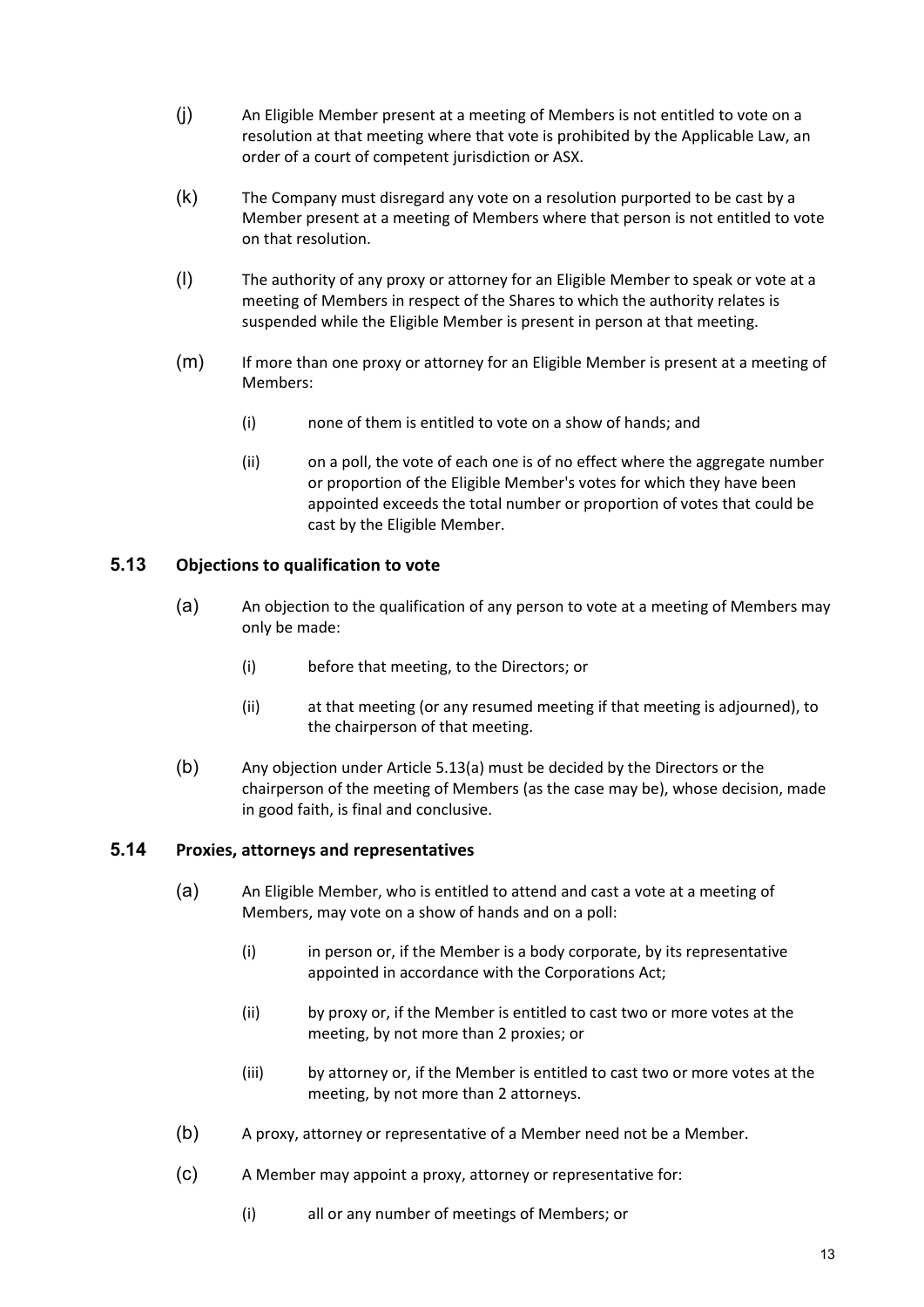(j) An Eligible Member present at a meeting of Members is not entitled to vote on a resolution at that meeting where that vote is prohibited by the Applicable Law, an order of a court of competent jurisdiction or ASX.

(k) The Company must disregard any vote on a resolution purported to be cast by a Member present at a meeting of Members where that person is not entitled to vote on that resolution.

(l) The authority of any proxy or attorney for an Eligible Member to speak or vote at a meeting of Members in respect of the Shares to which the authority relates is suspended while the Eligible Member is present in person at that meeting.

(m) If more than one proxy or attorney for an Eligible Member is present at a meeting of Members:

(i) none of them is entitled to vote on a show of hands; and

(ii) on a poll, the vote of each one is of no effect where the aggregate number or proportion of the Eligible Member's votes for which they have been appointed exceeds the total number or proportion of votes that could be cast by the Eligible Member.

### 5.13 Objections to qualification to vote

(a) An objection to the qualification of any person to vote at a meeting of Members may only be made:

(i) before that meeting, to the Directors; or

(ii) at that meeting (or any resumed meeting if that meeting is adjourned), to the chairperson of that meeting.

(b) Any objection under Article 5.13(a) must be decided by the Directors or the chairperson of the meeting of Members (as the case may be), whose decision, made in good faith, is final and conclusive.

### 5.14 Proxies, attorneys and representatives

(a) An Eligible Member, who is entitled to attend and cast a vote at a meeting of Members, may vote on a show of hands and on a poll:

(i) in person or, if the Member is a body corporate, by its representative appointed in accordance with the Corporations Act;

(ii) by proxy or, if the Member is entitled to cast two or more votes at the meeting, by not more than 2 proxies; or

(iii) by attorney or, if the Member is entitled to cast two or more votes at the meeting, by not more than 2 attorneys.

(b) A proxy, attorney or representative of a Member need not be a Member.

(c) A Member may appoint a proxy, attorney or representative for:

(i) all or any number of meetings of Members; or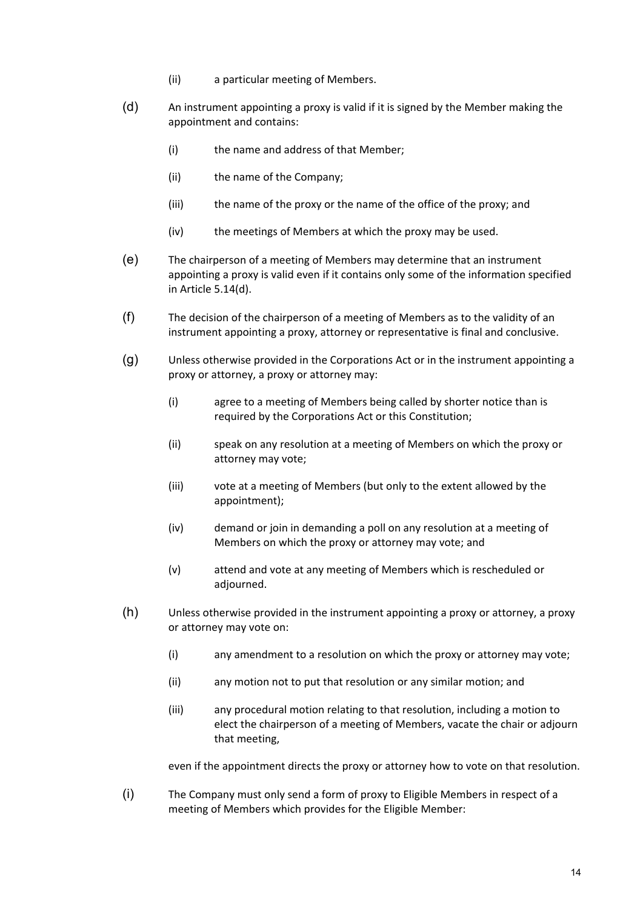(ii) a particular meeting of Members.

(d) An instrument appointing a proxy is valid if it is signed by the Member making the appointment and contains:

  (i) the name and address of that Member;

  (ii) the name of the Company;

  (iii) the name of the proxy or the name of the office of the proxy; and

  (iv) the meetings of Members at which the proxy may be used.

(e) The chairperson of a meeting of Members may determine that an instrument appointing a proxy is valid even if it contains only some of the information specified in Article 5.14(d).

(f) The decision of the chairperson of a meeting of Members as to the validity of an instrument appointing a proxy, attorney or representative is final and conclusive.

(g) Unless otherwise provided in the Corporations Act or in the instrument appointing a proxy or attorney, a proxy or attorney may:

  (i) agree to a meeting of Members being called by shorter notice than is required by the Corporations Act or this Constitution;

  (ii) speak on any resolution at a meeting of Members on which the proxy or attorney may vote;

  (iii) vote at a meeting of Members (but only to the extent allowed by the appointment);

  (iv) demand or join in demanding a poll on any resolution at a meeting of Members on which the proxy or attorney may vote; and

  (v) attend and vote at any meeting of Members which is rescheduled or adjourned.

(h) Unless otherwise provided in the instrument appointing a proxy or attorney, a proxy or attorney may vote on:

  (i) any amendment to a resolution on which the proxy or attorney may vote;

  (ii) any motion not to put that resolution or any similar motion; and

  (iii) any procedural motion relating to that resolution, including a motion to elect the chairperson of a meeting of Members, vacate the chair or adjourn that meeting,

  even if the appointment directs the proxy or attorney how to vote on that resolution.

(i) The Company must only send a form of proxy to Eligible Members in respect of a meeting of Members which provides for the Eligible Member: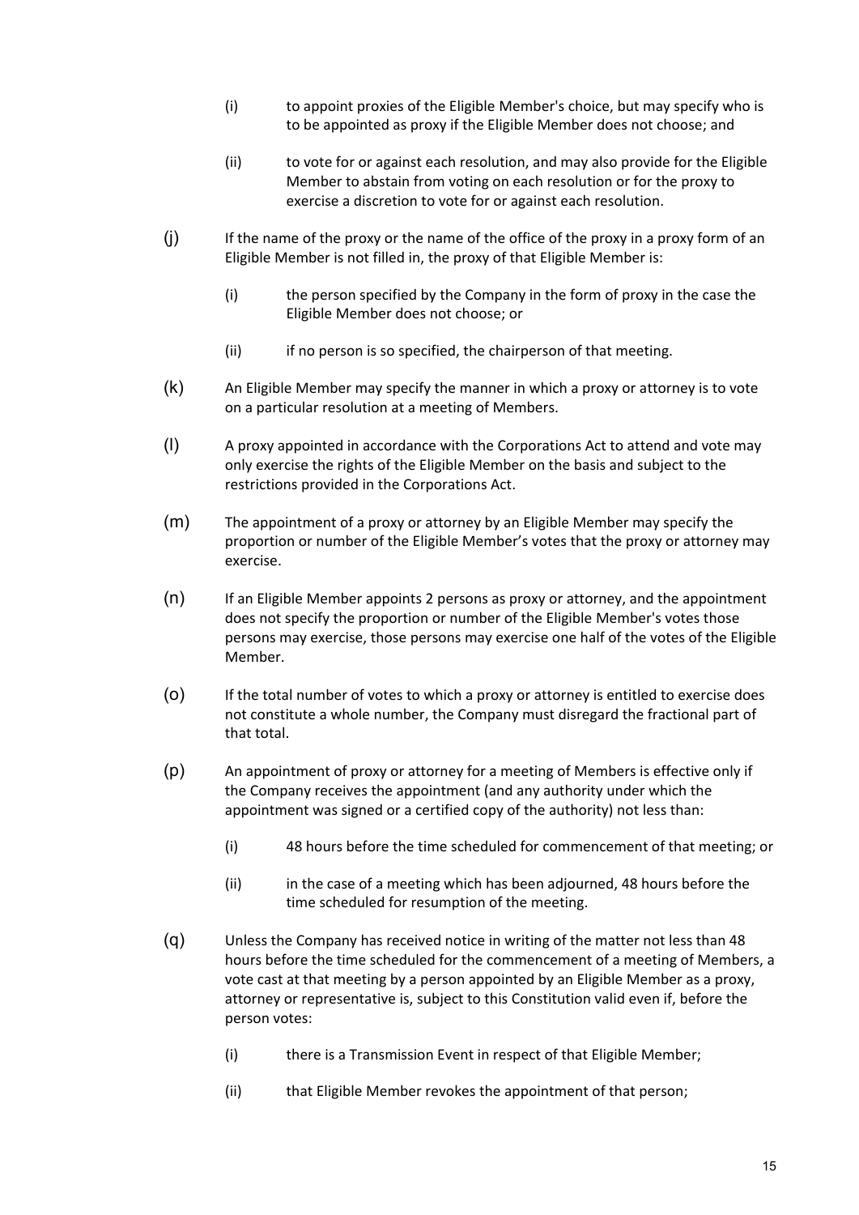(i) to appoint proxies of the Eligible Member's choice, but may specify who is to be appointed as proxy if the Eligible Member does not choose; and

(ii) to vote for or against each resolution, and may also provide for the Eligible Member to abstain from voting on each resolution or for the proxy to exercise a discretion to vote for or against each resolution.

(j) If the name of the proxy or the name of the office of the proxy in a proxy form of an Eligible Member is not filled in, the proxy of that Eligible Member is:

(i) the person specified by the Company in the form of proxy in the case the Eligible Member does not choose; or

(ii) if no person is so specified, the chairperson of that meeting.

(k) An Eligible Member may specify the manner in which a proxy or attorney is to vote on a particular resolution at a meeting of Members.

(l) A proxy appointed in accordance with the Corporations Act to attend and vote may only exercise the rights of the Eligible Member on the basis and subject to the restrictions provided in the Corporations Act.

(m) The appointment of a proxy or attorney by an Eligible Member may specify the proportion or number of the Eligible Member's votes that the proxy or attorney may exercise.

(n) If an Eligible Member appoints 2 persons as proxy or attorney, and the appointment does not specify the proportion or number of the Eligible Member's votes those persons may exercise, those persons may exercise one half of the votes of the Eligible Member.

(o) If the total number of votes to which a proxy or attorney is entitled to exercise does not constitute a whole number, the Company must disregard the fractional part of that total.

(p) An appointment of proxy or attorney for a meeting of Members is effective only if the Company receives the appointment (and any authority under which the appointment was signed or a certified copy of the authority) not less than:

(i) 48 hours before the time scheduled for commencement of that meeting; or

(ii) in the case of a meeting which has been adjourned, 48 hours before the time scheduled for resumption of the meeting.

(q) Unless the Company has received notice in writing of the matter not less than 48 hours before the time scheduled for the commencement of a meeting of Members, a vote cast at that meeting by a person appointed by an Eligible Member as a proxy, attorney or representative is, subject to this Constitution valid even if, before the person votes:

(i) there is a Transmission Event in respect of that Eligible Member;

(ii) that Eligible Member revokes the appointment of that person;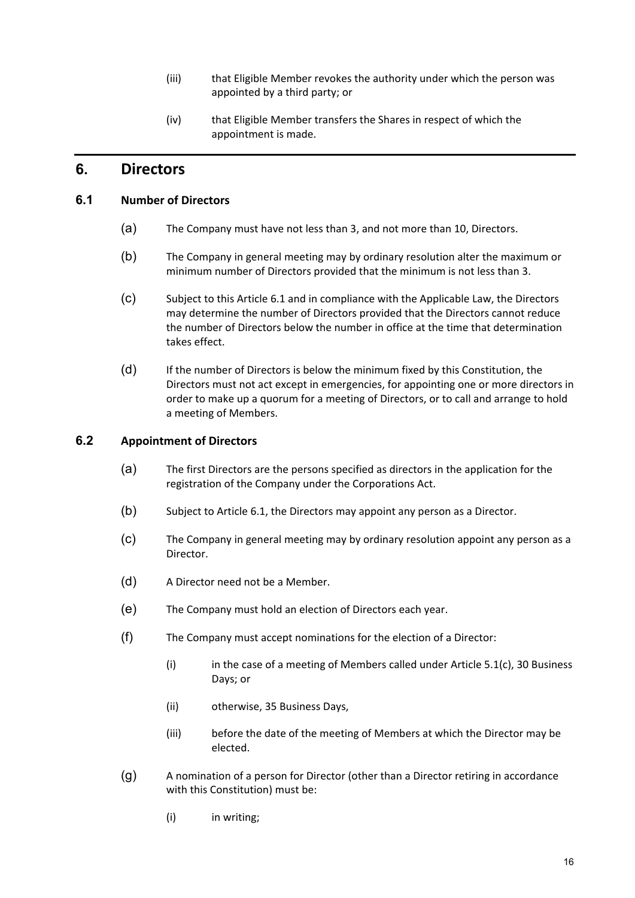(iii) that Eligible Member revokes the authority under which the person was appointed by a third party; or

(iv) that Eligible Member transfers the Shares in respect of which the appointment is made.

## 6. Directors

### 6.1 Number of Directors

(a) The Company must have not less than 3, and not more than 10, Directors.

(b) The Company in general meeting may by ordinary resolution alter the maximum or minimum number of Directors provided that the minimum is not less than 3.

(c) Subject to this Article 6.1 and in compliance with the Applicable Law, the Directors may determine the number of Directors provided that the Directors cannot reduce the number of Directors below the number in office at the time that determination takes effect.

(d) If the number of Directors is below the minimum fixed by this Constitution, the Directors must not act except in emergencies, for appointing one or more directors in order to make up a quorum for a meeting of Directors, or to call and arrange to hold a meeting of Members.

### 6.2 Appointment of Directors

(a) The first Directors are the persons specified as directors in the application for the registration of the Company under the Corporations Act.

(b) Subject to Article 6.1, the Directors may appoint any person as a Director.

(c) The Company in general meeting may by ordinary resolution appoint any person as a Director.

(d) A Director need not be a Member.

(e) The Company must hold an election of Directors each year.

(f) The Company must accept nominations for the election of a Director:

(i) in the case of a meeting of Members called under Article 5.1(c), 30 Business Days; or

(ii) otherwise, 35 Business Days,

(iii) before the date of the meeting of Members at which the Director may be elected.

(g) A nomination of a person for Director (other than a Director retiring in accordance with this Constitution) must be:

(i) in writing;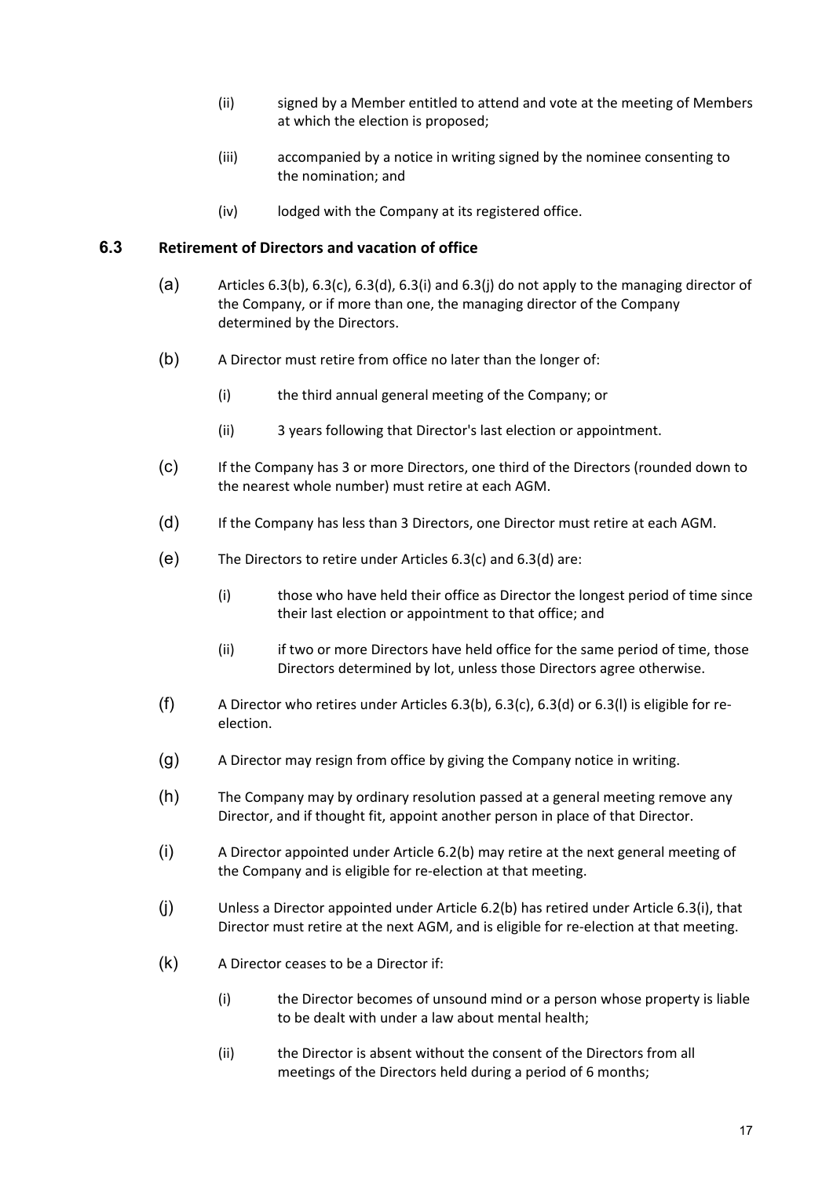(ii) signed by a Member entitled to attend and vote at the meeting of Members at which the election is proposed;

(iii) accompanied by a notice in writing signed by the nominee consenting to the nomination; and

(iv) lodged with the Company at its registered office.

### 6.3 Retirement of Directors and vacation of office

(a) Articles 6.3(b), 6.3(c), 6.3(d), 6.3(i) and 6.3(j) do not apply to the managing director of the Company, or if more than one, the managing director of the Company determined by the Directors.

(b) A Director must retire from office no later than the longer of:

   (i) the third annual general meeting of the Company; or

   (ii) 3 years following that Director's last election or appointment.

(c) If the Company has 3 or more Directors, one third of the Directors (rounded down to the nearest whole number) must retire at each AGM.

(d) If the Company has less than 3 Directors, one Director must retire at each AGM.

(e) The Directors to retire under Articles 6.3(c) and 6.3(d) are:

   (i) those who have held their office as Director the longest period of time since their last election or appointment to that office; and

   (ii) if two or more Directors have held office for the same period of time, those Directors determined by lot, unless those Directors agree otherwise.

(f) A Director who retires under Articles 6.3(b), 6.3(c), 6.3(d) or 6.3(l) is eligible for re-election.

(g) A Director may resign from office by giving the Company notice in writing.

(h) The Company may by ordinary resolution passed at a general meeting remove any Director, and if thought fit, appoint another person in place of that Director.

(i) A Director appointed under Article 6.2(b) may retire at the next general meeting of the Company and is eligible for re-election at that meeting.

(j) Unless a Director appointed under Article 6.2(b) has retired under Article 6.3(i), that Director must retire at the next AGM, and is eligible for re-election at that meeting.

(k) A Director ceases to be a Director if:

   (i) the Director becomes of unsound mind or a person whose property is liable to be dealt with under a law about mental health;

   (ii) the Director is absent without the consent of the Directors from all meetings of the Directors held during a period of 6 months;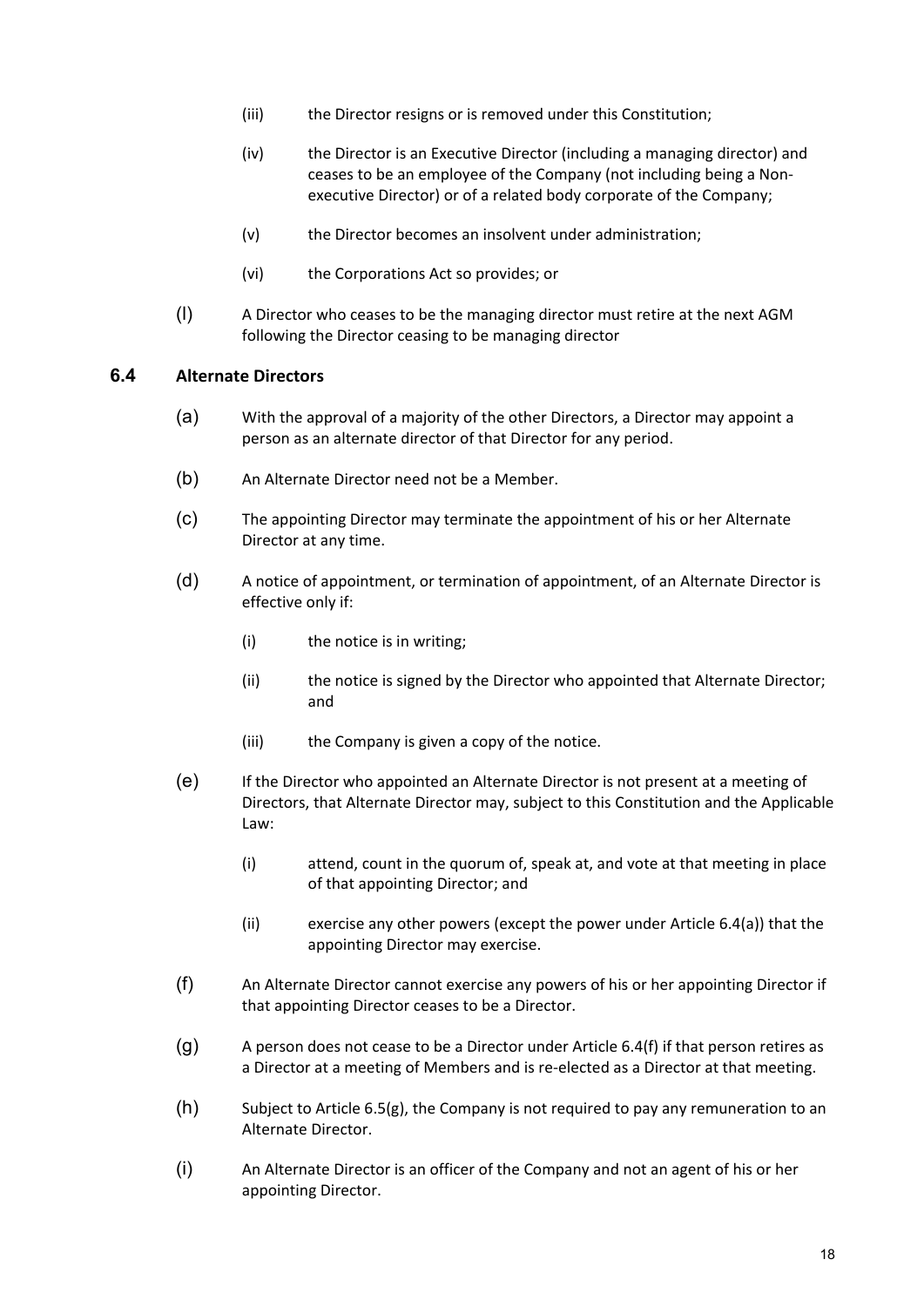(iii) the Director resigns or is removed under this Constitution;

(iv) the Director is an Executive Director (including a managing director) and ceases to be an employee of the Company (not including being a Non-executive Director) or of a related body corporate of the Company;

(v) the Director becomes an insolvent under administration;

(vi) the Corporations Act so provides; or

(l) A Director who ceases to be the managing director must retire at the next AGM following the Director ceasing to be managing director

### 6.4 Alternate Directors

(a) With the approval of a majority of the other Directors, a Director may appoint a person as an alternate director of that Director for any period.

(b) An Alternate Director need not be a Member.

(c) The appointing Director may terminate the appointment of his or her Alternate Director at any time.

(d) A notice of appointment, or termination of appointment, of an Alternate Director is effective only if:

(i) the notice is in writing;

(ii) the notice is signed by the Director who appointed that Alternate Director; and

(iii) the Company is given a copy of the notice.

(e) If the Director who appointed an Alternate Director is not present at a meeting of Directors, that Alternate Director may, subject to this Constitution and the Applicable Law:

(i) attend, count in the quorum of, speak at, and vote at that meeting in place of that appointing Director; and

(ii) exercise any other powers (except the power under Article 6.4(a)) that the appointing Director may exercise.

(f) An Alternate Director cannot exercise any powers of his or her appointing Director if that appointing Director ceases to be a Director.

(g) A person does not cease to be a Director under Article 6.4(f) if that person retires as a Director at a meeting of Members and is re-elected as a Director at that meeting.

(h) Subject to Article 6.5(g), the Company is not required to pay any remuneration to an Alternate Director.

(i) An Alternate Director is an officer of the Company and not an agent of his or her appointing Director.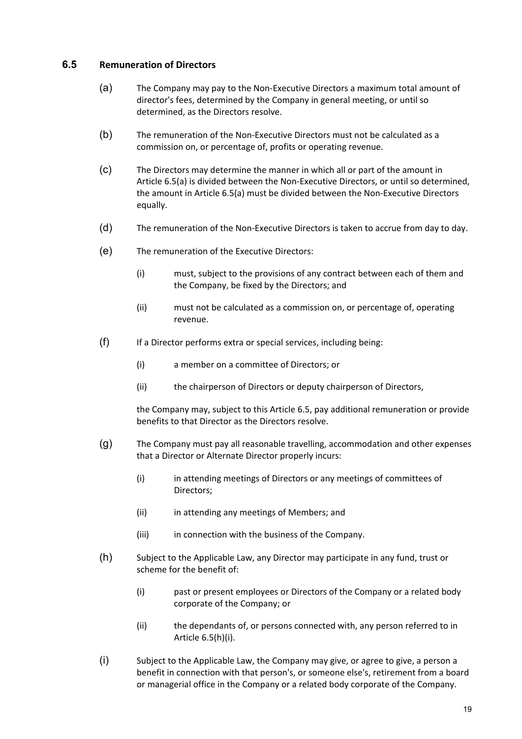### 6.5 Remuneration of Directors

(a) The Company may pay to the Non-Executive Directors a maximum total amount of director's fees, determined by the Company in general meeting, or until so determined, as the Directors resolve.

(b) The remuneration of the Non-Executive Directors must not be calculated as a commission on, or percentage of, profits or operating revenue.

(c) The Directors may determine the manner in which all or part of the amount in Article 6.5(a) is divided between the Non-Executive Directors, or until so determined, the amount in Article 6.5(a) must be divided between the Non-Executive Directors equally.

(d) The remuneration of the Non-Executive Directors is taken to accrue from day to day.

(e) The remuneration of the Executive Directors:

  (i) must, subject to the provisions of any contract between each of them and the Company, be fixed by the Directors; and

  (ii) must not be calculated as a commission on, or percentage of, operating revenue.

(f) If a Director performs extra or special services, including being:

  (i) a member on a committee of Directors; or

  (ii) the chairperson of Directors or deputy chairperson of Directors,

  the Company may, subject to this Article 6.5, pay additional remuneration or provide benefits to that Director as the Directors resolve.

(g) The Company must pay all reasonable travelling, accommodation and other expenses that a Director or Alternate Director properly incurs:

  (i) in attending meetings of Directors or any meetings of committees of Directors;

  (ii) in attending any meetings of Members; and

  (iii) in connection with the business of the Company.

(h) Subject to the Applicable Law, any Director may participate in any fund, trust or scheme for the benefit of:

  (i) past or present employees or Directors of the Company or a related body corporate of the Company; or

  (ii) the dependants of, or persons connected with, any person referred to in Article 6.5(h)(i).

(i) Subject to the Applicable Law, the Company may give, or agree to give, a person a benefit in connection with that person's, or someone else's, retirement from a board or managerial office in the Company or a related body corporate of the Company.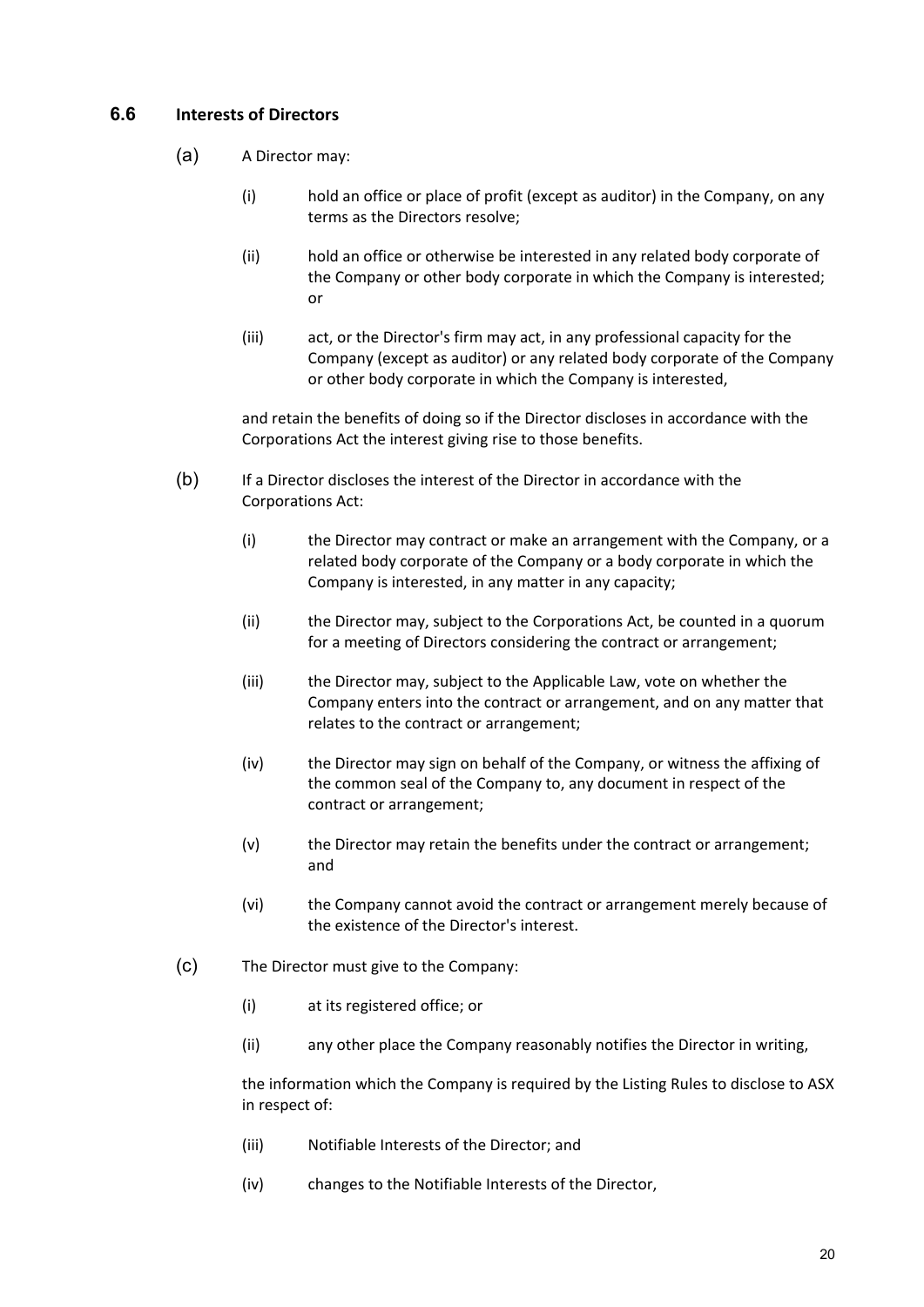### 6.6 Interests of Directors

(a) A Director may:

(i) hold an office or place of profit (except as auditor) in the Company, on any terms as the Directors resolve;

(ii) hold an office or otherwise be interested in any related body corporate of the Company or other body corporate in which the Company is interested; or

(iii) act, or the Director's firm may act, in any professional capacity for the Company (except as auditor) or any related body corporate of the Company or other body corporate in which the Company is interested,

and retain the benefits of doing so if the Director discloses in accordance with the Corporations Act the interest giving rise to those benefits.

(b) If a Director discloses the interest of the Director in accordance with the Corporations Act:

(i) the Director may contract or make an arrangement with the Company, or a related body corporate of the Company or a body corporate in which the Company is interested, in any matter in any capacity;

(ii) the Director may, subject to the Corporations Act, be counted in a quorum for a meeting of Directors considering the contract or arrangement;

(iii) the Director may, subject to the Applicable Law, vote on whether the Company enters into the contract or arrangement, and on any matter that relates to the contract or arrangement;

(iv) the Director may sign on behalf of the Company, or witness the affixing of the common seal of the Company to, any document in respect of the contract or arrangement;

(v) the Director may retain the benefits under the contract or arrangement; and

(vi) the Company cannot avoid the contract or arrangement merely because of the existence of the Director's interest.

(c) The Director must give to the Company:

(i) at its registered office; or

(ii) any other place the Company reasonably notifies the Director in writing,

the information which the Company is required by the Listing Rules to disclose to ASX in respect of:

(iii) Notifiable Interests of the Director; and

(iv) changes to the Notifiable Interests of the Director,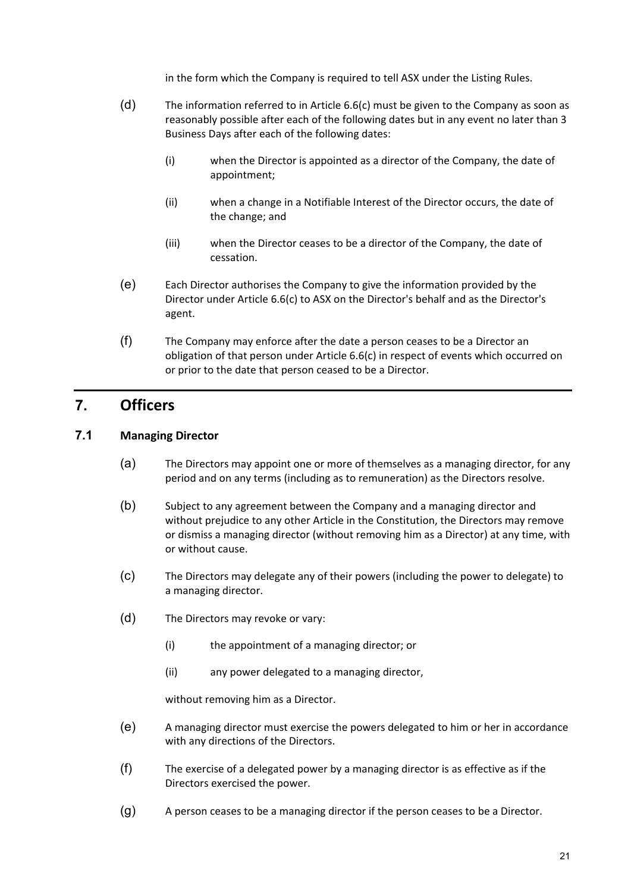in the form which the Company is required to tell ASX under the Listing Rules.

(d) The information referred to in Article 6.6(c) must be given to the Company as soon as reasonably possible after each of the following dates but in any event no later than 3 Business Days after each of the following dates:

(i) when the Director is appointed as a director of the Company, the date of appointment;

(ii) when a change in a Notifiable Interest of the Director occurs, the date of the change; and

(iii) when the Director ceases to be a director of the Company, the date of cessation.

(e) Each Director authorises the Company to give the information provided by the Director under Article 6.6(c) to ASX on the Director's behalf and as the Director's agent.

(f) The Company may enforce after the date a person ceases to be a Director an obligation of that person under Article 6.6(c) in respect of events which occurred on or prior to the date that person ceased to be a Director.

## 7. Officers

### 7.1 Managing Director

(a) The Directors may appoint one or more of themselves as a managing director, for any period and on any terms (including as to remuneration) as the Directors resolve.

(b) Subject to any agreement between the Company and a managing director and without prejudice to any other Article in the Constitution, the Directors may remove or dismiss a managing director (without removing him as a Director) at any time, with or without cause.

(c) The Directors may delegate any of their powers (including the power to delegate) to a managing director.

(d) The Directors may revoke or vary:

(i) the appointment of a managing director; or

(ii) any power delegated to a managing director,

without removing him as a Director.

(e) A managing director must exercise the powers delegated to him or her in accordance with any directions of the Directors.

(f) The exercise of a delegated power by a managing director is as effective as if the Directors exercised the power.

(g) A person ceases to be a managing director if the person ceases to be a Director.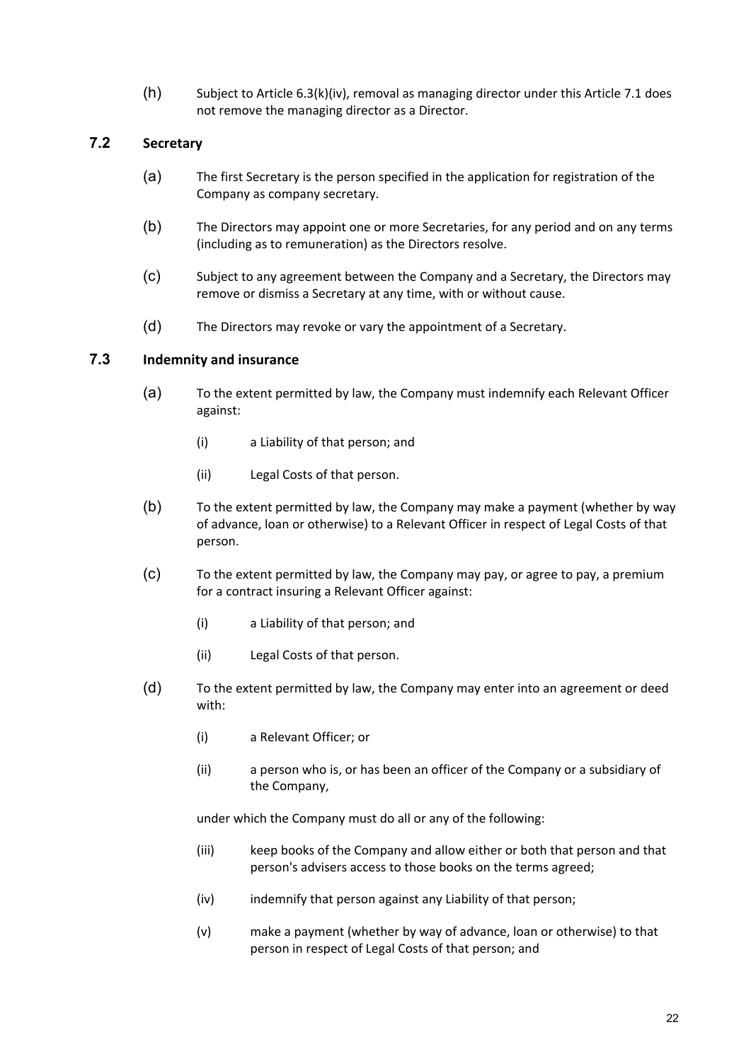(h) Subject to Article 6.3(k)(iv), removal as managing director under this Article 7.1 does not remove the managing director as a Director.

### 7.2 Secretary

(a) The first Secretary is the person specified in the application for registration of the Company as company secretary.

(b) The Directors may appoint one or more Secretaries, for any period and on any terms (including as to remuneration) as the Directors resolve.

(c) Subject to any agreement between the Company and a Secretary, the Directors may remove or dismiss a Secretary at any time, with or without cause.

(d) The Directors may revoke or vary the appointment of a Secretary.

### 7.3 Indemnity and insurance

(a) To the extent permitted by law, the Company must indemnify each Relevant Officer against:

- (i) a Liability of that person; and
- (ii) Legal Costs of that person.

(b) To the extent permitted by law, the Company may make a payment (whether by way of advance, loan or otherwise) to a Relevant Officer in respect of Legal Costs of that person.

(c) To the extent permitted by law, the Company may pay, or agree to pay, a premium for a contract insuring a Relevant Officer against:

- (i) a Liability of that person; and
- (ii) Legal Costs of that person.

(d) To the extent permitted by law, the Company may enter into an agreement or deed with:

- (i) a Relevant Officer; or
- (ii) a person who is, or has been an officer of the Company or a subsidiary of the Company,

under which the Company must do all or any of the following:

- (iii) keep books of the Company and allow either or both that person and that person's advisers access to those books on the terms agreed;
- (iv) indemnify that person against any Liability of that person;
- (v) make a payment (whether by way of advance, loan or otherwise) to that person in respect of Legal Costs of that person; and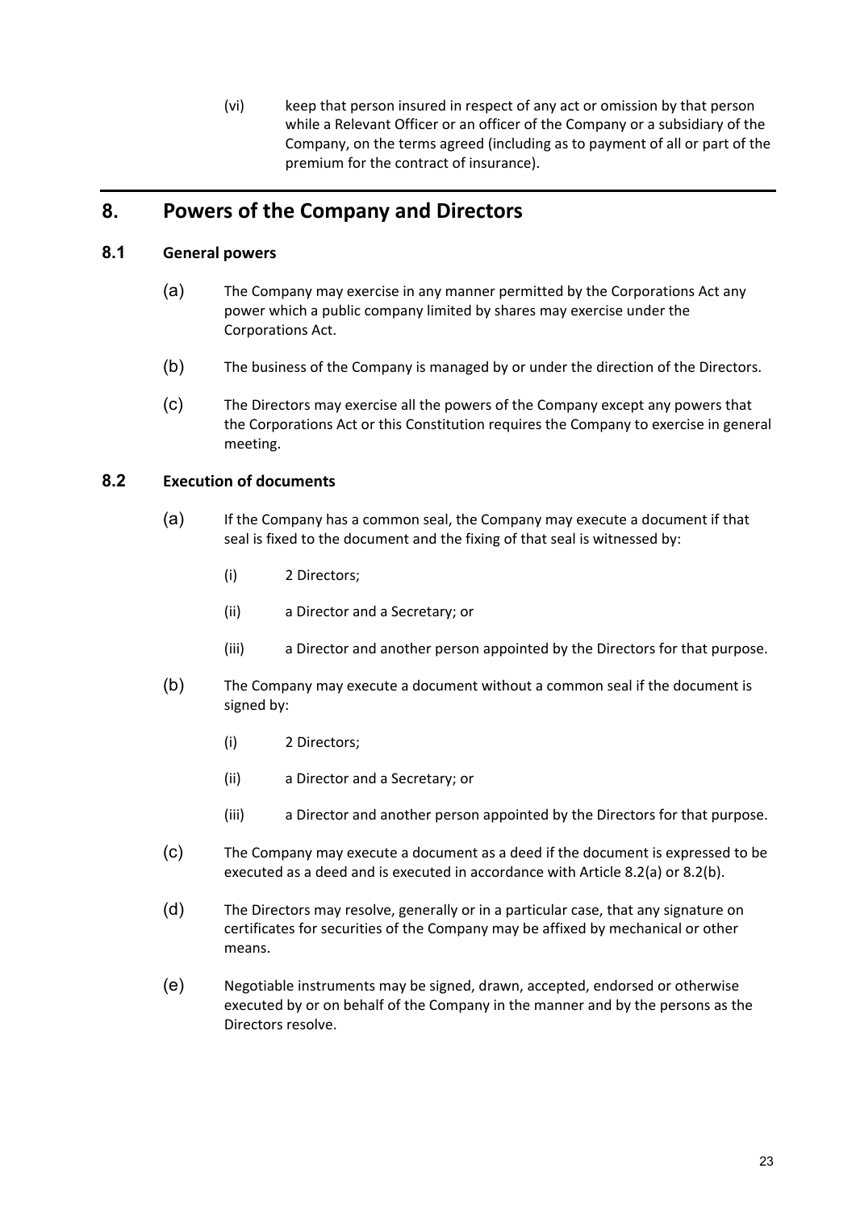(vi) keep that person insured in respect of any act or omission by that person while a Relevant Officer or an officer of the Company or a subsidiary of the Company, on the terms agreed (including as to payment of all or part of the premium for the contract of insurance).

## 8. Powers of the Company and Directors

### 8.1 General powers

(a) The Company may exercise in any manner permitted by the Corporations Act any power which a public company limited by shares may exercise under the Corporations Act.

(b) The business of the Company is managed by or under the direction of the Directors.

(c) The Directors may exercise all the powers of the Company except any powers that the Corporations Act or this Constitution requires the Company to exercise in general meeting.

### 8.2 Execution of documents

(a) If the Company has a common seal, the Company may execute a document if that seal is fixed to the document and the fixing of that seal is witnessed by:

(i) 2 Directors;

(ii) a Director and a Secretary; or

(iii) a Director and another person appointed by the Directors for that purpose.

(b) The Company may execute a document without a common seal if the document is signed by:

(i) 2 Directors;

(ii) a Director and a Secretary; or

(iii) a Director and another person appointed by the Directors for that purpose.

(c) The Company may execute a document as a deed if the document is expressed to be executed as a deed and is executed in accordance with Article 8.2(a) or 8.2(b).

(d) The Directors may resolve, generally or in a particular case, that any signature on certificates for securities of the Company may be affixed by mechanical or other means.

(e) Negotiable instruments may be signed, drawn, accepted, endorsed or otherwise executed by or on behalf of the Company in the manner and by the persons as the Directors resolve.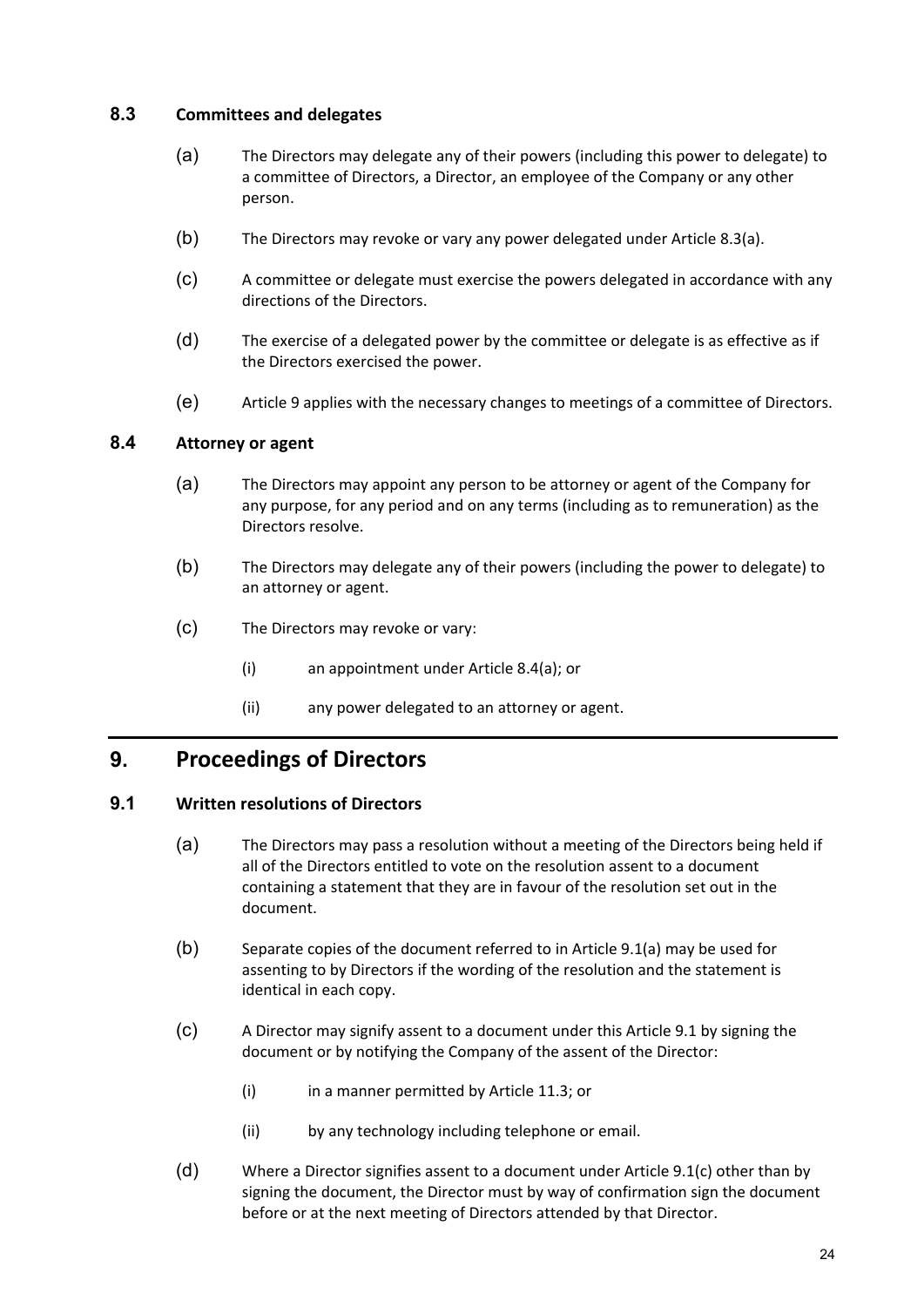### 8.3 Committees and delegates

(a) The Directors may delegate any of their powers (including this power to delegate) to a committee of Directors, a Director, an employee of the Company or any other person.

(b) The Directors may revoke or vary any power delegated under Article 8.3(a).

(c) A committee or delegate must exercise the powers delegated in accordance with any directions of the Directors.

(d) The exercise of a delegated power by the committee or delegate is as effective as if the Directors exercised the power.

(e) Article 9 applies with the necessary changes to meetings of a committee of Directors.

### 8.4 Attorney or agent

(a) The Directors may appoint any person to be attorney or agent of the Company for any purpose, for any period and on any terms (including as to remuneration) as the Directors resolve.

(b) The Directors may delegate any of their powers (including the power to delegate) to an attorney or agent.

(c) The Directors may revoke or vary:

(i) an appointment under Article 8.4(a); or

(ii) any power delegated to an attorney or agent.

## 9. Proceedings of Directors

### 9.1 Written resolutions of Directors

(a) The Directors may pass a resolution without a meeting of the Directors being held if all of the Directors entitled to vote on the resolution assent to a document containing a statement that they are in favour of the resolution set out in the document.

(b) Separate copies of the document referred to in Article 9.1(a) may be used for assenting to by Directors if the wording of the resolution and the statement is identical in each copy.

(c) A Director may signify assent to a document under this Article 9.1 by signing the document or by notifying the Company of the assent of the Director:

(i) in a manner permitted by Article 11.3; or

(ii) by any technology including telephone or email.

(d) Where a Director signifies assent to a document under Article 9.1(c) other than by signing the document, the Director must by way of confirmation sign the document before or at the next meeting of Directors attended by that Director.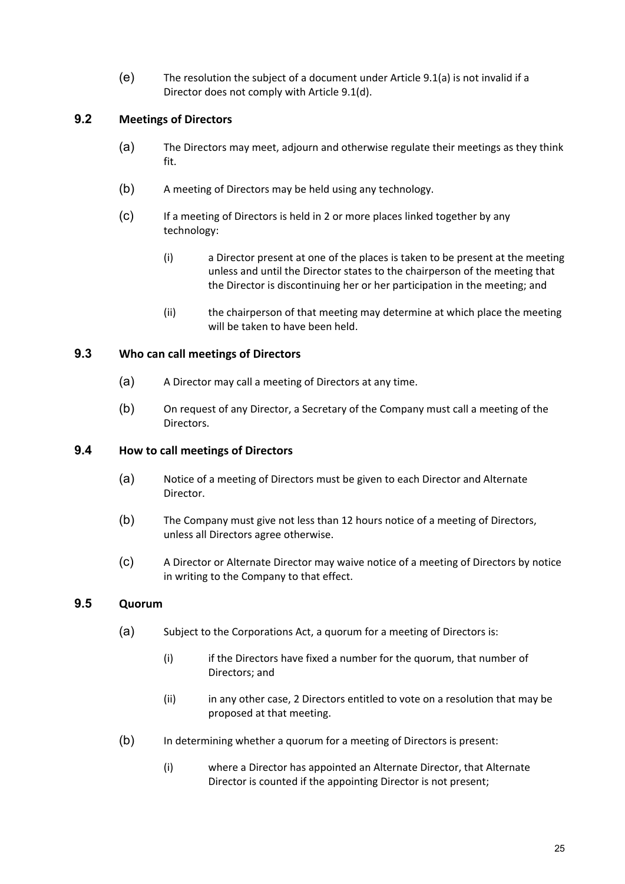(e) The resolution the subject of a document under Article 9.1(a) is not invalid if a Director does not comply with Article 9.1(d).

### 9.2 Meetings of Directors

(a) The Directors may meet, adjourn and otherwise regulate their meetings as they think fit.

(b) A meeting of Directors may be held using any technology.

(c) If a meeting of Directors is held in 2 or more places linked together by any technology:

  (i) a Director present at one of the places is taken to be present at the meeting unless and until the Director states to the chairperson of the meeting that the Director is discontinuing her or her participation in the meeting; and

  (ii) the chairperson of that meeting may determine at which place the meeting will be taken to have been held.

### 9.3 Who can call meetings of Directors

(a) A Director may call a meeting of Directors at any time.

(b) On request of any Director, a Secretary of the Company must call a meeting of the Directors.

### 9.4 How to call meetings of Directors

(a) Notice of a meeting of Directors must be given to each Director and Alternate Director.

(b) The Company must give not less than 12 hours notice of a meeting of Directors, unless all Directors agree otherwise.

(c) A Director or Alternate Director may waive notice of a meeting of Directors by notice in writing to the Company to that effect.

### 9.5 Quorum

(a) Subject to the Corporations Act, a quorum for a meeting of Directors is:

  (i) if the Directors have fixed a number for the quorum, that number of Directors; and

  (ii) in any other case, 2 Directors entitled to vote on a resolution that may be proposed at that meeting.

(b) In determining whether a quorum for a meeting of Directors is present:

  (i) where a Director has appointed an Alternate Director, that Alternate Director is counted if the appointing Director is not present;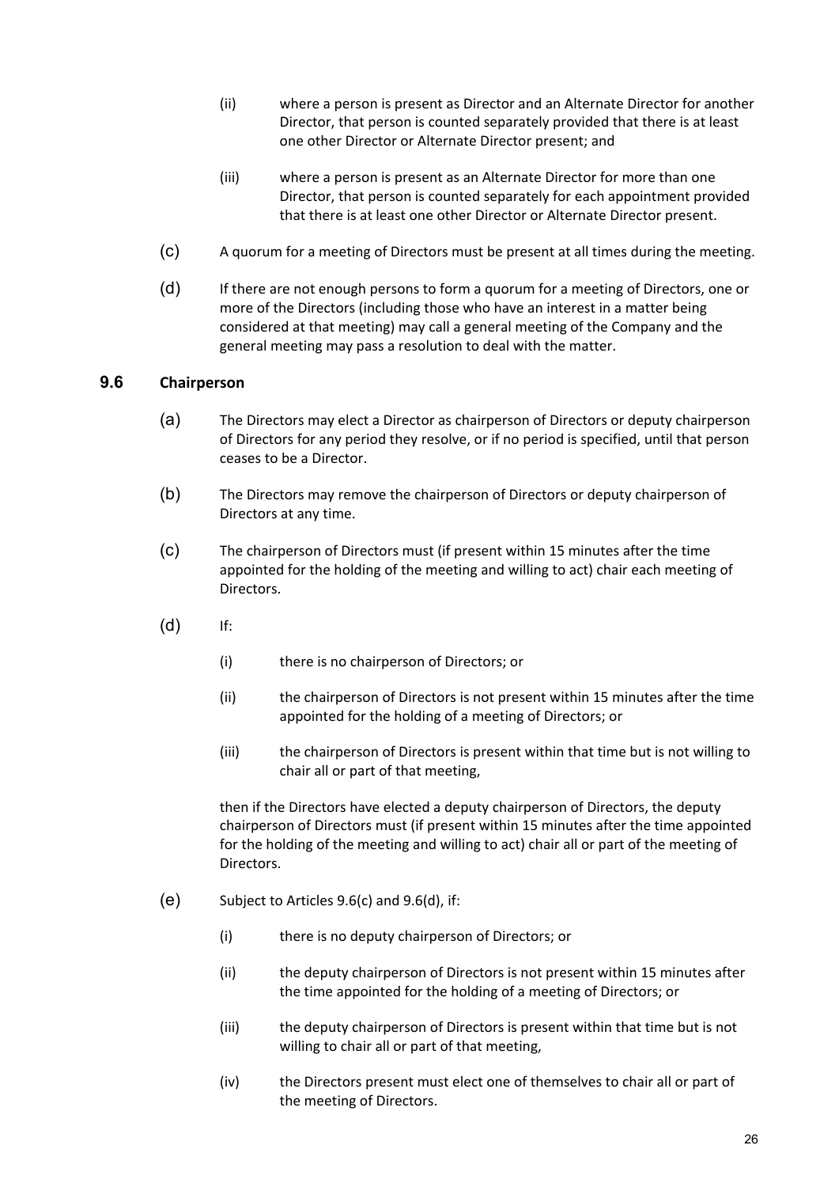(ii) where a person is present as Director and an Alternate Director for another Director, that person is counted separately provided that there is at least one other Director or Alternate Director present; and

(iii) where a person is present as an Alternate Director for more than one Director, that person is counted separately for each appointment provided that there is at least one other Director or Alternate Director present.

(c) A quorum for a meeting of Directors must be present at all times during the meeting.

(d) If there are not enough persons to form a quorum for a meeting of Directors, one or more of the Directors (including those who have an interest in a matter being considered at that meeting) may call a general meeting of the Company and the general meeting may pass a resolution to deal with the matter.

## 9.6 Chairperson

(a) The Directors may elect a Director as chairperson of Directors or deputy chairperson of Directors for any period they resolve, or if no period is specified, until that person ceases to be a Director.

(b) The Directors may remove the chairperson of Directors or deputy chairperson of Directors at any time.

(c) The chairperson of Directors must (if present within 15 minutes after the time appointed for the holding of the meeting and willing to act) chair each meeting of Directors.

(d) If:

(i) there is no chairperson of Directors; or

(ii) the chairperson of Directors is not present within 15 minutes after the time appointed for the holding of a meeting of Directors; or

(iii) the chairperson of Directors is present within that time but is not willing to chair all or part of that meeting,

then if the Directors have elected a deputy chairperson of Directors, the deputy chairperson of Directors must (if present within 15 minutes after the time appointed for the holding of the meeting and willing to act) chair all or part of the meeting of Directors.

(e) Subject to Articles 9.6(c) and 9.6(d), if:

(i) there is no deputy chairperson of Directors; or

(ii) the deputy chairperson of Directors is not present within 15 minutes after the time appointed for the holding of a meeting of Directors; or

(iii) the deputy chairperson of Directors is present within that time but is not willing to chair all or part of that meeting,

(iv) the Directors present must elect one of themselves to chair all or part of the meeting of Directors.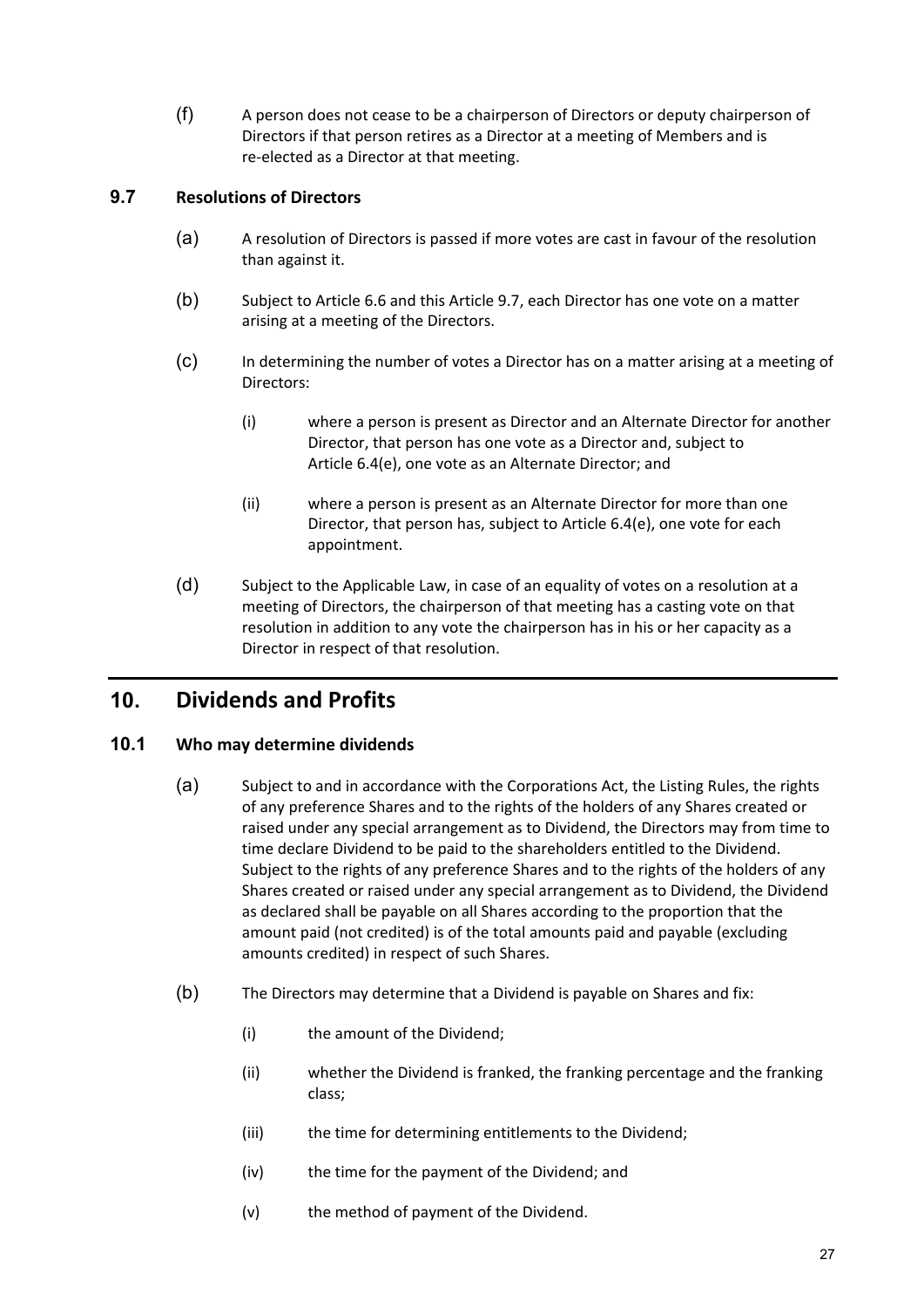(f) A person does not cease to be a chairperson of Directors or deputy chairperson of Directors if that person retires as a Director at a meeting of Members and is re-elected as a Director at that meeting.

### 9.7 Resolutions of Directors

(a) A resolution of Directors is passed if more votes are cast in favour of the resolution than against it.

(b) Subject to Article 6.6 and this Article 9.7, each Director has one vote on a matter arising at a meeting of the Directors.

(c) In determining the number of votes a Director has on a matter arising at a meeting of Directors:

- (i) where a person is present as Director and an Alternate Director for another Director, that person has one vote as a Director and, subject to Article 6.4(e), one vote as an Alternate Director; and
- (ii) where a person is present as an Alternate Director for more than one Director, that person has, subject to Article 6.4(e), one vote for each appointment.

(d) Subject to the Applicable Law, in case of an equality of votes on a resolution at a meeting of Directors, the chairperson of that meeting has a casting vote on that resolution in addition to any vote the chairperson has in his or her capacity as a Director in respect of that resolution.

## 10. Dividends and Profits

### 10.1 Who may determine dividends

(a) Subject to and in accordance with the Corporations Act, the Listing Rules, the rights of any preference Shares and to the rights of the holders of any Shares created or raised under any special arrangement as to Dividend, the Directors may from time to time declare Dividend to be paid to the shareholders entitled to the Dividend. Subject to the rights of any preference Shares and to the rights of the holders of any Shares created or raised under any special arrangement as to Dividend, the Dividend as declared shall be payable on all Shares according to the proportion that the amount paid (not credited) is of the total amounts paid and payable (excluding amounts credited) in respect of such Shares.

(b) The Directors may determine that a Dividend is payable on Shares and fix:

- (i) the amount of the Dividend;
- (ii) whether the Dividend is franked, the franking percentage and the franking class;
- (iii) the time for determining entitlements to the Dividend;
- (iv) the time for the payment of the Dividend; and
- (v) the method of payment of the Dividend.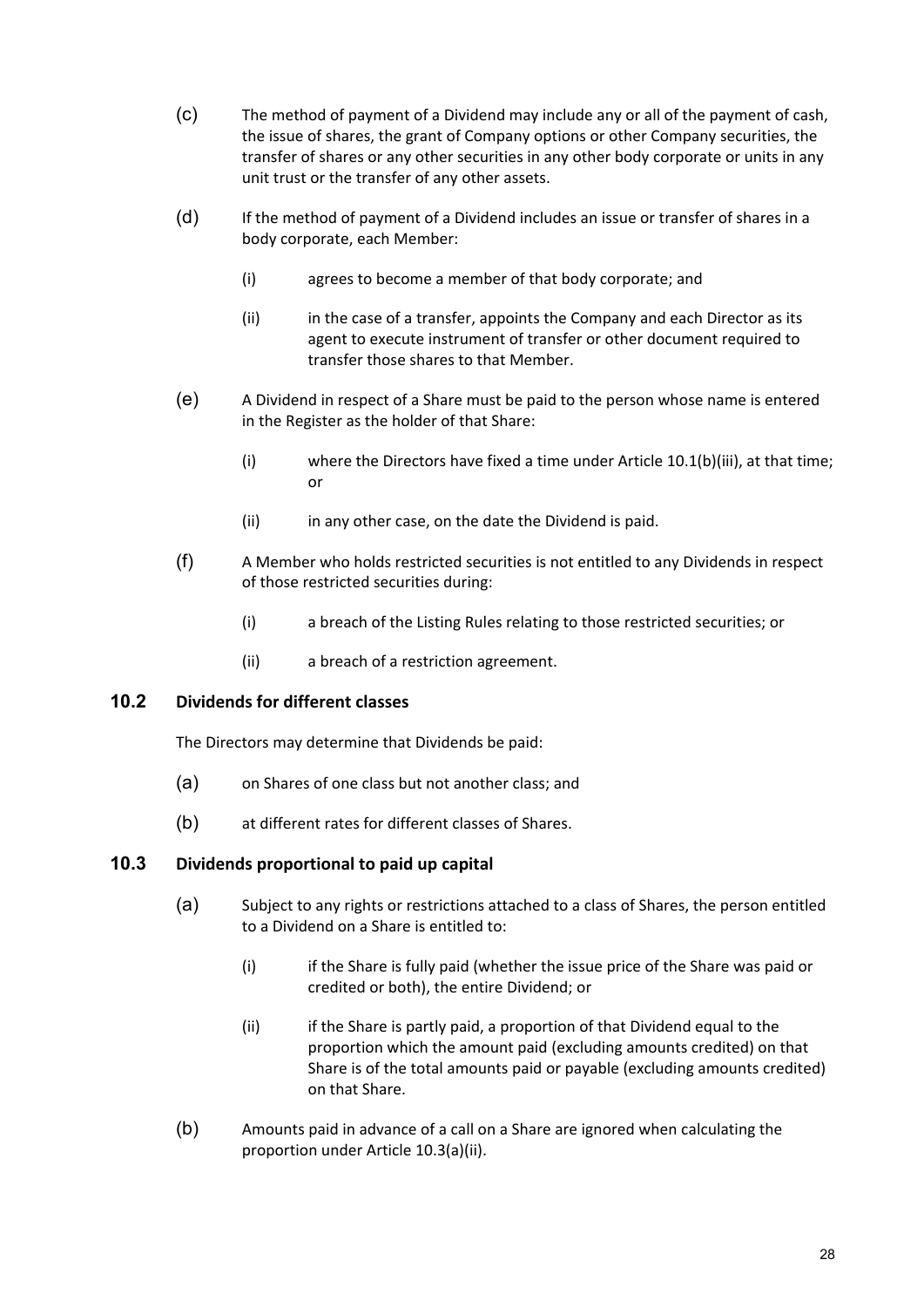(c) The method of payment of a Dividend may include any or all of the payment of cash, the issue of shares, the grant of Company options or other Company securities, the transfer of shares or any other securities in any other body corporate or units in any unit trust or the transfer of any other assets.

(d) If the method of payment of a Dividend includes an issue or transfer of shares in a body corporate, each Member:

   (i) agrees to become a member of that body corporate; and

   (ii) in the case of a transfer, appoints the Company and each Director as its agent to execute instrument of transfer or other document required to transfer those shares to that Member.

(e) A Dividend in respect of a Share must be paid to the person whose name is entered in the Register as the holder of that Share:

   (i) where the Directors have fixed a time under Article 10.1(b)(iii), at that time; or

   (ii) in any other case, on the date the Dividend is paid.

(f) A Member who holds restricted securities is not entitled to any Dividends in respect of those restricted securities during:

   (i) a breach of the Listing Rules relating to those restricted securities; or

   (ii) a breach of a restriction agreement.

## 10.2 Dividends for different classes

The Directors may determine that Dividends be paid:

(a) on Shares of one class but not another class; and

(b) at different rates for different classes of Shares.

## 10.3 Dividends proportional to paid up capital

(a) Subject to any rights or restrictions attached to a class of Shares, the person entitled to a Dividend on a Share is entitled to:

   (i) if the Share is fully paid (whether the issue price of the Share was paid or credited or both), the entire Dividend; or

   (ii) if the Share is partly paid, a proportion of that Dividend equal to the proportion which the amount paid (excluding amounts credited) on that Share is of the total amounts paid or payable (excluding amounts credited) on that Share.

(b) Amounts paid in advance of a call on a Share are ignored when calculating the proportion under Article 10.3(a)(ii).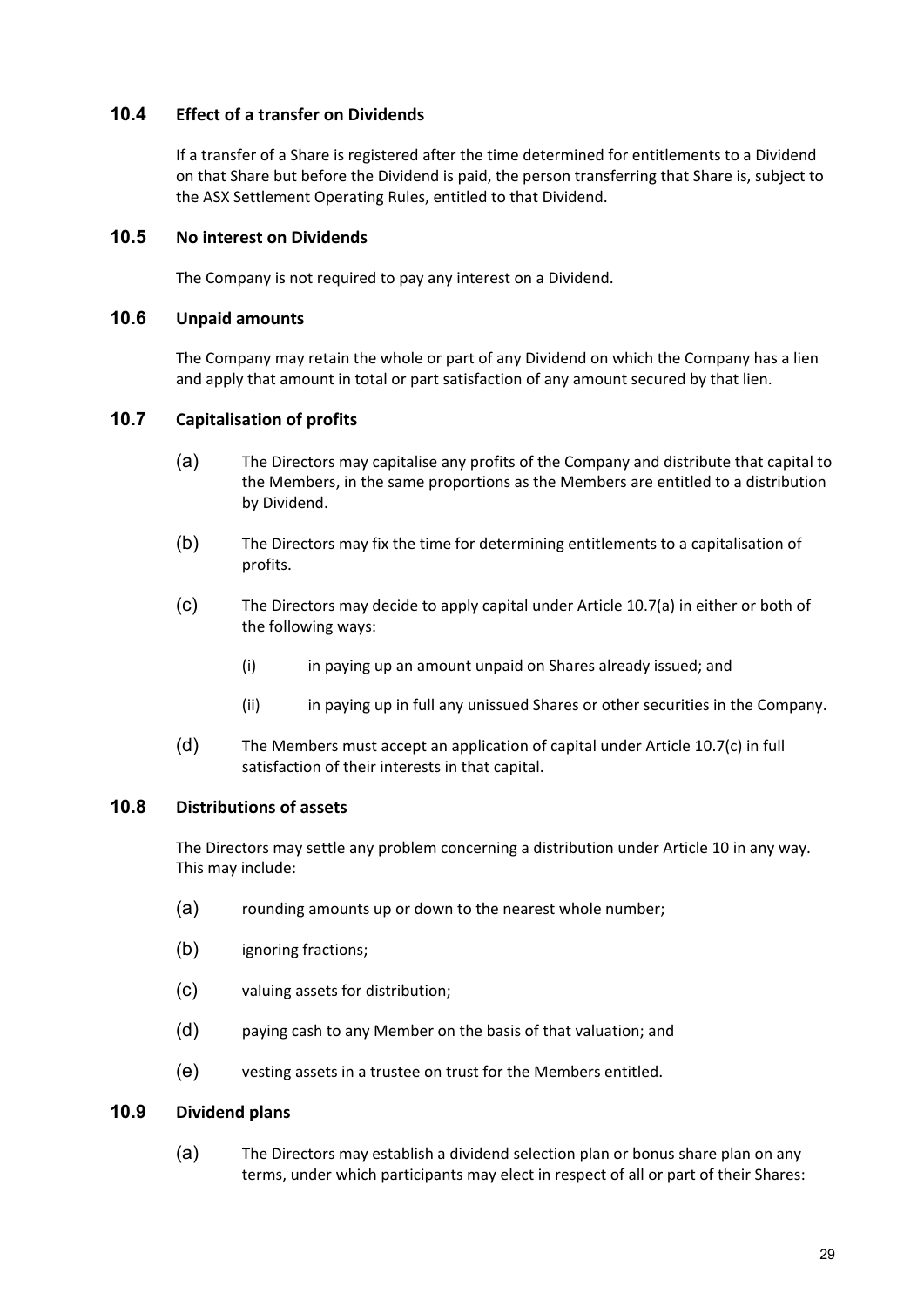### 10.4 Effect of a transfer on Dividends

If a transfer of a Share is registered after the time determined for entitlements to a Dividend on that Share but before the Dividend is paid, the person transferring that Share is, subject to the ASX Settlement Operating Rules, entitled to that Dividend.

### 10.5 No interest on Dividends

The Company is not required to pay any interest on a Dividend.

### 10.6 Unpaid amounts

The Company may retain the whole or part of any Dividend on which the Company has a lien and apply that amount in total or part satisfaction of any amount secured by that lien.

### 10.7 Capitalisation of profits

(a) The Directors may capitalise any profits of the Company and distribute that capital to the Members, in the same proportions as the Members are entitled to a distribution by Dividend.

(b) The Directors may fix the time for determining entitlements to a capitalisation of profits.

(c) The Directors may decide to apply capital under Article 10.7(a) in either or both of the following ways:

- (i) in paying up an amount unpaid on Shares already issued; and
- (ii) in paying up in full any unissued Shares or other securities in the Company.

(d) The Members must accept an application of capital under Article 10.7(c) in full satisfaction of their interests in that capital.

### 10.8 Distributions of assets

The Directors may settle any problem concerning a distribution under Article 10 in any way. This may include:

(a) rounding amounts up or down to the nearest whole number;

(b) ignoring fractions;

(c) valuing assets for distribution;

(d) paying cash to any Member on the basis of that valuation; and

(e) vesting assets in a trustee on trust for the Members entitled.

### 10.9 Dividend plans

(a) The Directors may establish a dividend selection plan or bonus share plan on any terms, under which participants may elect in respect of all or part of their Shares: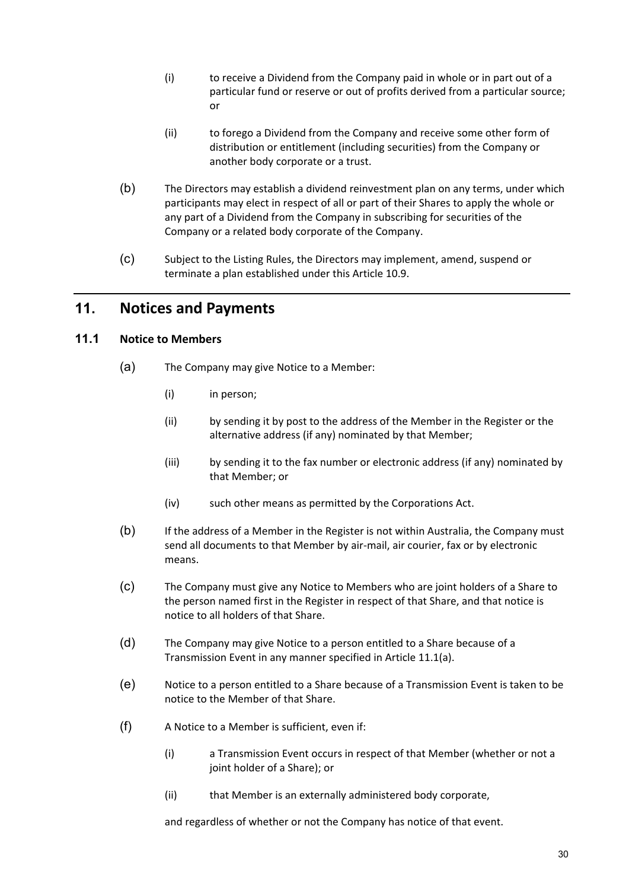(i) to receive a Dividend from the Company paid in whole or in part out of a particular fund or reserve or out of profits derived from a particular source; or

(ii) to forego a Dividend from the Company and receive some other form of distribution or entitlement (including securities) from the Company or another body corporate or a trust.

(b) The Directors may establish a dividend reinvestment plan on any terms, under which participants may elect in respect of all or part of their Shares to apply the whole or any part of a Dividend from the Company in subscribing for securities of the Company or a related body corporate of the Company.

(c) Subject to the Listing Rules, the Directors may implement, amend, suspend or terminate a plan established under this Article 10.9.

## 11. Notices and Payments

### 11.1 Notice to Members

(a) The Company may give Notice to a Member:

(i) in person;

(ii) by sending it by post to the address of the Member in the Register or the alternative address (if any) nominated by that Member;

(iii) by sending it to the fax number or electronic address (if any) nominated by that Member; or

(iv) such other means as permitted by the Corporations Act.

(b) If the address of a Member in the Register is not within Australia, the Company must send all documents to that Member by air-mail, air courier, fax or by electronic means.

(c) The Company must give any Notice to Members who are joint holders of a Share to the person named first in the Register in respect of that Share, and that notice is notice to all holders of that Share.

(d) The Company may give Notice to a person entitled to a Share because of a Transmission Event in any manner specified in Article 11.1(a).

(e) Notice to a person entitled to a Share because of a Transmission Event is taken to be notice to the Member of that Share.

(f) A Notice to a Member is sufficient, even if:

(i) a Transmission Event occurs in respect of that Member (whether or not a joint holder of a Share); or

(ii) that Member is an externally administered body corporate,

and regardless of whether or not the Company has notice of that event.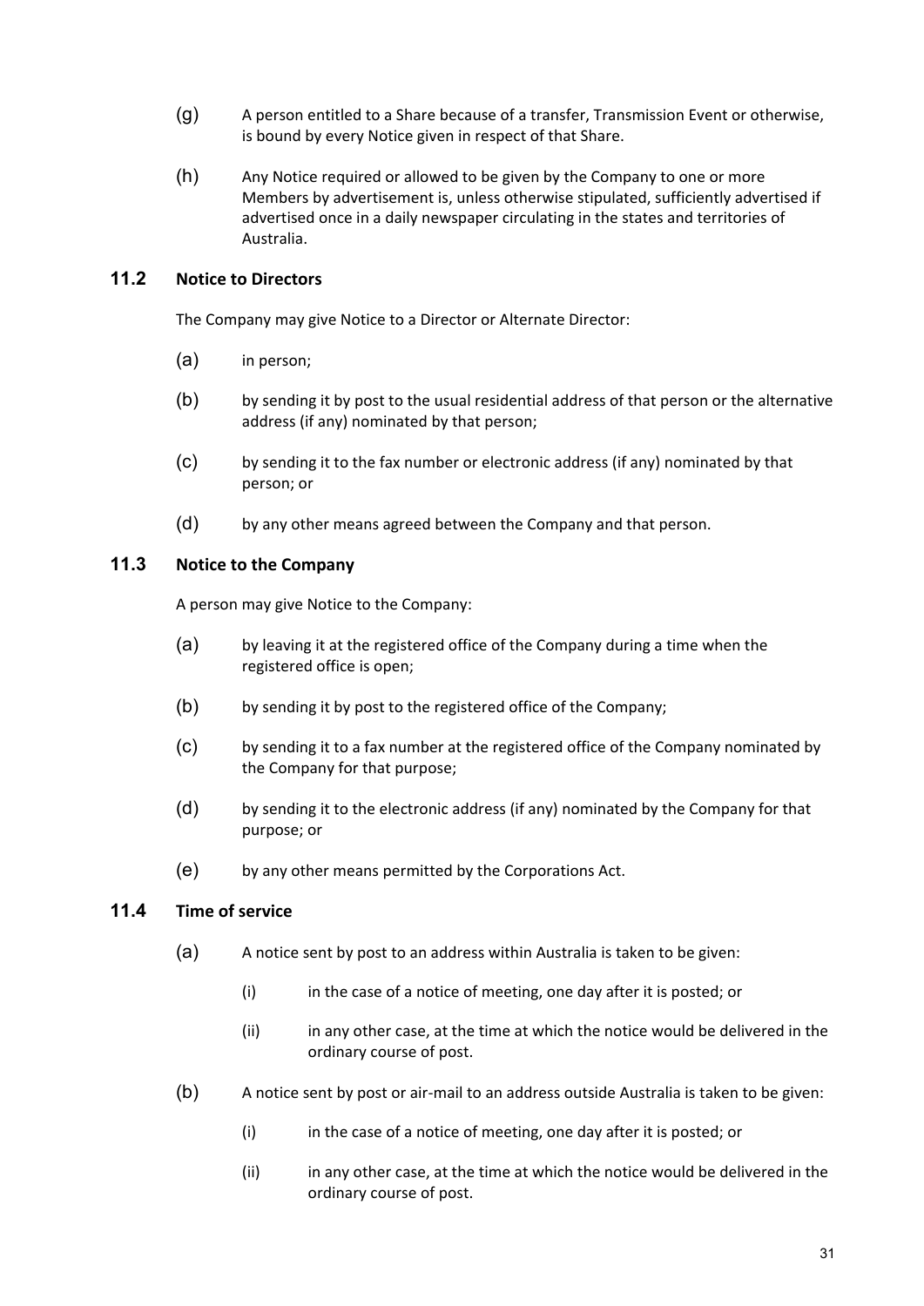(g) A person entitled to a Share because of a transfer, Transmission Event or otherwise, is bound by every Notice given in respect of that Share.

(h) Any Notice required or allowed to be given by the Company to one or more Members by advertisement is, unless otherwise stipulated, sufficiently advertised if advertised once in a daily newspaper circulating in the states and territories of Australia.

## 11.2 Notice to Directors

The Company may give Notice to a Director or Alternate Director:

(a) in person;

(b) by sending it by post to the usual residential address of that person or the alternative address (if any) nominated by that person;

(c) by sending it to the fax number or electronic address (if any) nominated by that person; or

(d) by any other means agreed between the Company and that person.

## 11.3 Notice to the Company

A person may give Notice to the Company:

(a) by leaving it at the registered office of the Company during a time when the registered office is open;

(b) by sending it by post to the registered office of the Company;

(c) by sending it to a fax number at the registered office of the Company nominated by the Company for that purpose;

(d) by sending it to the electronic address (if any) nominated by the Company for that purpose; or

(e) by any other means permitted by the Corporations Act.

## 11.4 Time of service

(a) A notice sent by post to an address within Australia is taken to be given:

(i) in the case of a notice of meeting, one day after it is posted; or

(ii) in any other case, at the time at which the notice would be delivered in the ordinary course of post.

(b) A notice sent by post or air-mail to an address outside Australia is taken to be given:

(i) in the case of a notice of meeting, one day after it is posted; or

(ii) in any other case, at the time at which the notice would be delivered in the ordinary course of post.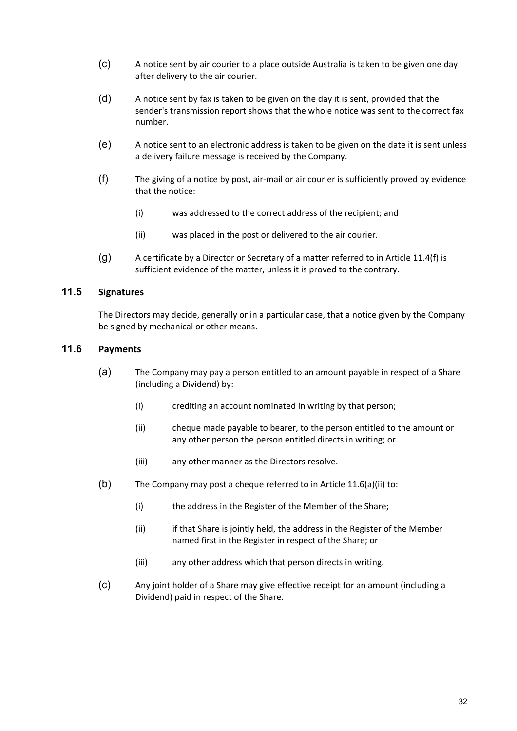(c) A notice sent by air courier to a place outside Australia is taken to be given one day after delivery to the air courier.

(d) A notice sent by fax is taken to be given on the day it is sent, provided that the sender's transmission report shows that the whole notice was sent to the correct fax number.

(e) A notice sent to an electronic address is taken to be given on the date it is sent unless a delivery failure message is received by the Company.

(f) The giving of a notice by post, air-mail or air courier is sufficiently proved by evidence that the notice:

   (i) was addressed to the correct address of the recipient; and

   (ii) was placed in the post or delivered to the air courier.

(g) A certificate by a Director or Secretary of a matter referred to in Article 11.4(f) is sufficient evidence of the matter, unless it is proved to the contrary.

## 11.5 Signatures

The Directors may decide, generally or in a particular case, that a notice given by the Company be signed by mechanical or other means.

## 11.6 Payments

(a) The Company may pay a person entitled to an amount payable in respect of a Share (including a Dividend) by:

   (i) crediting an account nominated in writing by that person;

   (ii) cheque made payable to bearer, to the person entitled to the amount or any other person the person entitled directs in writing; or

   (iii) any other manner as the Directors resolve.

(b) The Company may post a cheque referred to in Article 11.6(a)(ii) to:

   (i) the address in the Register of the Member of the Share;

   (ii) if that Share is jointly held, the address in the Register of the Member named first in the Register in respect of the Share; or

   (iii) any other address which that person directs in writing.

(c) Any joint holder of a Share may give effective receipt for an amount (including a Dividend) paid in respect of the Share.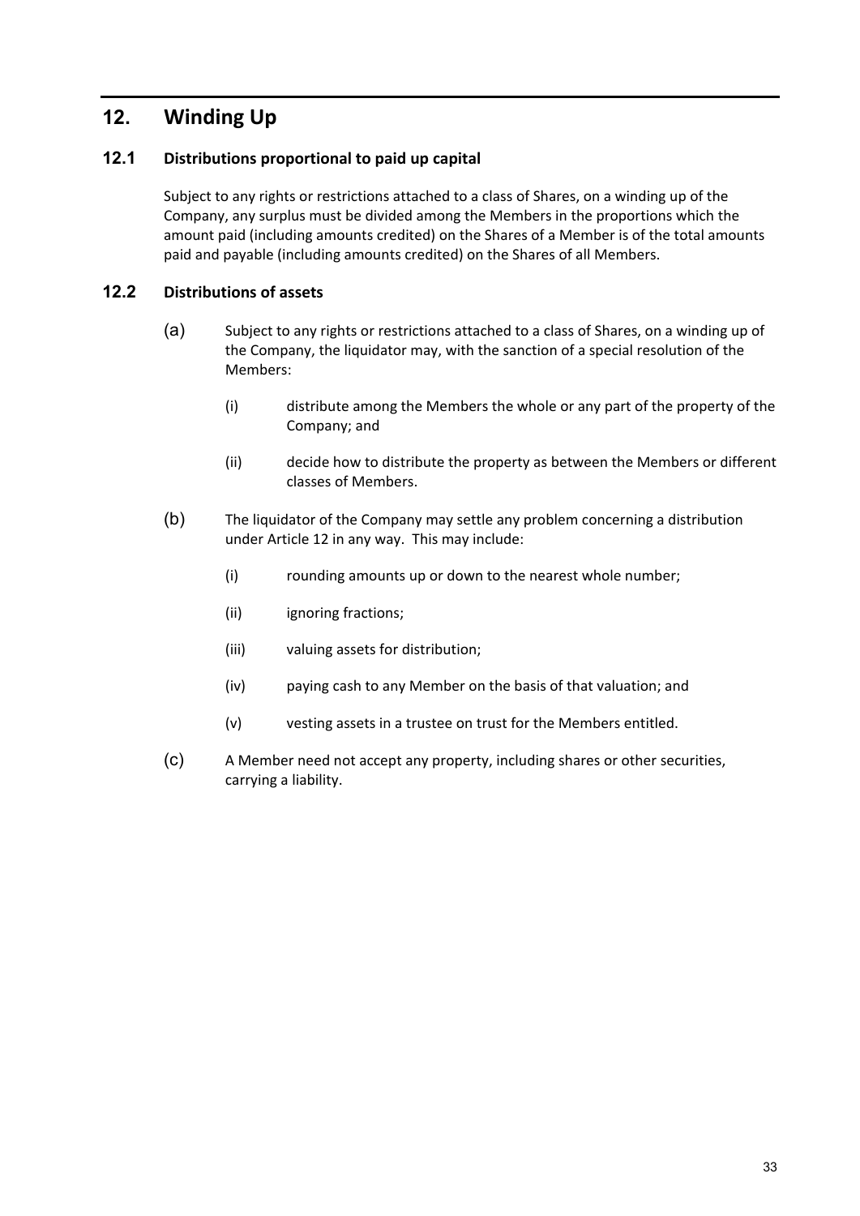## 12. Winding Up

### 12.1 Distributions proportional to paid up capital

Subject to any rights or restrictions attached to a class of Shares, on a winding up of the Company, any surplus must be divided among the Members in the proportions which the amount paid (including amounts credited) on the Shares of a Member is of the total amounts paid and payable (including amounts credited) on the Shares of all Members.

### 12.2 Distributions of assets

(a) Subject to any rights or restrictions attached to a class of Shares, on a winding up of the Company, the liquidator may, with the sanction of a special resolution of the Members:

   (i) distribute among the Members the whole or any part of the property of the Company; and

   (ii) decide how to distribute the property as between the Members or different classes of Members.

(b) The liquidator of the Company may settle any problem concerning a distribution under Article 12 in any way. This may include:

   (i) rounding amounts up or down to the nearest whole number;

   (ii) ignoring fractions;

   (iii) valuing assets for distribution;

   (iv) paying cash to any Member on the basis of that valuation; and

   (v) vesting assets in a trustee on trust for the Members entitled.

(c) A Member need not accept any property, including shares or other securities, carrying a liability.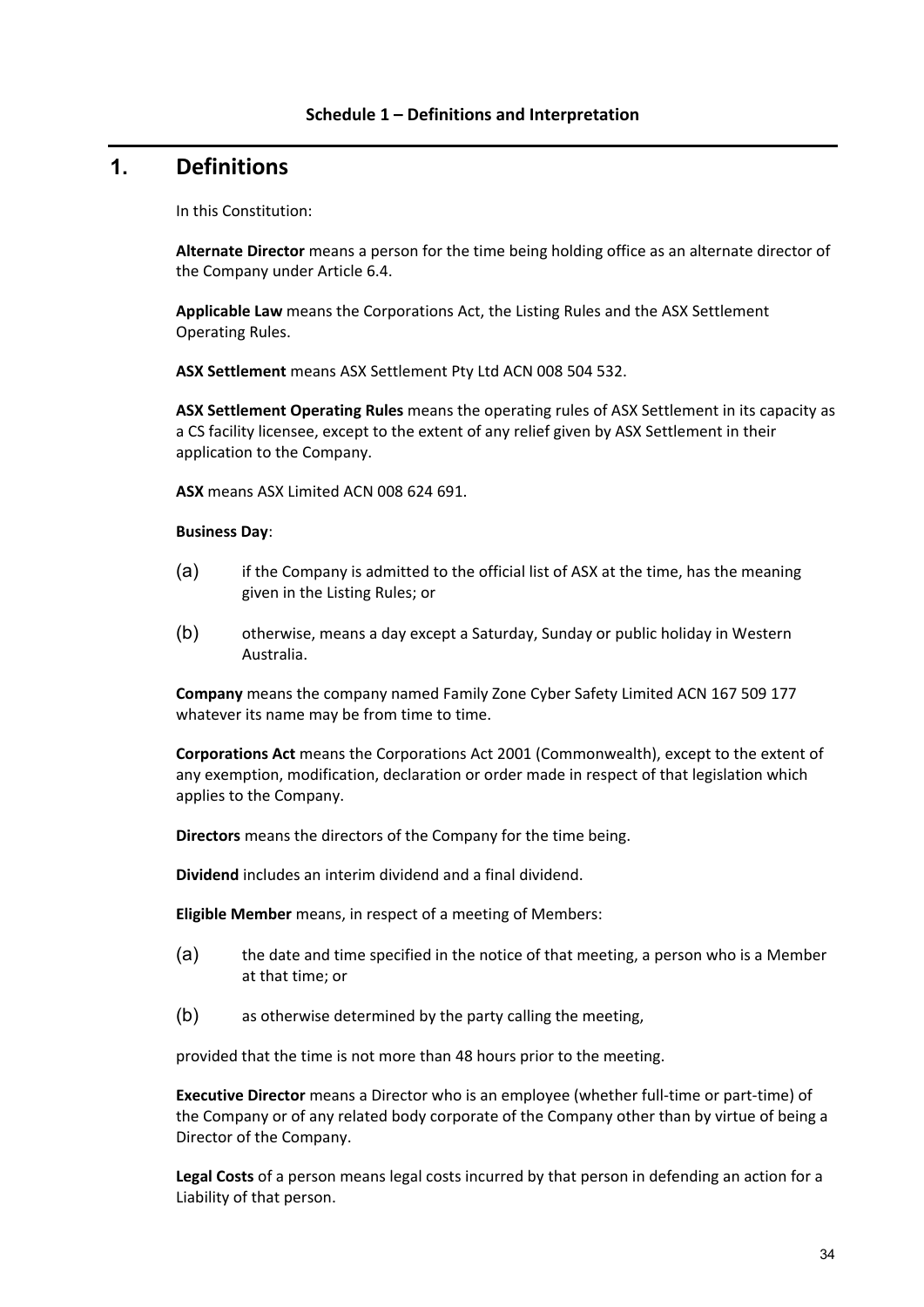**Schedule 1 – Definitions and Interpretation**

# 1. Definitions

In this Constitution:

**Alternate Director** means a person for the time being holding office as an alternate director of the Company under Article 6.4.

**Applicable Law** means the Corporations Act, the Listing Rules and the ASX Settlement Operating Rules.

**ASX Settlement** means ASX Settlement Pty Ltd ACN 008 504 532.

**ASX Settlement Operating Rules** means the operating rules of ASX Settlement in its capacity as a CS facility licensee, except to the extent of any relief given by ASX Settlement in their application to the Company.

**ASX** means ASX Limited ACN 008 624 691.

**Business Day**:

(a) if the Company is admitted to the official list of ASX at the time, has the meaning given in the Listing Rules; or

(b) otherwise, means a day except a Saturday, Sunday or public holiday in Western Australia.

**Company** means the company named Family Zone Cyber Safety Limited ACN 167 509 177 whatever its name may be from time to time.

**Corporations Act** means the Corporations Act 2001 (Commonwealth), except to the extent of any exemption, modification, declaration or order made in respect of that legislation which applies to the Company.

**Directors** means the directors of the Company for the time being.

**Dividend** includes an interim dividend and a final dividend.

**Eligible Member** means, in respect of a meeting of Members:

(a) the date and time specified in the notice of that meeting, a person who is a Member at that time; or

(b) as otherwise determined by the party calling the meeting,

provided that the time is not more than 48 hours prior to the meeting.

**Executive Director** means a Director who is an employee (whether full-time or part-time) of the Company or of any related body corporate of the Company other than by virtue of being a Director of the Company.

**Legal Costs** of a person means legal costs incurred by that person in defending an action for a Liability of that person.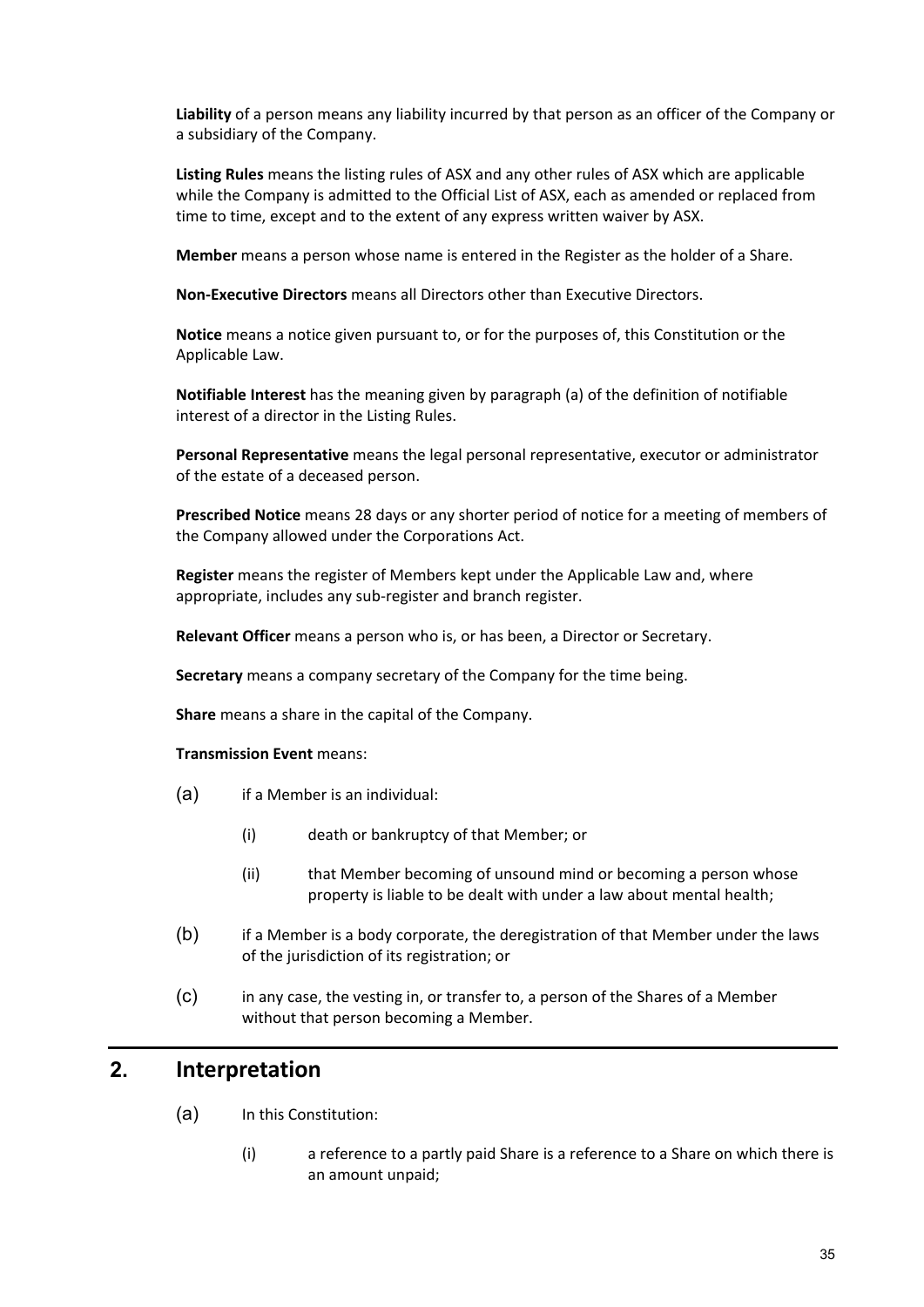**Liability** of a person means any liability incurred by that person as an officer of the Company or a subsidiary of the Company.

**Listing Rules** means the listing rules of ASX and any other rules of ASX which are applicable while the Company is admitted to the Official List of ASX, each as amended or replaced from time to time, except and to the extent of any express written waiver by ASX.

**Member** means a person whose name is entered in the Register as the holder of a Share.

**Non-Executive Directors** means all Directors other than Executive Directors.

**Notice** means a notice given pursuant to, or for the purposes of, this Constitution or the Applicable Law.

**Notifiable Interest** has the meaning given by paragraph (a) of the definition of notifiable interest of a director in the Listing Rules.

**Personal Representative** means the legal personal representative, executor or administrator of the estate of a deceased person.

**Prescribed Notice** means 28 days or any shorter period of notice for a meeting of members of the Company allowed under the Corporations Act.

**Register** means the register of Members kept under the Applicable Law and, where appropriate, includes any sub-register and branch register.

**Relevant Officer** means a person who is, or has been, a Director or Secretary.

**Secretary** means a company secretary of the Company for the time being.

**Share** means a share in the capital of the Company.

**Transmission Event** means:

(a) if a Member is an individual:

  (i) death or bankruptcy of that Member; or

  (ii) that Member becoming of unsound mind or becoming a person whose property is liable to be dealt with under a law about mental health;

(b) if a Member is a body corporate, the deregistration of that Member under the laws of the jurisdiction of its registration; or

(c) in any case, the vesting in, or transfer to, a person of the Shares of a Member without that person becoming a Member.

## 2. Interpretation

(a) In this Constitution:

  (i) a reference to a partly paid Share is a reference to a Share on which there is an amount unpaid;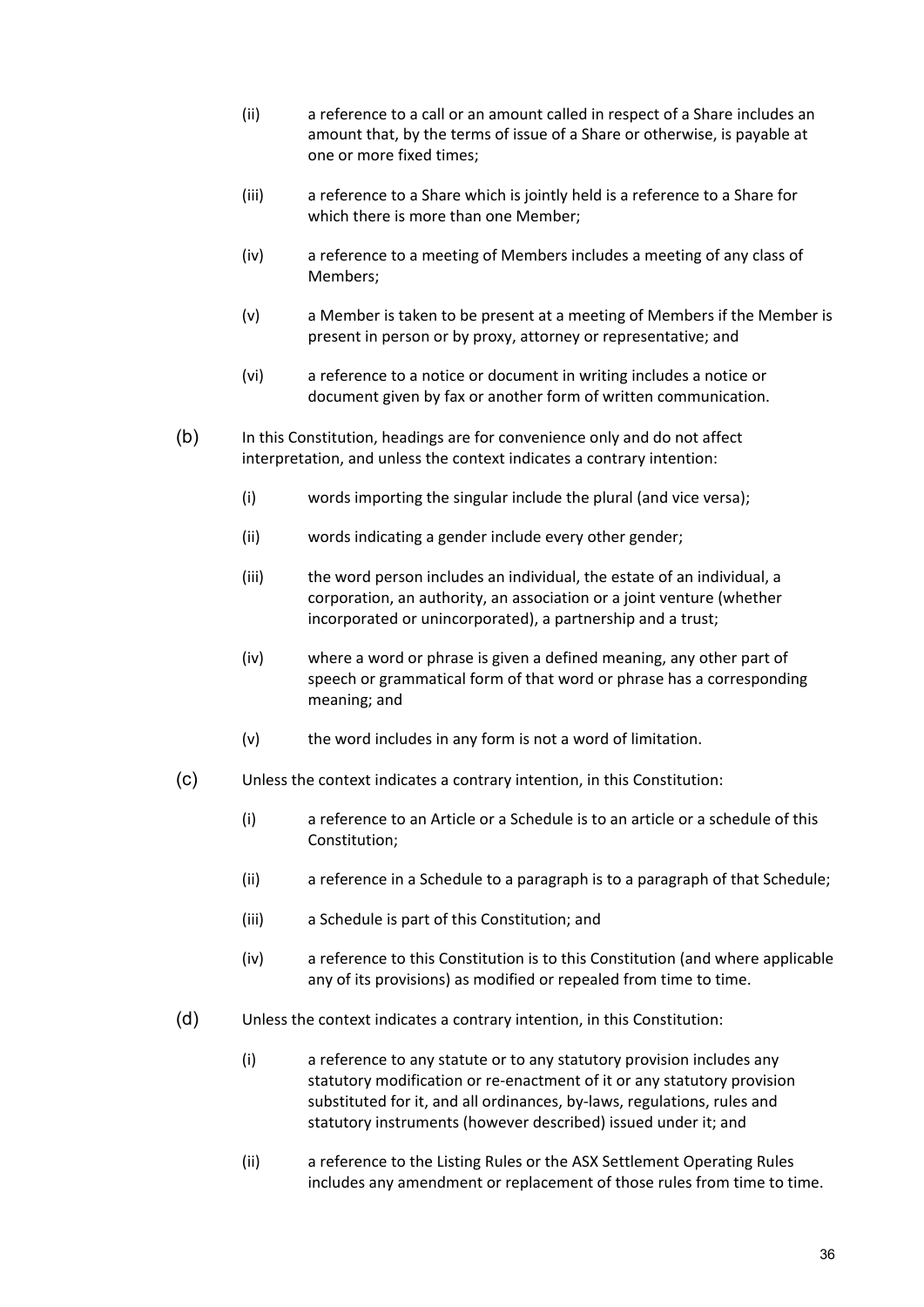(ii) a reference to a call or an amount called in respect of a Share includes an amount that, by the terms of issue of a Share or otherwise, is payable at one or more fixed times;

(iii) a reference to a Share which is jointly held is a reference to a Share for which there is more than one Member;

(iv) a reference to a meeting of Members includes a meeting of any class of Members;

(v) a Member is taken to be present at a meeting of Members if the Member is present in person or by proxy, attorney or representative; and

(vi) a reference to a notice or document in writing includes a notice or document given by fax or another form of written communication.

(b) In this Constitution, headings are for convenience only and do not affect interpretation, and unless the context indicates a contrary intention:

(i) words importing the singular include the plural (and vice versa);

(ii) words indicating a gender include every other gender;

(iii) the word person includes an individual, the estate of an individual, a corporation, an authority, an association or a joint venture (whether incorporated or unincorporated), a partnership and a trust;

(iv) where a word or phrase is given a defined meaning, any other part of speech or grammatical form of that word or phrase has a corresponding meaning; and

(v) the word includes in any form is not a word of limitation.

(c) Unless the context indicates a contrary intention, in this Constitution:

(i) a reference to an Article or a Schedule is to an article or a schedule of this Constitution;

(ii) a reference in a Schedule to a paragraph is to a paragraph of that Schedule;

(iii) a Schedule is part of this Constitution; and

(iv) a reference to this Constitution is to this Constitution (and where applicable any of its provisions) as modified or repealed from time to time.

(d) Unless the context indicates a contrary intention, in this Constitution:

(i) a reference to any statute or to any statutory provision includes any statutory modification or re-enactment of it or any statutory provision substituted for it, and all ordinances, by-laws, regulations, rules and statutory instruments (however described) issued under it; and

(ii) a reference to the Listing Rules or the ASX Settlement Operating Rules includes any amendment or replacement of those rules from time to time.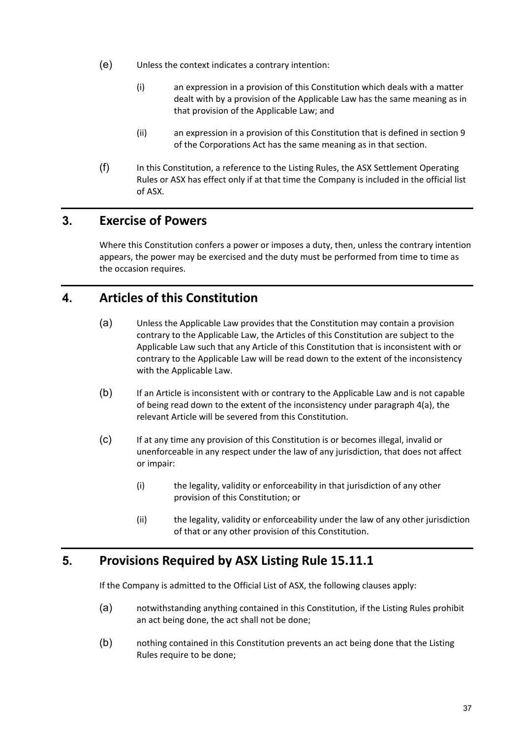(e) Unless the context indicates a contrary intention:

   (i) an expression in a provision of this Constitution which deals with a matter dealt with by a provision of the Applicable Law has the same meaning as in that provision of the Applicable Law; and

   (ii) an expression in a provision of this Constitution that is defined in section 9 of the Corporations Act has the same meaning as in that section.

(f) In this Constitution, a reference to the Listing Rules, the ASX Settlement Operating Rules or ASX has effect only if at that time the Company is included in the official list of ASX.

## 3. Exercise of Powers

Where this Constitution confers a power or imposes a duty, then, unless the contrary intention appears, the power may be exercised and the duty must be performed from time to time as the occasion requires.

## 4. Articles of this Constitution

(a) Unless the Applicable Law provides that the Constitution may contain a provision contrary to the Applicable Law, the Articles of this Constitution are subject to the Applicable Law such that any Article of this Constitution that is inconsistent with or contrary to the Applicable Law will be read down to the extent of the inconsistency with the Applicable Law.

(b) If an Article is inconsistent with or contrary to the Applicable Law and is not capable of being read down to the extent of the inconsistency under paragraph 4(a), the relevant Article will be severed from this Constitution.

(c) If at any time any provision of this Constitution is or becomes illegal, invalid or unenforceable in any respect under the law of any jurisdiction, that does not affect or impair:

   (i) the legality, validity or enforceability in that jurisdiction of any other provision of this Constitution; or

   (ii) the legality, validity or enforceability under the law of any other jurisdiction of that or any other provision of this Constitution.

## 5. Provisions Required by ASX Listing Rule 15.11.1

If the Company is admitted to the Official List of ASX, the following clauses apply:

(a) notwithstanding anything contained in this Constitution, if the Listing Rules prohibit an act being done, the act shall not be done;

(b) nothing contained in this Constitution prevents an act being done that the Listing Rules require to be done;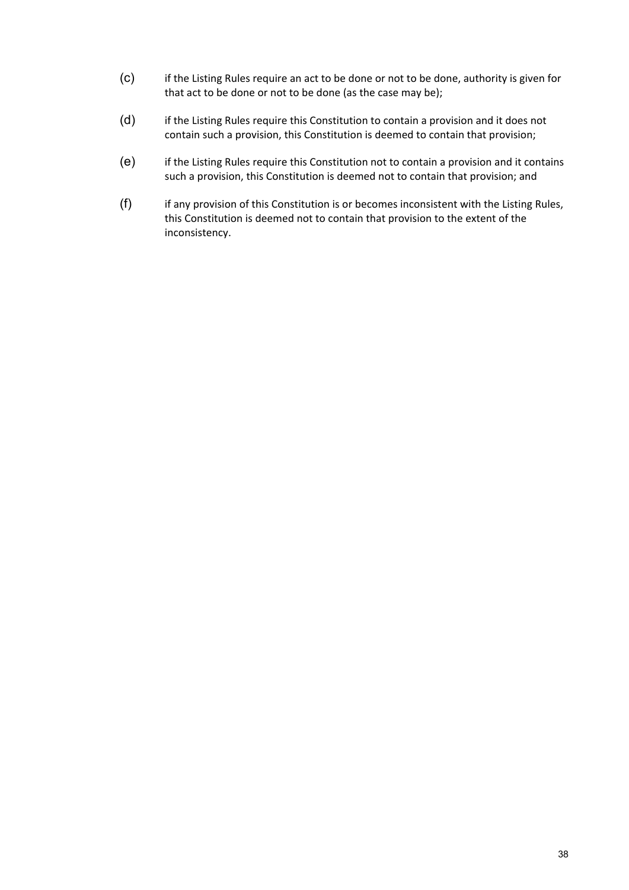(c) if the Listing Rules require an act to be done or not to be done, authority is given for that act to be done or not to be done (as the case may be);

(d) if the Listing Rules require this Constitution to contain a provision and it does not contain such a provision, this Constitution is deemed to contain that provision;

(e) if the Listing Rules require this Constitution not to contain a provision and it contains such a provision, this Constitution is deemed not to contain that provision; and

(f) if any provision of this Constitution is or becomes inconsistent with the Listing Rules, this Constitution is deemed not to contain that provision to the extent of the inconsistency.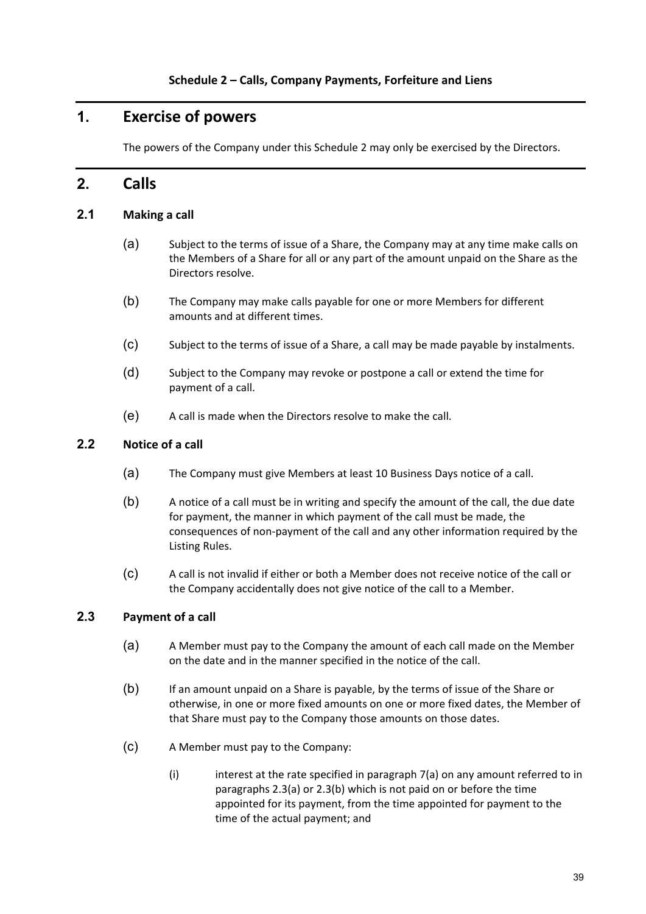**Schedule 2 – Calls, Company Payments, Forfeiture and Liens**

# 1. Exercise of powers

The powers of the Company under this Schedule 2 may only be exercised by the Directors.

# 2. Calls

## 2.1 Making a call

(a) Subject to the terms of issue of a Share, the Company may at any time make calls on the Members of a Share for all or any part of the amount unpaid on the Share as the Directors resolve.

(b) The Company may make calls payable for one or more Members for different amounts and at different times.

(c) Subject to the terms of issue of a Share, a call may be made payable by instalments.

(d) Subject to the Company may revoke or postpone a call or extend the time for payment of a call.

(e) A call is made when the Directors resolve to make the call.

## 2.2 Notice of a call

(a) The Company must give Members at least 10 Business Days notice of a call.

(b) A notice of a call must be in writing and specify the amount of the call, the due date for payment, the manner in which payment of the call must be made, the consequences of non-payment of the call and any other information required by the Listing Rules.

(c) A call is not invalid if either or both a Member does not receive notice of the call or the Company accidentally does not give notice of the call to a Member.

## 2.3 Payment of a call

(a) A Member must pay to the Company the amount of each call made on the Member on the date and in the manner specified in the notice of the call.

(b) If an amount unpaid on a Share is payable, by the terms of issue of the Share or otherwise, in one or more fixed amounts on one or more fixed dates, the Member of that Share must pay to the Company those amounts on those dates.

(c) A Member must pay to the Company:

(i) interest at the rate specified in paragraph 7(a) on any amount referred to in paragraphs 2.3(a) or 2.3(b) which is not paid on or before the time appointed for its payment, from the time appointed for payment to the time of the actual payment; and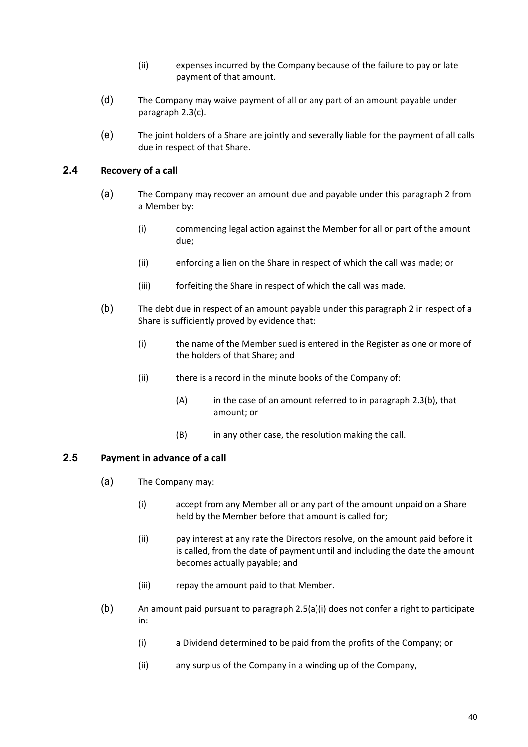(ii) expenses incurred by the Company because of the failure to pay or late payment of that amount.

(d) The Company may waive payment of all or any part of an amount payable under paragraph 2.3(c).

(e) The joint holders of a Share are jointly and severally liable for the payment of all calls due in respect of that Share.

### 2.4 Recovery of a call

(a) The Company may recover an amount due and payable under this paragraph 2 from a Member by:

- (i) commencing legal action against the Member for all or part of the amount due;
- (ii) enforcing a lien on the Share in respect of which the call was made; or
- (iii) forfeiting the Share in respect of which the call was made.

(b) The debt due in respect of an amount payable under this paragraph 2 in respect of a Share is sufficiently proved by evidence that:

- (i) the name of the Member sued is entered in the Register as one or more of the holders of that Share; and
- (ii) there is a record in the minute books of the Company of:
  - (A) in the case of an amount referred to in paragraph 2.3(b), that amount; or
  - (B) in any other case, the resolution making the call.

### 2.5 Payment in advance of a call

(a) The Company may:

- (i) accept from any Member all or any part of the amount unpaid on a Share held by the Member before that amount is called for;
- (ii) pay interest at any rate the Directors resolve, on the amount paid before it is called, from the date of payment until and including the date the amount becomes actually payable; and
- (iii) repay the amount paid to that Member.

(b) An amount paid pursuant to paragraph 2.5(a)(i) does not confer a right to participate in:

- (i) a Dividend determined to be paid from the profits of the Company; or
- (ii) any surplus of the Company in a winding up of the Company,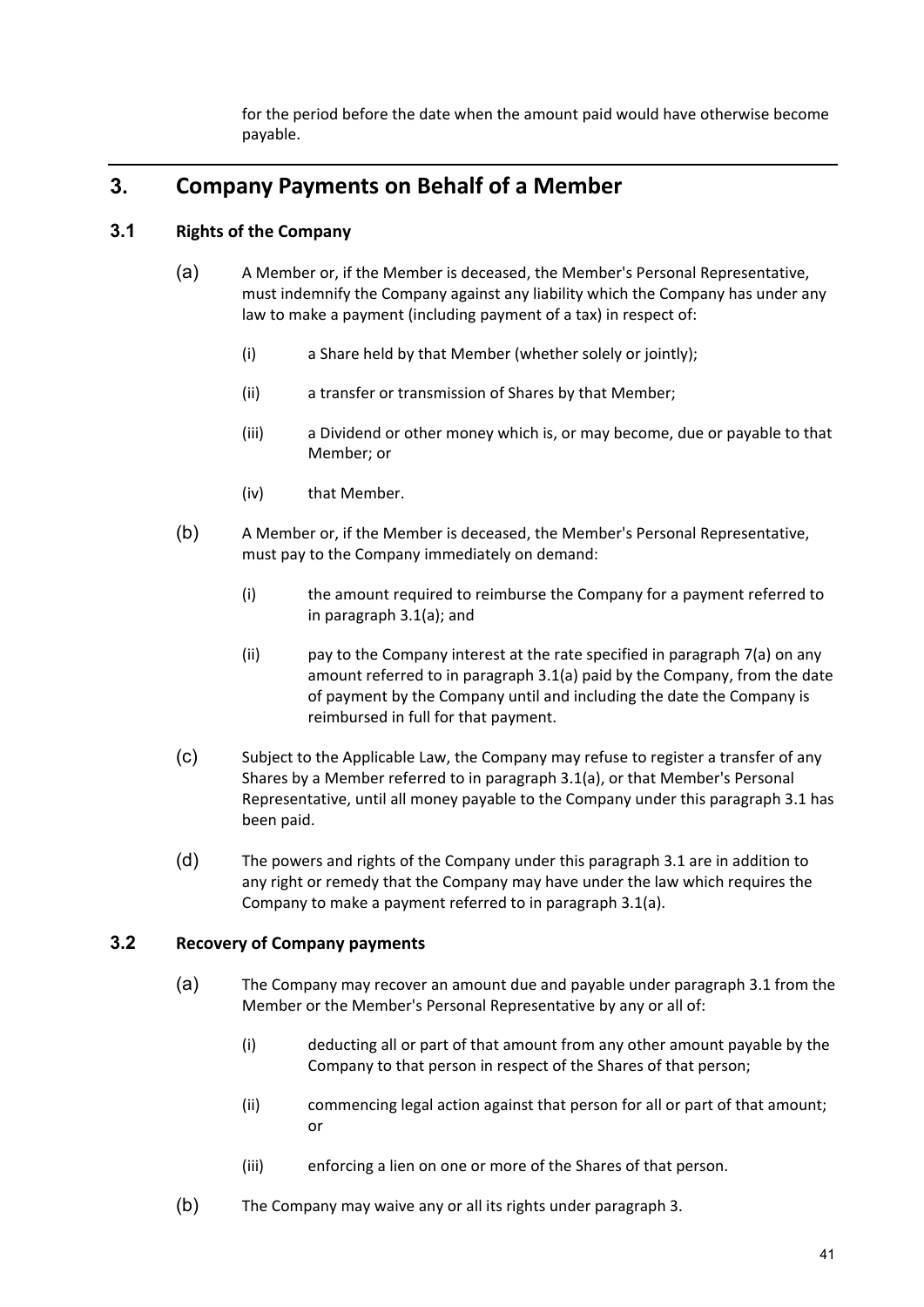for the period before the date when the amount paid would have otherwise become payable.

## 3. Company Payments on Behalf of a Member

### 3.1 Rights of the Company

(a) A Member or, if the Member is deceased, the Member's Personal Representative, must indemnify the Company against any liability which the Company has under any law to make a payment (including payment of a tax) in respect of:

(i) a Share held by that Member (whether solely or jointly);

(ii) a transfer or transmission of Shares by that Member;

(iii) a Dividend or other money which is, or may become, due or payable to that Member; or

(iv) that Member.

(b) A Member or, if the Member is deceased, the Member's Personal Representative, must pay to the Company immediately on demand:

(i) the amount required to reimburse the Company for a payment referred to in paragraph 3.1(a); and

(ii) pay to the Company interest at the rate specified in paragraph 7(a) on any amount referred to in paragraph 3.1(a) paid by the Company, from the date of payment by the Company until and including the date the Company is reimbursed in full for that payment.

(c) Subject to the Applicable Law, the Company may refuse to register a transfer of any Shares by a Member referred to in paragraph 3.1(a), or that Member's Personal Representative, until all money payable to the Company under this paragraph 3.1 has been paid.

(d) The powers and rights of the Company under this paragraph 3.1 are in addition to any right or remedy that the Company may have under the law which requires the Company to make a payment referred to in paragraph 3.1(a).

### 3.2 Recovery of Company payments

(a) The Company may recover an amount due and payable under paragraph 3.1 from the Member or the Member's Personal Representative by any or all of:

(i) deducting all or part of that amount from any other amount payable by the Company to that person in respect of the Shares of that person;

(ii) commencing legal action against that person for all or part of that amount; or

(iii) enforcing a lien on one or more of the Shares of that person.

(b) The Company may waive any or all its rights under paragraph 3.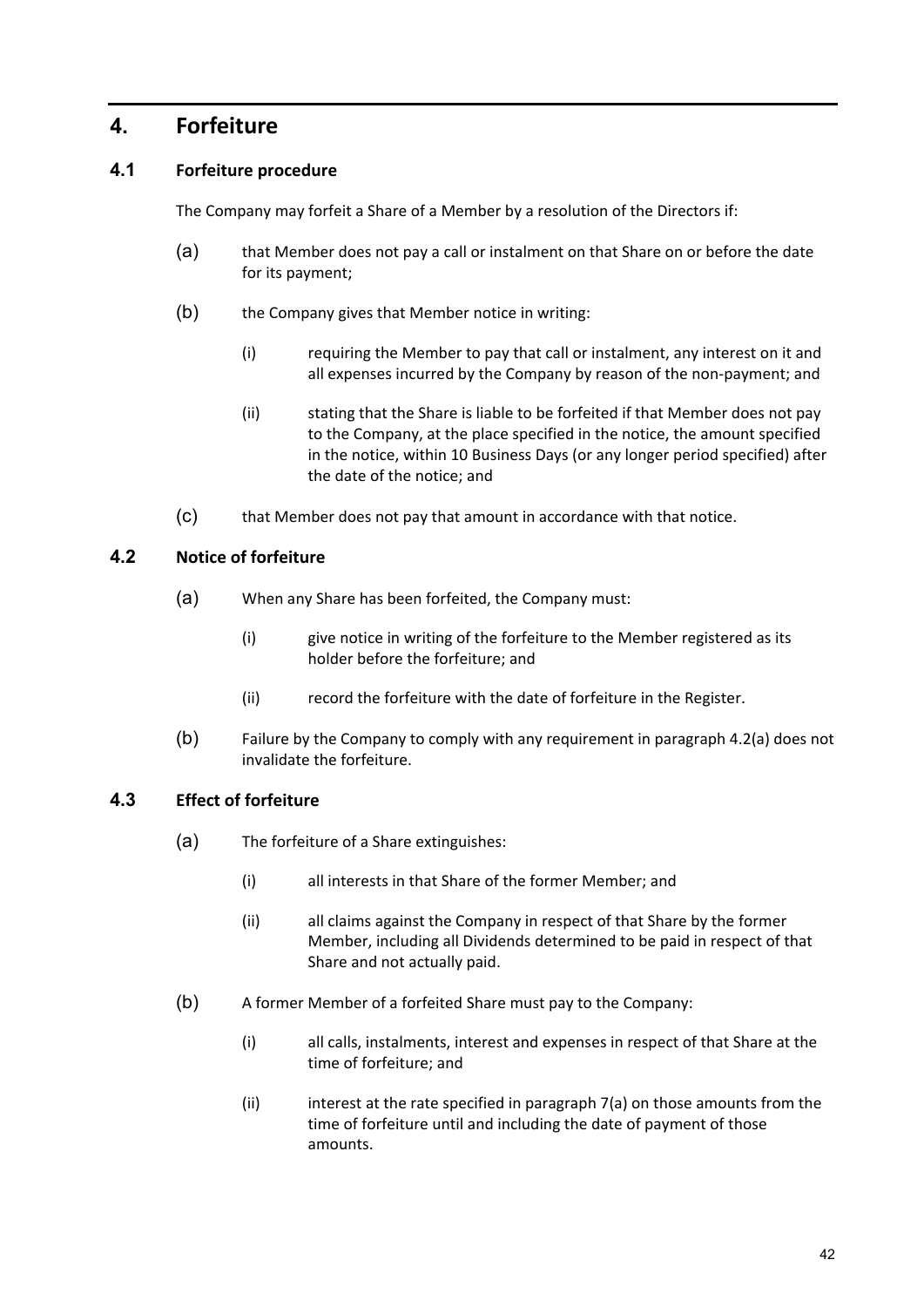## 4. Forfeiture

### 4.1 Forfeiture procedure

The Company may forfeit a Share of a Member by a resolution of the Directors if:

(a) that Member does not pay a call or instalment on that Share on or before the date for its payment;

(b) the Company gives that Member notice in writing:

   (i) requiring the Member to pay that call or instalment, any interest on it and all expenses incurred by the Company by reason of the non-payment; and

   (ii) stating that the Share is liable to be forfeited if that Member does not pay to the Company, at the place specified in the notice, the amount specified in the notice, within 10 Business Days (or any longer period specified) after the date of the notice; and

(c) that Member does not pay that amount in accordance with that notice.

### 4.2 Notice of forfeiture

(a) When any Share has been forfeited, the Company must:

   (i) give notice in writing of the forfeiture to the Member registered as its holder before the forfeiture; and

   (ii) record the forfeiture with the date of forfeiture in the Register.

(b) Failure by the Company to comply with any requirement in paragraph 4.2(a) does not invalidate the forfeiture.

### 4.3 Effect of forfeiture

(a) The forfeiture of a Share extinguishes:

   (i) all interests in that Share of the former Member; and

   (ii) all claims against the Company in respect of that Share by the former Member, including all Dividends determined to be paid in respect of that Share and not actually paid.

(b) A former Member of a forfeited Share must pay to the Company:

   (i) all calls, instalments, interest and expenses in respect of that Share at the time of forfeiture; and

   (ii) interest at the rate specified in paragraph 7(a) on those amounts from the time of forfeiture until and including the date of payment of those amounts.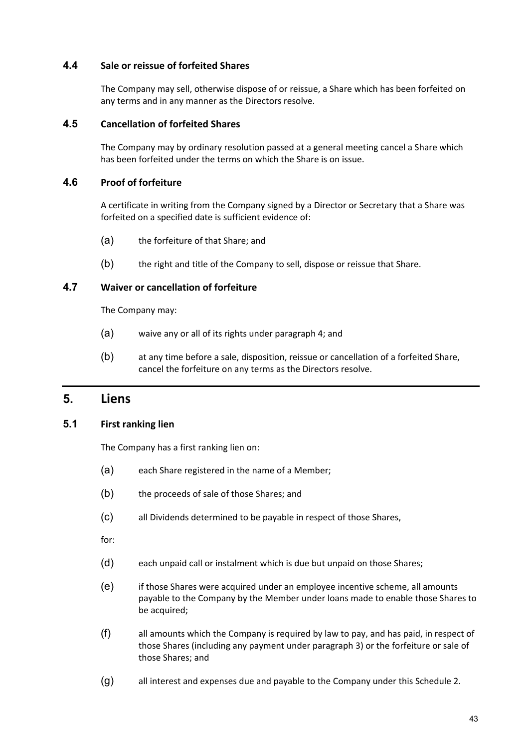### 4.4 Sale or reissue of forfeited Shares

The Company may sell, otherwise dispose of or reissue, a Share which has been forfeited on any terms and in any manner as the Directors resolve.

### 4.5 Cancellation of forfeited Shares

The Company may by ordinary resolution passed at a general meeting cancel a Share which has been forfeited under the terms on which the Share is on issue.

### 4.6 Proof of forfeiture

A certificate in writing from the Company signed by a Director or Secretary that a Share was forfeited on a specified date is sufficient evidence of:

(a) the forfeiture of that Share; and

(b) the right and title of the Company to sell, dispose or reissue that Share.

### 4.7 Waiver or cancellation of forfeiture

The Company may:

(a) waive any or all of its rights under paragraph 4; and

(b) at any time before a sale, disposition, reissue or cancellation of a forfeited Share, cancel the forfeiture on any terms as the Directors resolve.

## 5. Liens

### 5.1 First ranking lien

The Company has a first ranking lien on:

(a) each Share registered in the name of a Member;

(b) the proceeds of sale of those Shares; and

(c) all Dividends determined to be payable in respect of those Shares,

for:

(d) each unpaid call or instalment which is due but unpaid on those Shares;

(e) if those Shares were acquired under an employee incentive scheme, all amounts payable to the Company by the Member under loans made to enable those Shares to be acquired;

(f) all amounts which the Company is required by law to pay, and has paid, in respect of those Shares (including any payment under paragraph 3) or the forfeiture or sale of those Shares; and

(g) all interest and expenses due and payable to the Company under this Schedule 2.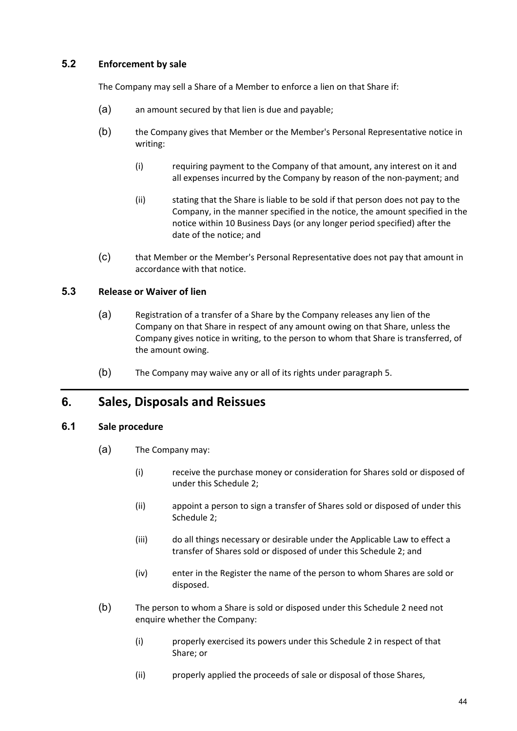### 5.2 Enforcement by sale

The Company may sell a Share of a Member to enforce a lien on that Share if:

(a) an amount secured by that lien is due and payable;

(b) the Company gives that Member or the Member's Personal Representative notice in writing:

  (i) requiring payment to the Company of that amount, any interest on it and all expenses incurred by the Company by reason of the non-payment; and

  (ii) stating that the Share is liable to be sold if that person does not pay to the Company, in the manner specified in the notice, the amount specified in the notice within 10 Business Days (or any longer period specified) after the date of the notice; and

(c) that Member or the Member's Personal Representative does not pay that amount in accordance with that notice.

### 5.3 Release or Waiver of lien

(a) Registration of a transfer of a Share by the Company releases any lien of the Company on that Share in respect of any amount owing on that Share, unless the Company gives notice in writing, to the person to whom that Share is transferred, of the amount owing.

(b) The Company may waive any or all of its rights under paragraph 5.

## 6. Sales, Disposals and Reissues

### 6.1 Sale procedure

(a) The Company may:

  (i) receive the purchase money or consideration for Shares sold or disposed of under this Schedule 2;

  (ii) appoint a person to sign a transfer of Shares sold or disposed of under this Schedule 2;

  (iii) do all things necessary or desirable under the Applicable Law to effect a transfer of Shares sold or disposed of under this Schedule 2; and

  (iv) enter in the Register the name of the person to whom Shares are sold or disposed.

(b) The person to whom a Share is sold or disposed under this Schedule 2 need not enquire whether the Company:

  (i) properly exercised its powers under this Schedule 2 in respect of that Share; or

  (ii) properly applied the proceeds of sale or disposal of those Shares,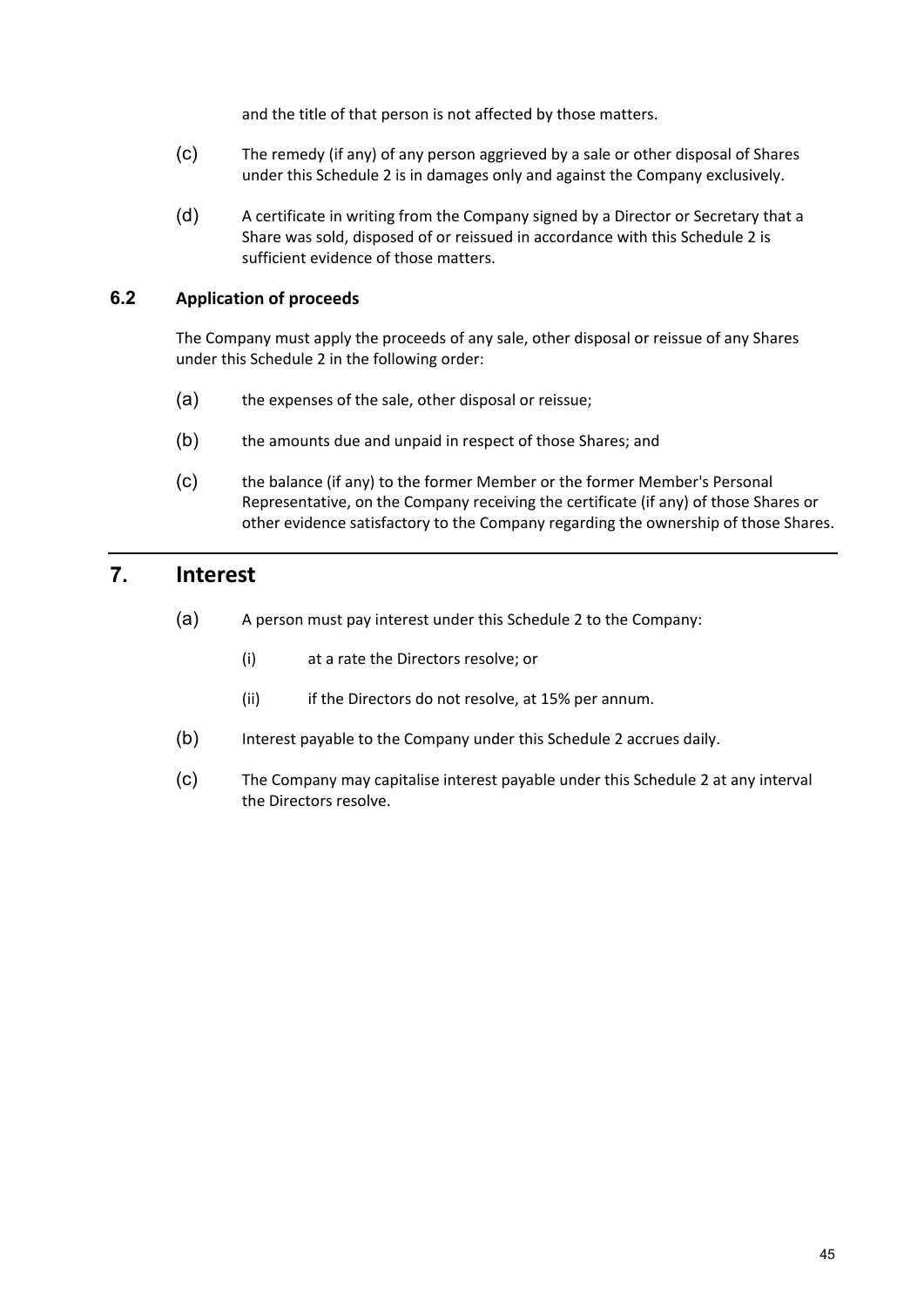and the title of that person is not affected by those matters.

(c) The remedy (if any) of any person aggrieved by a sale or other disposal of Shares under this Schedule 2 is in damages only and against the Company exclusively.

(d) A certificate in writing from the Company signed by a Director or Secretary that a Share was sold, disposed of or reissued in accordance with this Schedule 2 is sufficient evidence of those matters.

### 6.2 Application of proceeds

The Company must apply the proceeds of any sale, other disposal or reissue of any Shares under this Schedule 2 in the following order:

(a) the expenses of the sale, other disposal or reissue;

(b) the amounts due and unpaid in respect of those Shares; and

(c) the balance (if any) to the former Member or the former Member's Personal Representative, on the Company receiving the certificate (if any) of those Shares or other evidence satisfactory to the Company regarding the ownership of those Shares.

## 7. Interest

(a) A person must pay interest under this Schedule 2 to the Company:

  (i) at a rate the Directors resolve; or

  (ii) if the Directors do not resolve, at 15% per annum.

(b) Interest payable to the Company under this Schedule 2 accrues daily.

(c) The Company may capitalise interest payable under this Schedule 2 at any interval the Directors resolve.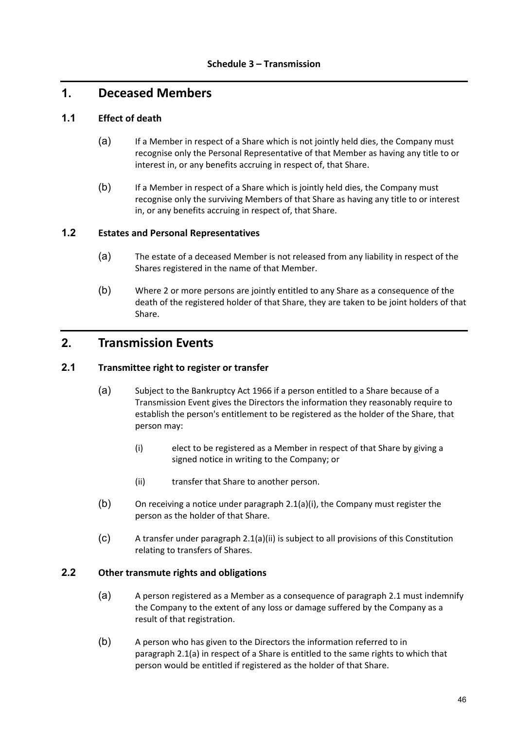**Schedule 3 – Transmission**

# 1. Deceased Members

## 1.1 Effect of death

(a) If a Member in respect of a Share which is not jointly held dies, the Company must recognise only the Personal Representative of that Member as having any title to or interest in, or any benefits accruing in respect of, that Share.

(b) If a Member in respect of a Share which is jointly held dies, the Company must recognise only the surviving Members of that Share as having any title to or interest in, or any benefits accruing in respect of, that Share.

## 1.2 Estates and Personal Representatives

(a) The estate of a deceased Member is not released from any liability in respect of the Shares registered in the name of that Member.

(b) Where 2 or more persons are jointly entitled to any Share as a consequence of the death of the registered holder of that Share, they are taken to be joint holders of that Share.

# 2. Transmission Events

## 2.1 Transmittee right to register or transfer

(a) Subject to the Bankruptcy Act 1966 if a person entitled to a Share because of a Transmission Event gives the Directors the information they reasonably require to establish the person's entitlement to be registered as the holder of the Share, that person may:

   (i) elect to be registered as a Member in respect of that Share by giving a signed notice in writing to the Company; or

   (ii) transfer that Share to another person.

(b) On receiving a notice under paragraph 2.1(a)(i), the Company must register the person as the holder of that Share.

(c) A transfer under paragraph 2.1(a)(ii) is subject to all provisions of this Constitution relating to transfers of Shares.

## 2.2 Other transmute rights and obligations

(a) A person registered as a Member as a consequence of paragraph 2.1 must indemnify the Company to the extent of any loss or damage suffered by the Company as a result of that registration.

(b) A person who has given to the Directors the information referred to in paragraph 2.1(a) in respect of a Share is entitled to the same rights to which that person would be entitled if registered as the holder of that Share.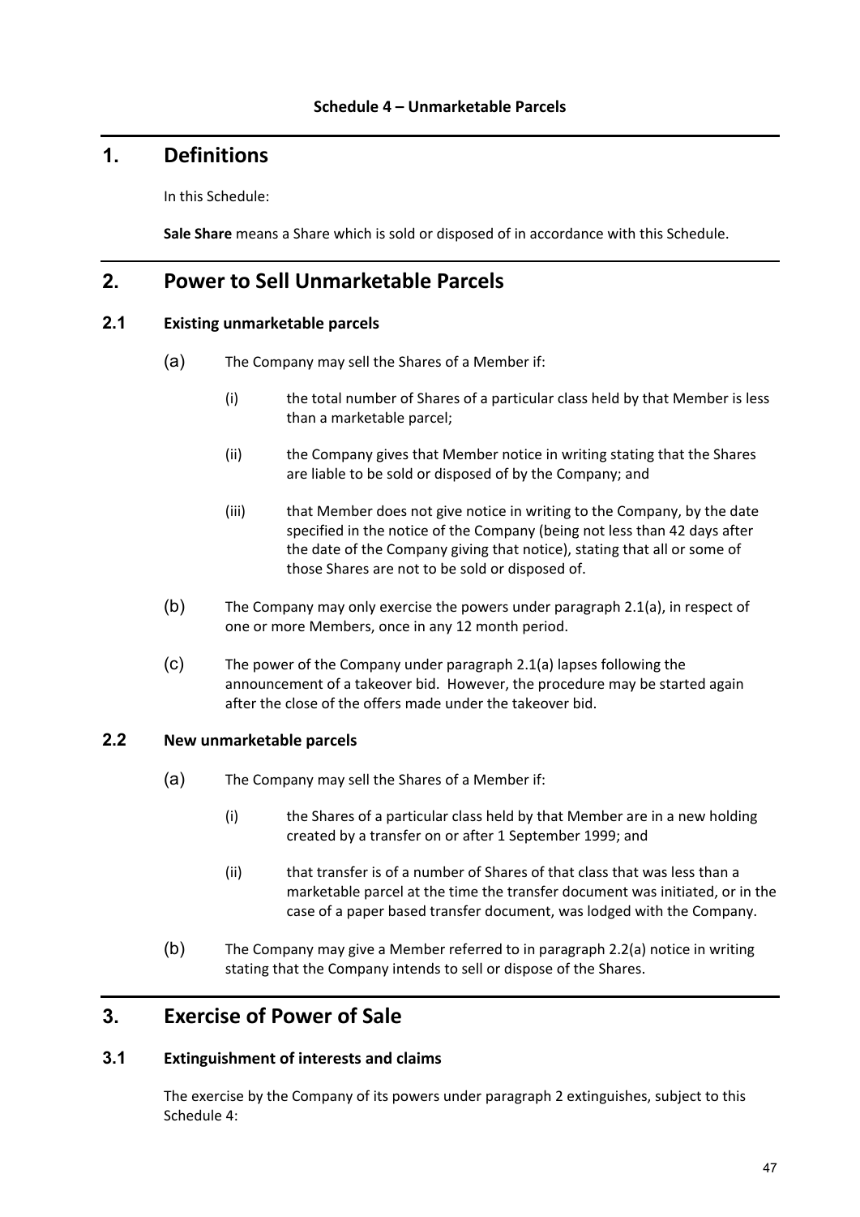**Schedule 4 – Unmarketable Parcels**

# 1. Definitions

In this Schedule:

**Sale Share** means a Share which is sold or disposed of in accordance with this Schedule.

# 2. Power to Sell Unmarketable Parcels

## 2.1 Existing unmarketable parcels

(a) The Company may sell the Shares of a Member if:

  (i) the total number of Shares of a particular class held by that Member is less than a marketable parcel;

  (ii) the Company gives that Member notice in writing stating that the Shares are liable to be sold or disposed of by the Company; and

  (iii) that Member does not give notice in writing to the Company, by the date specified in the notice of the Company (being not less than 42 days after the date of the Company giving that notice), stating that all or some of those Shares are not to be sold or disposed of.

(b) The Company may only exercise the powers under paragraph 2.1(a), in respect of one or more Members, once in any 12 month period.

(c) The power of the Company under paragraph 2.1(a) lapses following the announcement of a takeover bid. However, the procedure may be started again after the close of the offers made under the takeover bid.

## 2.2 New unmarketable parcels

(a) The Company may sell the Shares of a Member if:

  (i) the Shares of a particular class held by that Member are in a new holding created by a transfer on or after 1 September 1999; and

  (ii) that transfer is of a number of Shares of that class that was less than a marketable parcel at the time the transfer document was initiated, or in the case of a paper based transfer document, was lodged with the Company.

(b) The Company may give a Member referred to in paragraph 2.2(a) notice in writing stating that the Company intends to sell or dispose of the Shares.

# 3. Exercise of Power of Sale

## 3.1 Extinguishment of interests and claims

The exercise by the Company of its powers under paragraph 2 extinguishes, subject to this Schedule 4: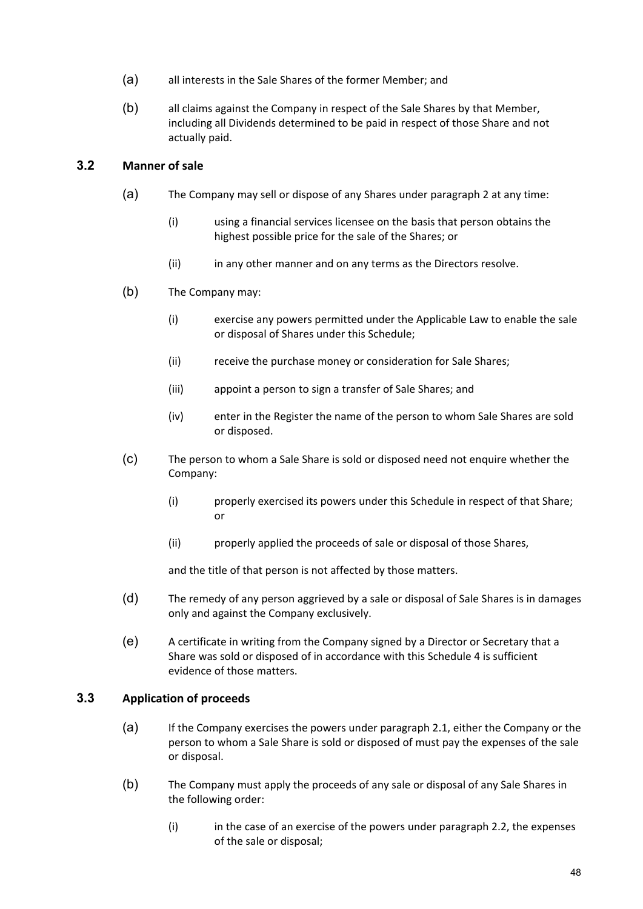(a) all interests in the Sale Shares of the former Member; and

(b) all claims against the Company in respect of the Sale Shares by that Member, including all Dividends determined to be paid in respect of those Share and not actually paid.

### 3.2 Manner of sale

(a) The Company may sell or dispose of any Shares under paragraph 2 at any time:

(i) using a financial services licensee on the basis that person obtains the highest possible price for the sale of the Shares; or

(ii) in any other manner and on any terms as the Directors resolve.

(b) The Company may:

(i) exercise any powers permitted under the Applicable Law to enable the sale or disposal of Shares under this Schedule;

(ii) receive the purchase money or consideration for Sale Shares;

(iii) appoint a person to sign a transfer of Sale Shares; and

(iv) enter in the Register the name of the person to whom Sale Shares are sold or disposed.

(c) The person to whom a Sale Share is sold or disposed need not enquire whether the Company:

(i) properly exercised its powers under this Schedule in respect of that Share; or

(ii) properly applied the proceeds of sale or disposal of those Shares,

and the title of that person is not affected by those matters.

(d) The remedy of any person aggrieved by a sale or disposal of Sale Shares is in damages only and against the Company exclusively.

(e) A certificate in writing from the Company signed by a Director or Secretary that a Share was sold or disposed of in accordance with this Schedule 4 is sufficient evidence of those matters.

### 3.3 Application of proceeds

(a) If the Company exercises the powers under paragraph 2.1, either the Company or the person to whom a Sale Share is sold or disposed of must pay the expenses of the sale or disposal.

(b) The Company must apply the proceeds of any sale or disposal of any Sale Shares in the following order:

(i) in the case of an exercise of the powers under paragraph 2.2, the expenses of the sale or disposal;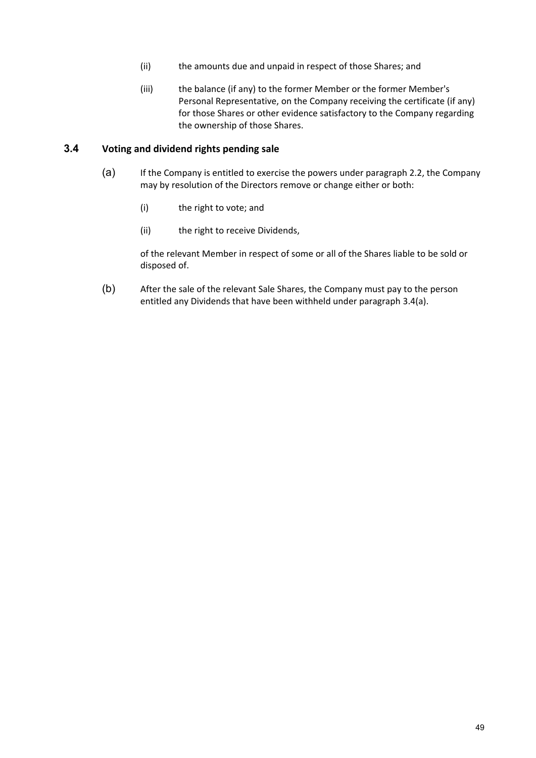(ii) the amounts due and unpaid in respect of those Shares; and

(iii) the balance (if any) to the former Member or the former Member's Personal Representative, on the Company receiving the certificate (if any) for those Shares or other evidence satisfactory to the Company regarding the ownership of those Shares.

### 3.4 Voting and dividend rights pending sale

(a) If the Company is entitled to exercise the powers under paragraph 2.2, the Company may by resolution of the Directors remove or change either or both:

(i) the right to vote; and

(ii) the right to receive Dividends,

of the relevant Member in respect of some or all of the Shares liable to be sold or disposed of.

(b) After the sale of the relevant Sale Shares, the Company must pay to the person entitled any Dividends that have been withheld under paragraph 3.4(a).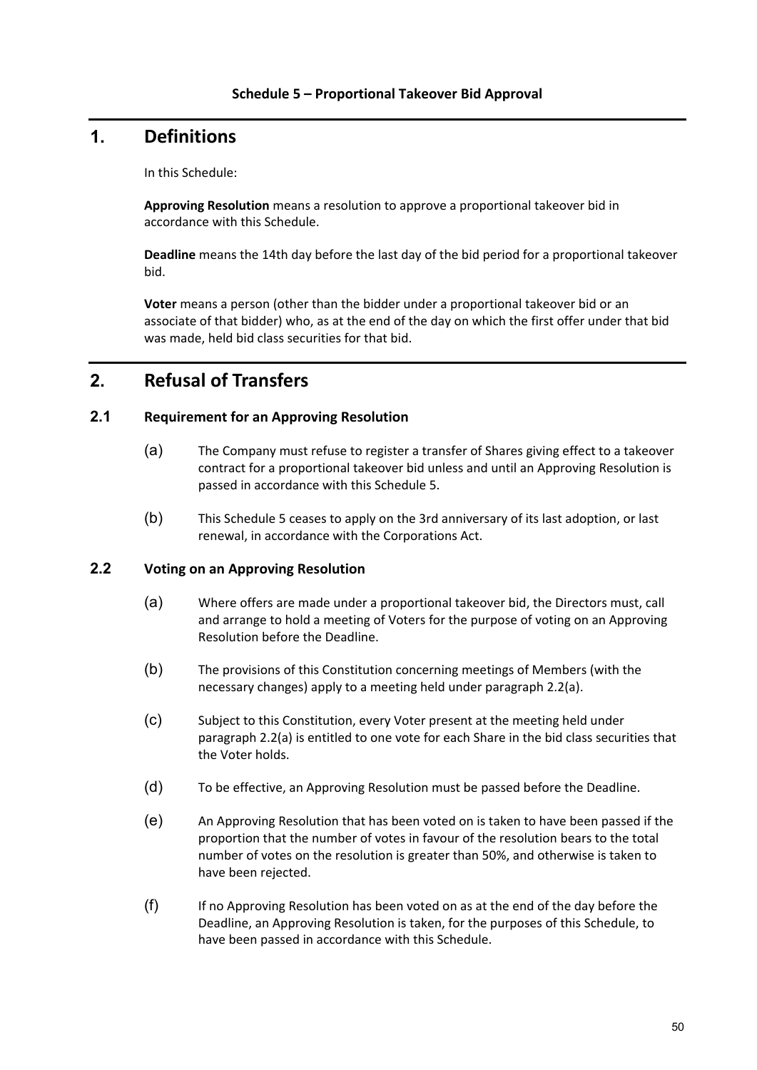**Schedule 5 – Proportional Takeover Bid Approval**

# 1. Definitions

In this Schedule:

**Approving Resolution** means a resolution to approve a proportional takeover bid in accordance with this Schedule.

**Deadline** means the 14th day before the last day of the bid period for a proportional takeover bid.

**Voter** means a person (other than the bidder under a proportional takeover bid or an associate of that bidder) who, as at the end of the day on which the first offer under that bid was made, held bid class securities for that bid.

# 2. Refusal of Transfers

## 2.1 Requirement for an Approving Resolution

(a) The Company must refuse to register a transfer of Shares giving effect to a takeover contract for a proportional takeover bid unless and until an Approving Resolution is passed in accordance with this Schedule 5.

(b) This Schedule 5 ceases to apply on the 3rd anniversary of its last adoption, or last renewal, in accordance with the Corporations Act.

## 2.2 Voting on an Approving Resolution

(a) Where offers are made under a proportional takeover bid, the Directors must, call and arrange to hold a meeting of Voters for the purpose of voting on an Approving Resolution before the Deadline.

(b) The provisions of this Constitution concerning meetings of Members (with the necessary changes) apply to a meeting held under paragraph 2.2(a).

(c) Subject to this Constitution, every Voter present at the meeting held under paragraph 2.2(a) is entitled to one vote for each Share in the bid class securities that the Voter holds.

(d) To be effective, an Approving Resolution must be passed before the Deadline.

(e) An Approving Resolution that has been voted on is taken to have been passed if the proportion that the number of votes in favour of the resolution bears to the total number of votes on the resolution is greater than 50%, and otherwise is taken to have been rejected.

(f) If no Approving Resolution has been voted on as at the end of the day before the Deadline, an Approving Resolution is taken, for the purposes of this Schedule, to have been passed in accordance with this Schedule.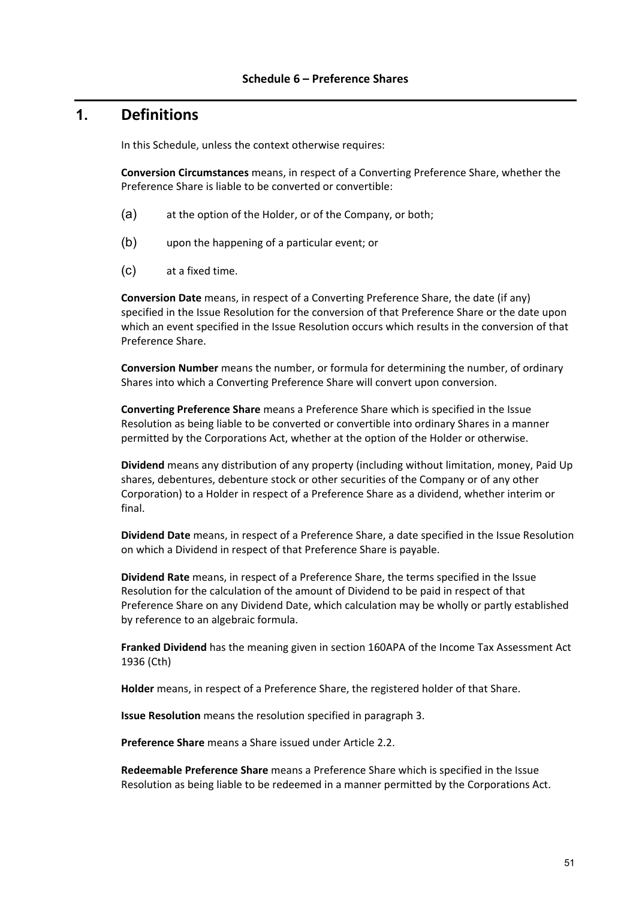## Schedule 6 – Preference Shares

# 1. Definitions

In this Schedule, unless the context otherwise requires:

**Conversion Circumstances** means, in respect of a Converting Preference Share, whether the Preference Share is liable to be converted or convertible:

(a) at the option of the Holder, or of the Company, or both;

(b) upon the happening of a particular event; or

(c) at a fixed time.

**Conversion Date** means, in respect of a Converting Preference Share, the date (if any) specified in the Issue Resolution for the conversion of that Preference Share or the date upon which an event specified in the Issue Resolution occurs which results in the conversion of that Preference Share.

**Conversion Number** means the number, or formula for determining the number, of ordinary Shares into which a Converting Preference Share will convert upon conversion.

**Converting Preference Share** means a Preference Share which is specified in the Issue Resolution as being liable to be converted or convertible into ordinary Shares in a manner permitted by the Corporations Act, whether at the option of the Holder or otherwise.

**Dividend** means any distribution of any property (including without limitation, money, Paid Up shares, debentures, debenture stock or other securities of the Company or of any other Corporation) to a Holder in respect of a Preference Share as a dividend, whether interim or final.

**Dividend Date** means, in respect of a Preference Share, a date specified in the Issue Resolution on which a Dividend in respect of that Preference Share is payable.

**Dividend Rate** means, in respect of a Preference Share, the terms specified in the Issue Resolution for the calculation of the amount of Dividend to be paid in respect of that Preference Share on any Dividend Date, which calculation may be wholly or partly established by reference to an algebraic formula.

**Franked Dividend** has the meaning given in section 160APA of the Income Tax Assessment Act 1936 (Cth)

**Holder** means, in respect of a Preference Share, the registered holder of that Share.

**Issue Resolution** means the resolution specified in paragraph 3.

**Preference Share** means a Share issued under Article 2.2.

**Redeemable Preference Share** means a Preference Share which is specified in the Issue Resolution as being liable to be redeemed in a manner permitted by the Corporations Act.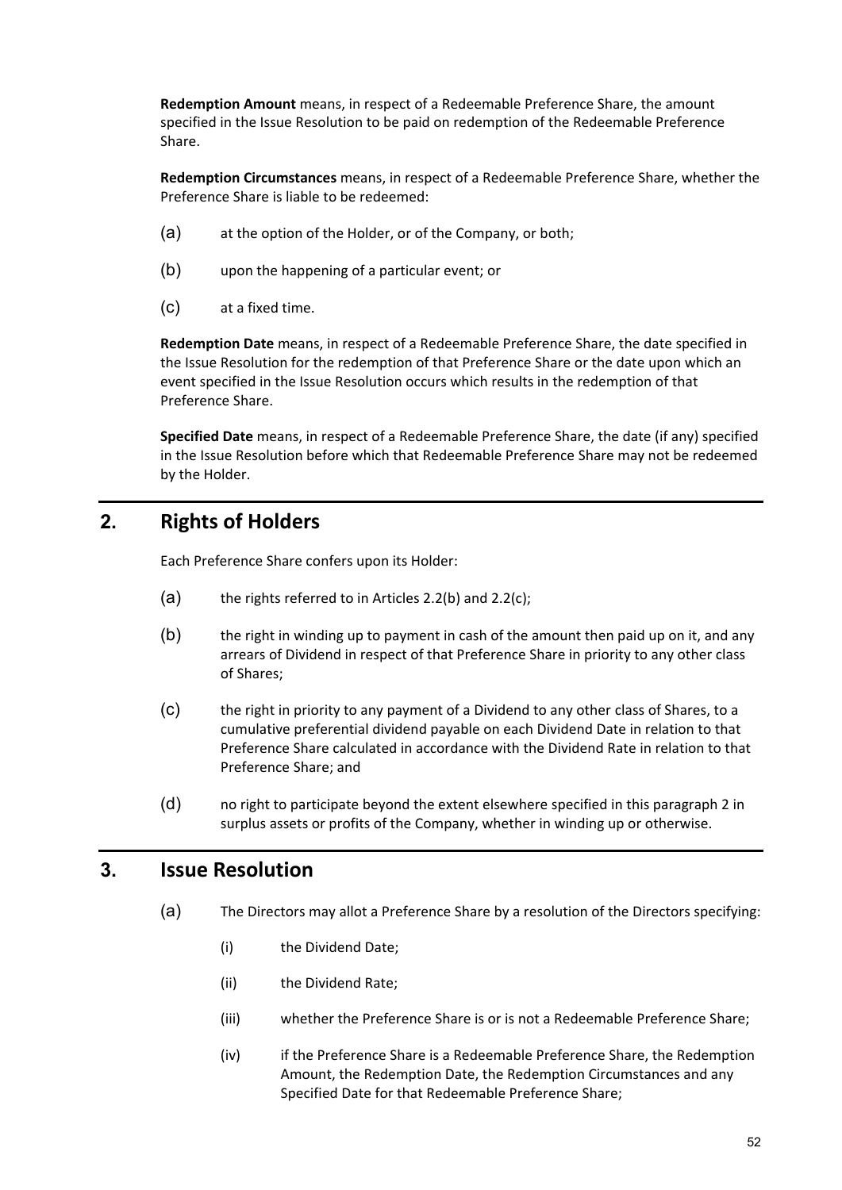**Redemption Amount** means, in respect of a Redeemable Preference Share, the amount specified in the Issue Resolution to be paid on redemption of the Redeemable Preference Share.

**Redemption Circumstances** means, in respect of a Redeemable Preference Share, whether the Preference Share is liable to be redeemed:

(a) at the option of the Holder, or of the Company, or both;

(b) upon the happening of a particular event; or

(c) at a fixed time.

**Redemption Date** means, in respect of a Redeemable Preference Share, the date specified in the Issue Resolution for the redemption of that Preference Share or the date upon which an event specified in the Issue Resolution occurs which results in the redemption of that Preference Share.

**Specified Date** means, in respect of a Redeemable Preference Share, the date (if any) specified in the Issue Resolution before which that Redeemable Preference Share may not be redeemed by the Holder.

## 2. Rights of Holders

Each Preference Share confers upon its Holder:

(a) the rights referred to in Articles 2.2(b) and 2.2(c);

(b) the right in winding up to payment in cash of the amount then paid up on it, and any arrears of Dividend in respect of that Preference Share in priority to any other class of Shares;

(c) the right in priority to any payment of a Dividend to any other class of Shares, to a cumulative preferential dividend payable on each Dividend Date in relation to that Preference Share calculated in accordance with the Dividend Rate in relation to that Preference Share; and

(d) no right to participate beyond the extent elsewhere specified in this paragraph 2 in surplus assets or profits of the Company, whether in winding up or otherwise.

## 3. Issue Resolution

(a) The Directors may allot a Preference Share by a resolution of the Directors specifying:

(i) the Dividend Date;

(ii) the Dividend Rate;

(iii) whether the Preference Share is or is not a Redeemable Preference Share;

(iv) if the Preference Share is a Redeemable Preference Share, the Redemption Amount, the Redemption Date, the Redemption Circumstances and any Specified Date for that Redeemable Preference Share;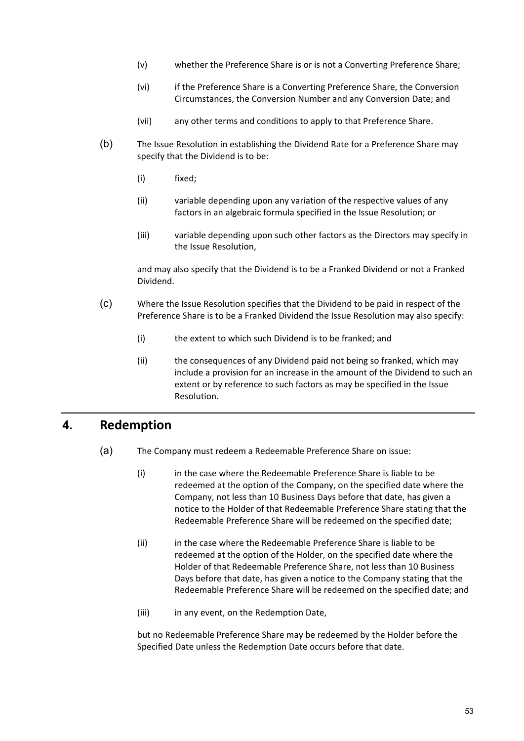(v) whether the Preference Share is or is not a Converting Preference Share;

(vi) if the Preference Share is a Converting Preference Share, the Conversion Circumstances, the Conversion Number and any Conversion Date; and

(vii) any other terms and conditions to apply to that Preference Share.

(b) The Issue Resolution in establishing the Dividend Rate for a Preference Share may specify that the Dividend is to be:

(i) fixed;

(ii) variable depending upon any variation of the respective values of any factors in an algebraic formula specified in the Issue Resolution; or

(iii) variable depending upon such other factors as the Directors may specify in the Issue Resolution,

and may also specify that the Dividend is to be a Franked Dividend or not a Franked Dividend.

(c) Where the Issue Resolution specifies that the Dividend to be paid in respect of the Preference Share is to be a Franked Dividend the Issue Resolution may also specify:

(i) the extent to which such Dividend is to be franked; and

(ii) the consequences of any Dividend paid not being so franked, which may include a provision for an increase in the amount of the Dividend to such an extent or by reference to such factors as may be specified in the Issue Resolution.

## 4. Redemption

(a) The Company must redeem a Redeemable Preference Share on issue:

(i) in the case where the Redeemable Preference Share is liable to be redeemed at the option of the Company, on the specified date where the Company, not less than 10 Business Days before that date, has given a notice to the Holder of that Redeemable Preference Share stating that the Redeemable Preference Share will be redeemed on the specified date;

(ii) in the case where the Redeemable Preference Share is liable to be redeemed at the option of the Holder, on the specified date where the Holder of that Redeemable Preference Share, not less than 10 Business Days before that date, has given a notice to the Company stating that the Redeemable Preference Share will be redeemed on the specified date; and

(iii) in any event, on the Redemption Date,

but no Redeemable Preference Share may be redeemed by the Holder before the Specified Date unless the Redemption Date occurs before that date.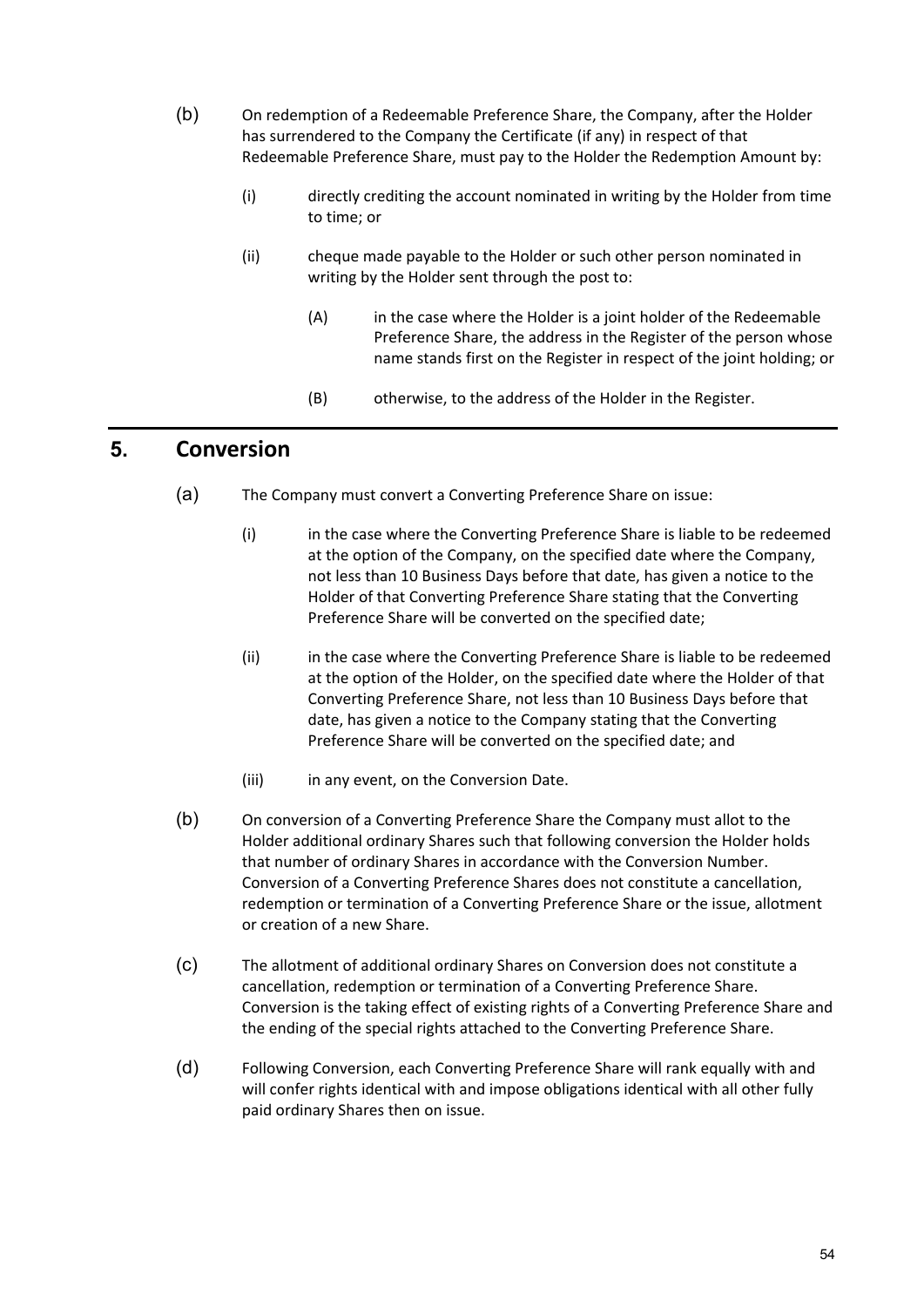(b) On redemption of a Redeemable Preference Share, the Company, after the Holder has surrendered to the Company the Certificate (if any) in respect of that Redeemable Preference Share, must pay to the Holder the Redemption Amount by:

   (i) directly crediting the account nominated in writing by the Holder from time to time; or

   (ii) cheque made payable to the Holder or such other person nominated in writing by the Holder sent through the post to:

      (A) in the case where the Holder is a joint holder of the Redeemable Preference Share, the address in the Register of the person whose name stands first on the Register in respect of the joint holding; or

      (B) otherwise, to the address of the Holder in the Register.

## 5. Conversion

(a) The Company must convert a Converting Preference Share on issue:

   (i) in the case where the Converting Preference Share is liable to be redeemed at the option of the Company, on the specified date where the Company, not less than 10 Business Days before that date, has given a notice to the Holder of that Converting Preference Share stating that the Converting Preference Share will be converted on the specified date;

   (ii) in the case where the Converting Preference Share is liable to be redeemed at the option of the Holder, on the specified date where the Holder of that Converting Preference Share, not less than 10 Business Days before that date, has given a notice to the Company stating that the Converting Preference Share will be converted on the specified date; and

   (iii) in any event, on the Conversion Date.

(b) On conversion of a Converting Preference Share the Company must allot to the Holder additional ordinary Shares such that following conversion the Holder holds that number of ordinary Shares in accordance with the Conversion Number. Conversion of a Converting Preference Shares does not constitute a cancellation, redemption or termination of a Converting Preference Share or the issue, allotment or creation of a new Share.

(c) The allotment of additional ordinary Shares on Conversion does not constitute a cancellation, redemption or termination of a Converting Preference Share. Conversion is the taking effect of existing rights of a Converting Preference Share and the ending of the special rights attached to the Converting Preference Share.

(d) Following Conversion, each Converting Preference Share will rank equally with and will confer rights identical with and impose obligations identical with all other fully paid ordinary Shares then on issue.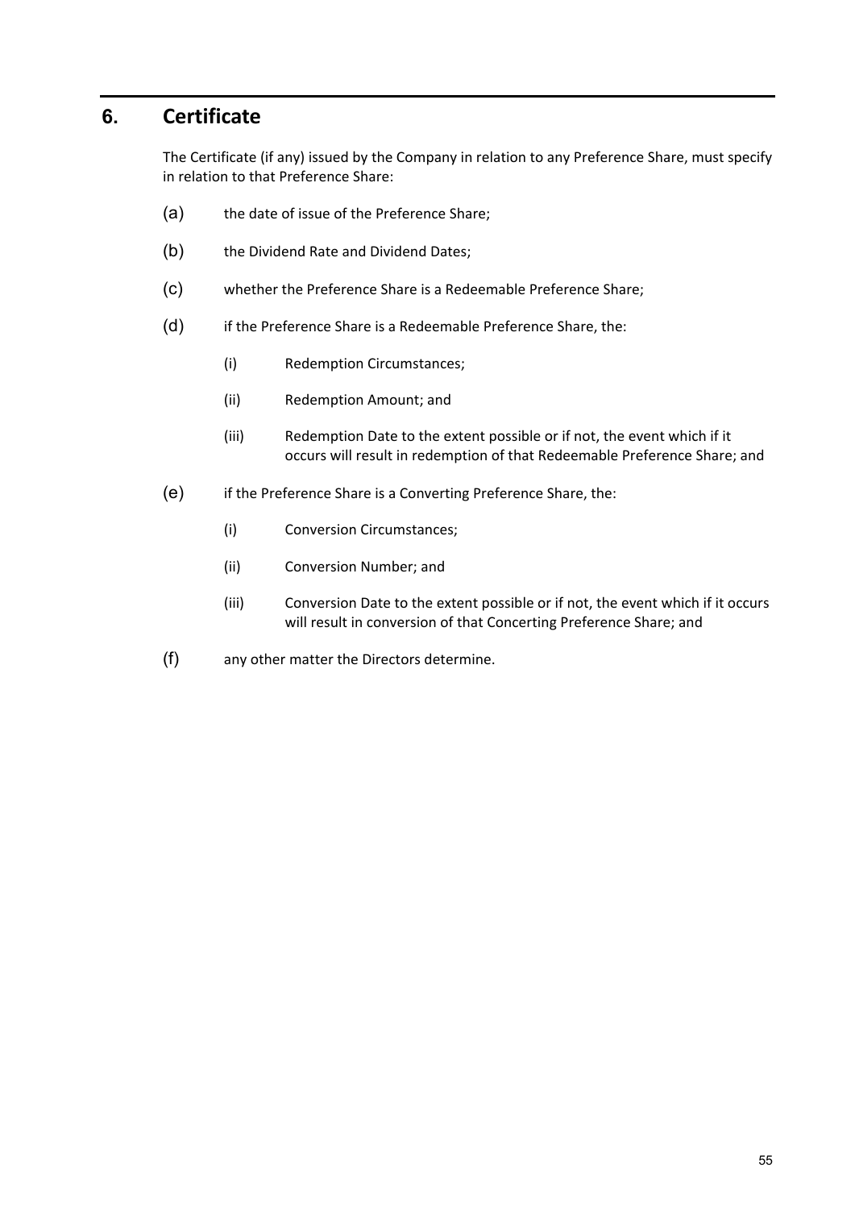## 6. Certificate

The Certificate (if any) issued by the Company in relation to any Preference Share, must specify in relation to that Preference Share:

(a) the date of issue of the Preference Share;

(b) the Dividend Rate and Dividend Dates;

(c) whether the Preference Share is a Redeemable Preference Share;

(d) if the Preference Share is a Redeemable Preference Share, the:

  (i) Redemption Circumstances;

  (ii) Redemption Amount; and

  (iii) Redemption Date to the extent possible or if not, the event which if it occurs will result in redemption of that Redeemable Preference Share; and

(e) if the Preference Share is a Converting Preference Share, the:

  (i) Conversion Circumstances;

  (ii) Conversion Number; and

  (iii) Conversion Date to the extent possible or if not, the event which if it occurs will result in conversion of that Concerting Preference Share; and

(f) any other matter the Directors determine.